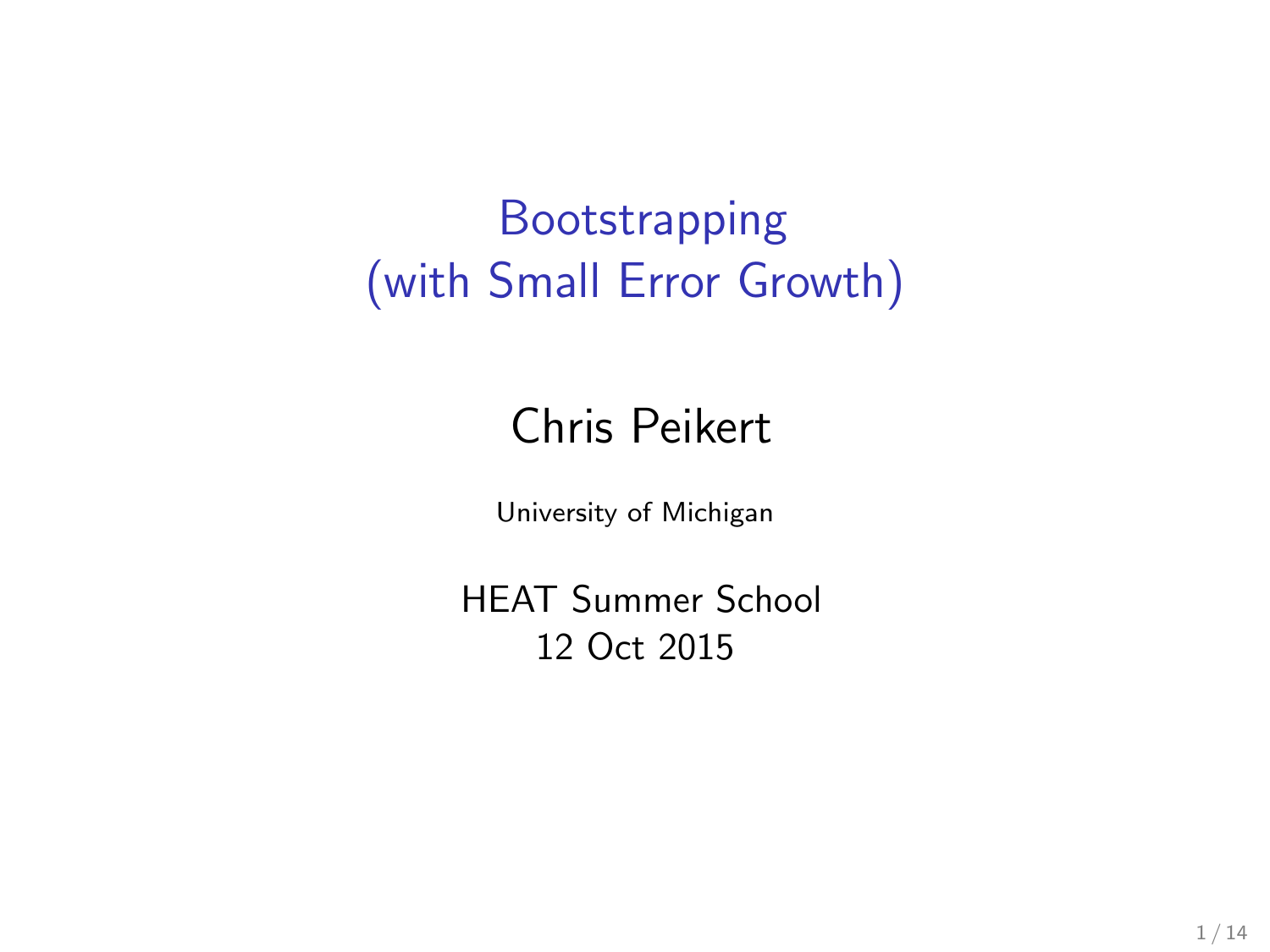# Bootstrapping (with Small Error Growth)

Chris Peikert

University of Michigan

HEAT Summer School
12 Oct 2015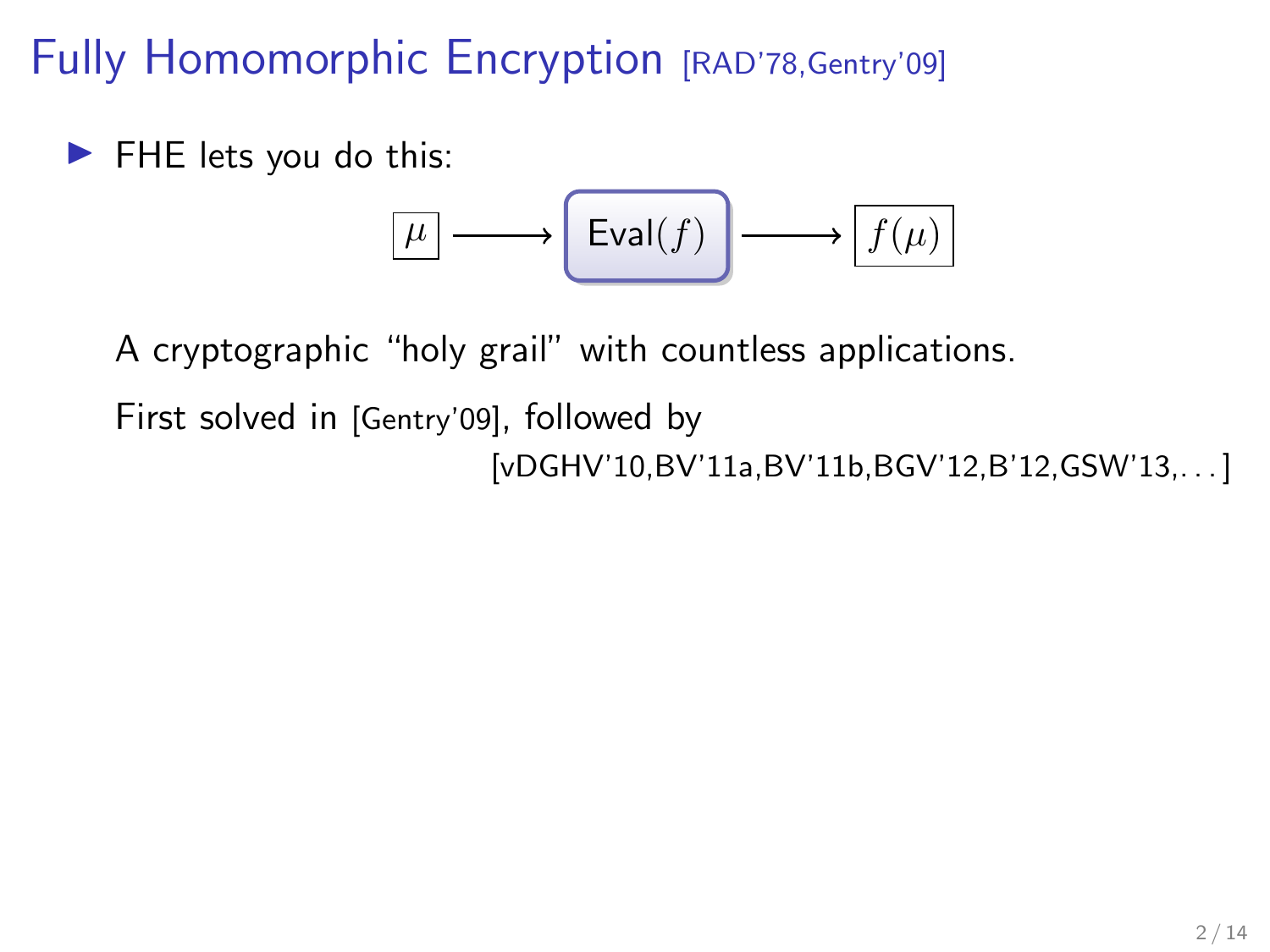# Fully Homomorphic Encryption [RAD'78,Gentry'09]

- FHE lets you do this:

$$\boxed{\mu} \longrightarrow \boxed{\mathsf{Eval}(f)} \longrightarrow \boxed{f(\mu)}$$

A cryptographic "holy grail" with countless applications.

First solved in [Gentry'09], followed by [vDGHV'10,BV'11a,BV'11b,BGV'12,B'12,GSW'13,...]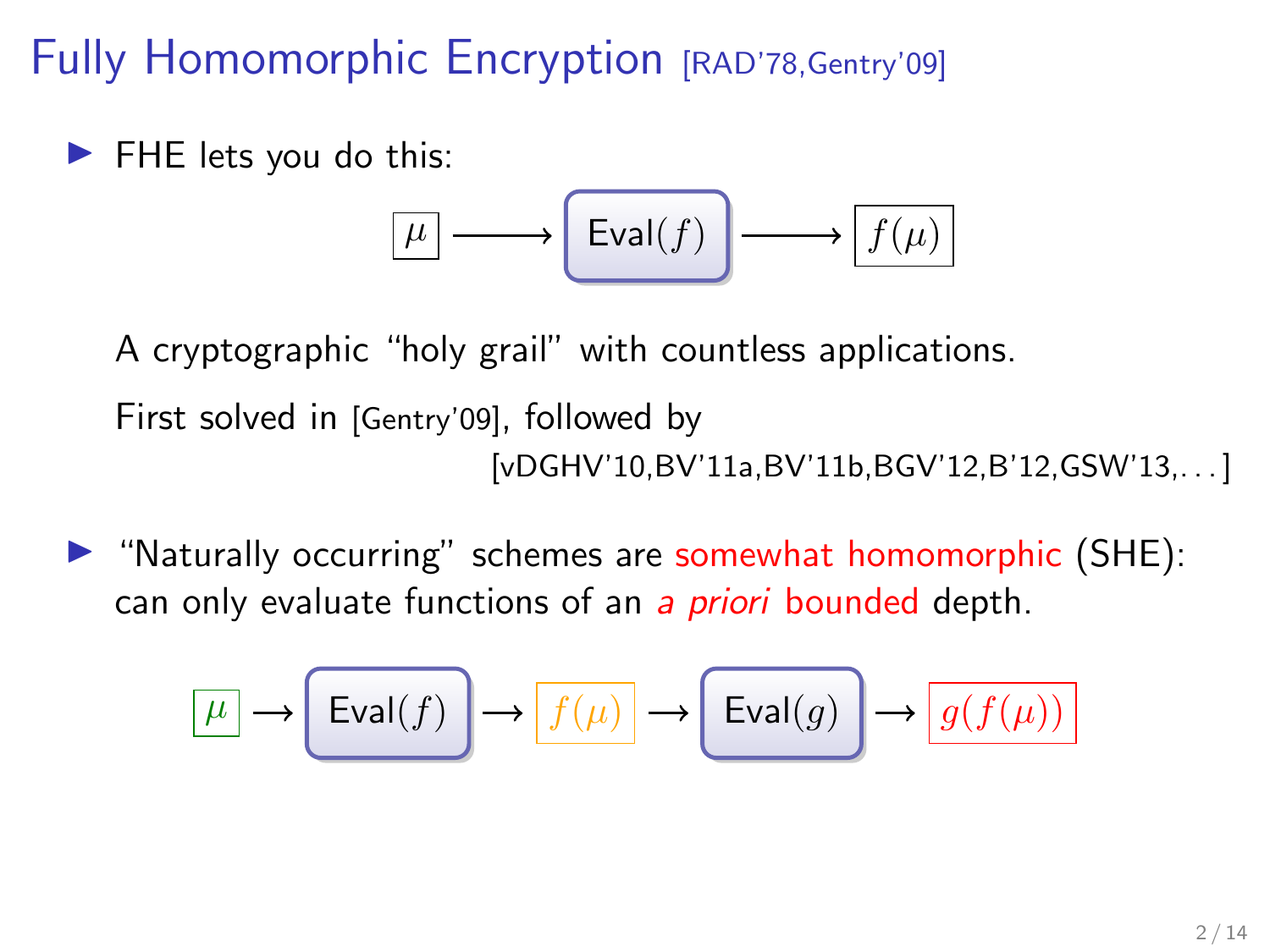# Fully Homomorphic Encryption [RAD'78,Gentry'09]

- FHE lets you do this:

$$\boxed{\mu} \longrightarrow \boxed{\text{Eval}(f)} \longrightarrow \boxed{f(\mu)}$$

  A cryptographic "holy grail" with countless applications.

  First solved in [Gentry'09], followed by [vDGHV'10,BV'11a,BV'11b,BGV'12,B'12,GSW'13,...]

- "Naturally occurring" schemes are somewhat homomorphic (SHE): can only evaluate functions of an *a priori* bounded depth.

$$\boxed{\mu} \rightarrow \boxed{\text{Eval}(f)} \rightarrow \boxed{f(\mu)} \rightarrow \boxed{\text{Eval}(g)} \rightarrow \boxed{g(f(\mu))}$$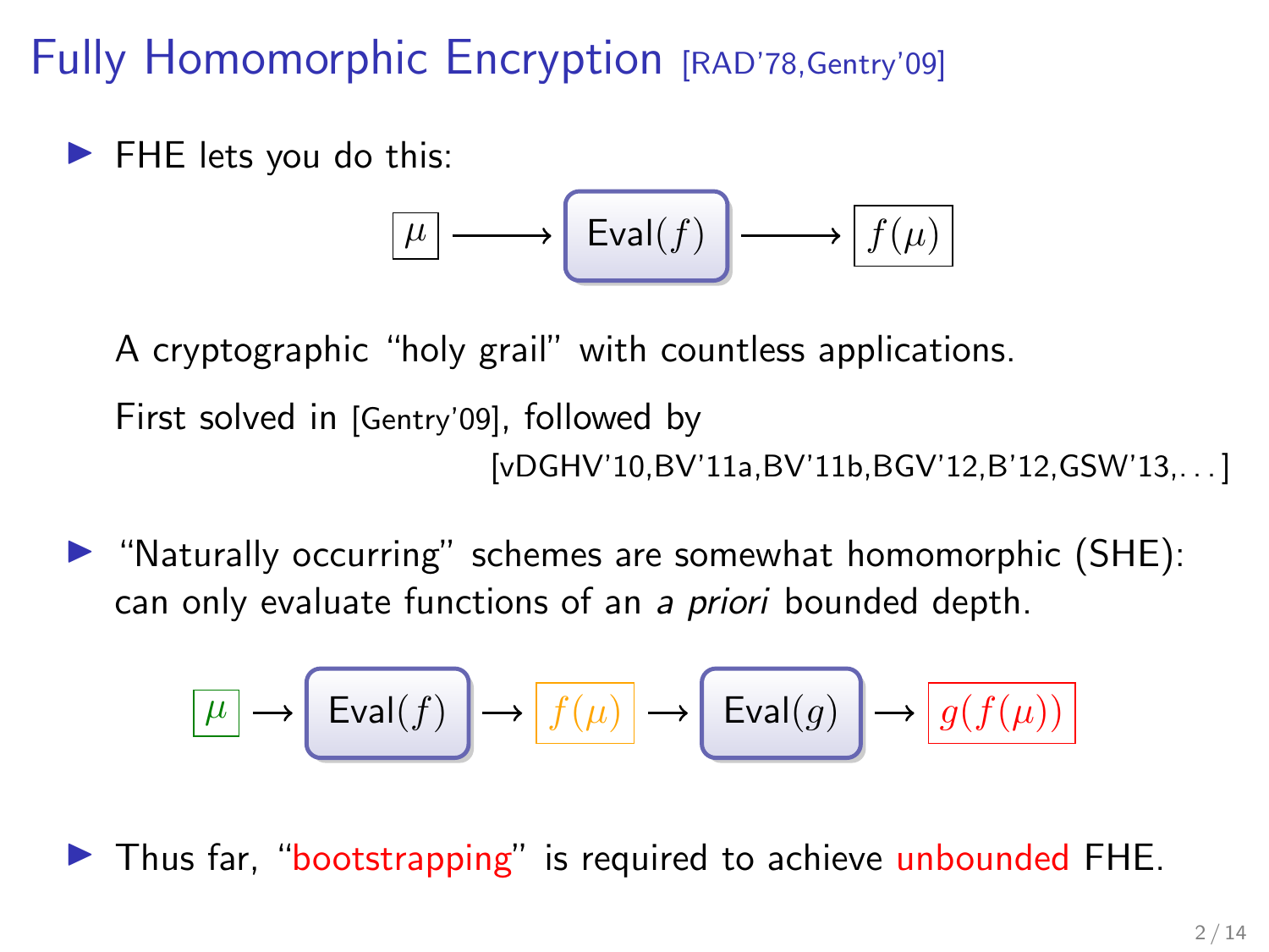# Fully Homomorphic Encryption [RAD'78,Gentry'09]

- FHE lets you do this:

  $$\boxed{\mu} \longrightarrow \boxed{\mathsf{Eval}(f)} \longrightarrow \boxed{f(\mu)}$$

  A cryptographic "holy grail" with countless applications.

  First solved in [Gentry'09], followed by
  [vDGHV'10,BV'11a,BV'11b,BGV'12,B'12,GSW'13,...]

- "Naturally occurring" schemes are somewhat homomorphic (SHE): can only evaluate functions of an *a priori* bounded depth.

  $$\boxed{\mu} \rightarrow \boxed{\mathsf{Eval}(f)} \rightarrow \boxed{f(\mu)} \rightarrow \boxed{\mathsf{Eval}(g)} \rightarrow \boxed{g(f(\mu))}$$

- Thus far, "bootstrapping" is required to achieve unbounded FHE.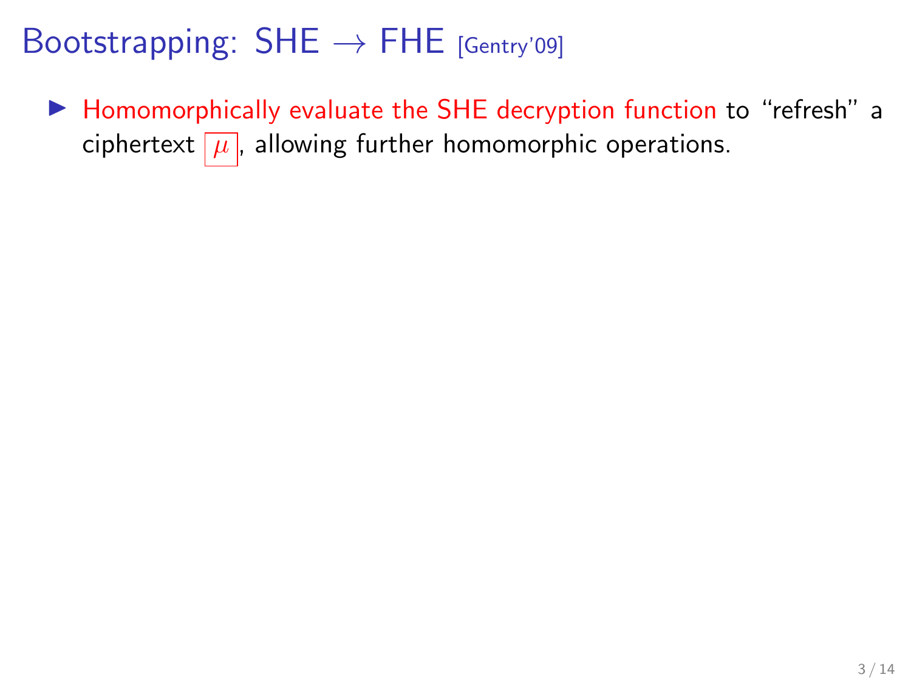# Bootstrapping: SHE $\rightarrow$ FHE [Gentry'09]

- Homomorphically evaluate the SHE decryption function to "refresh" a ciphertext $\boxed{\mu}$, allowing further homomorphic operations.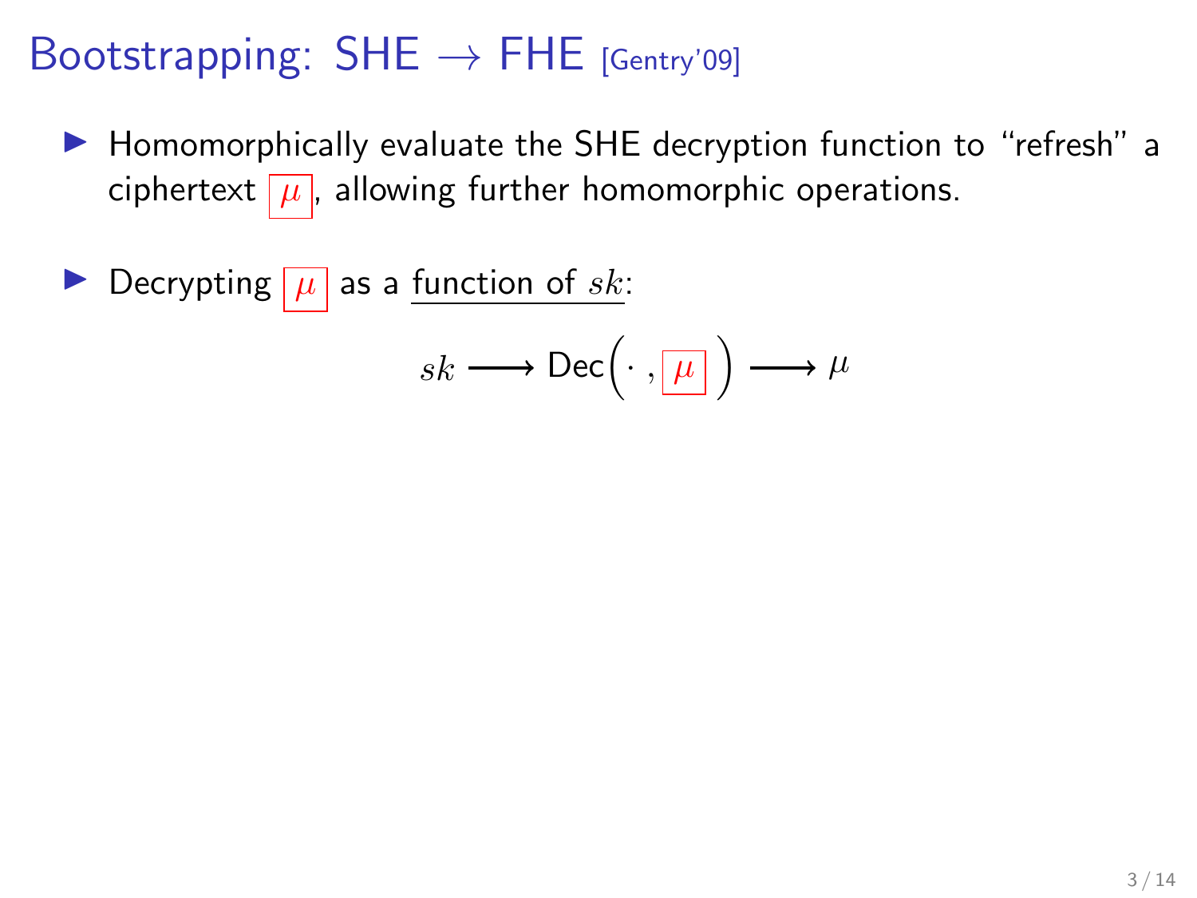# Bootstrapping: SHE $\rightarrow$ FHE [Gentry'09]

- Homomorphically evaluate the SHE decryption function to "refresh" a ciphertext $\boxed{\mu}$, allowing further homomorphic operations.

- Decrypting $\boxed{\mu}$ as a <u>function of $sk$</u>:

$$sk \longrightarrow \mathsf{Dec}\Big(\cdot\,, \boxed{\mu}\,\Big) \longrightarrow \mu$$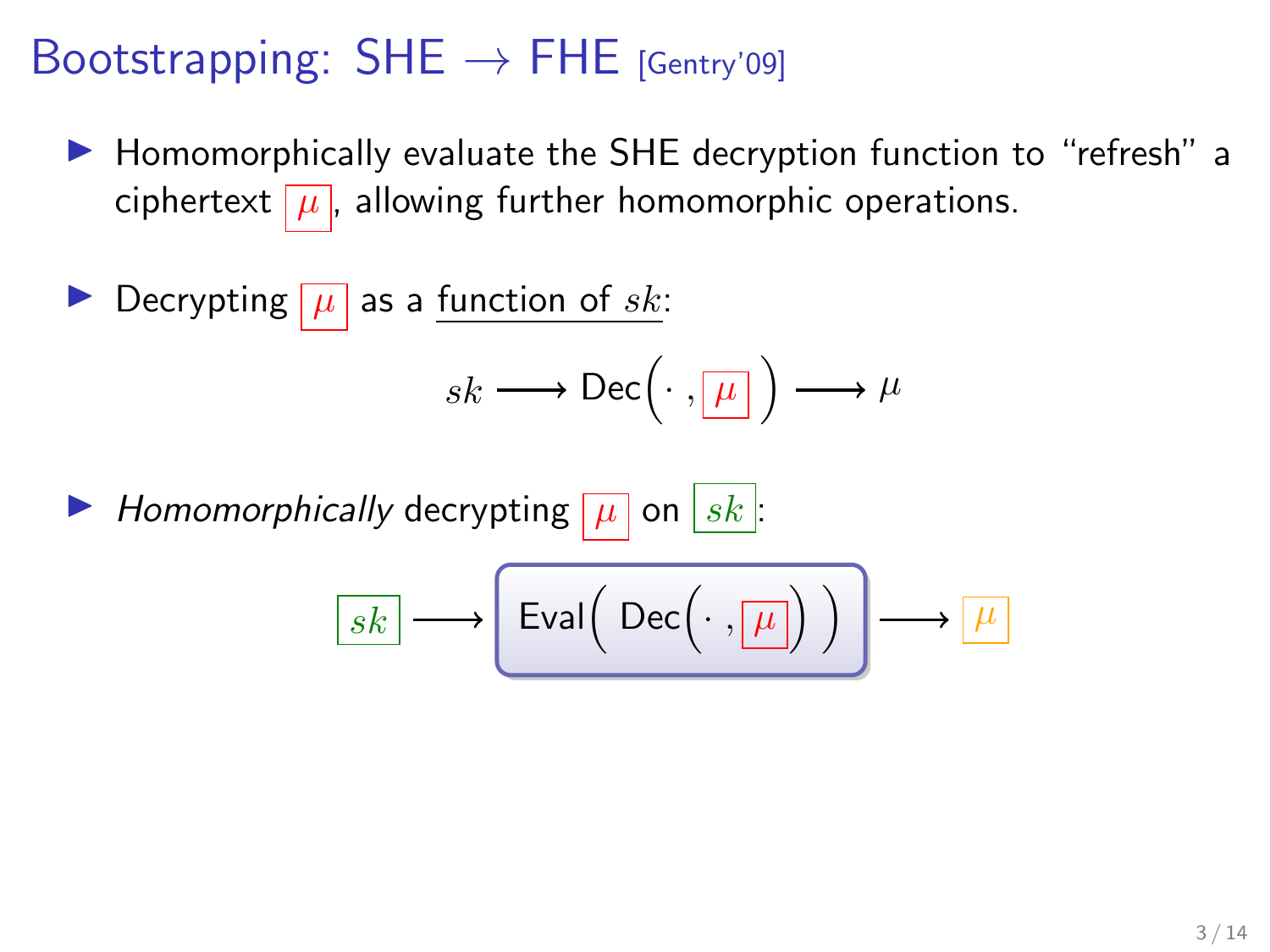# Bootstrapping: SHE $\rightarrow$ FHE [Gentry'09]

- Homomorphically evaluate the SHE decryption function to "refresh" a ciphertext $\boxed{\mu}$, allowing further homomorphic operations.

- Decrypting $\boxed{\mu}$ as a function of $sk$:

$$sk \longrightarrow \mathsf{Dec}\Big(\cdot\,, \boxed{\mu}\,\Big) \longrightarrow \mu$$

- *Homomorphically* decrypting $\boxed{\mu}$ on $\boxed{sk}$:

$$\boxed{sk} \longrightarrow \boxed{\mathsf{Eval}\Big(\,\mathsf{Dec}\Big(\cdot\,, \boxed{\mu}\Big)\,\Big)} \longrightarrow \boxed{\mu}$$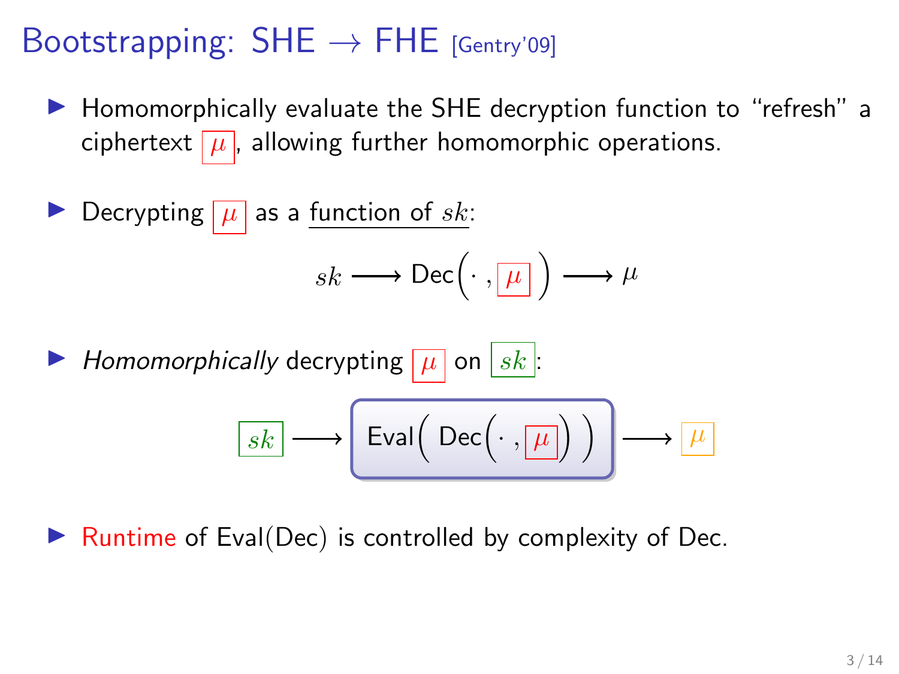# Bootstrapping: SHE $\rightarrow$ FHE [Gentry'09]

- Homomorphically evaluate the SHE decryption function to "refresh" a ciphertext $\boxed{\mu}$, allowing further homomorphic operations.

- Decrypting $\boxed{\mu}$ as a <u>function of $sk$</u>:

$$sk \longrightarrow \mathsf{Dec}\Big(\cdot\,, \boxed{\mu}\Big) \longrightarrow \mu$$

- *Homomorphically* decrypting $\boxed{\mu}$ on $\boxed{sk}$:

$$\boxed{sk} \longrightarrow \boxed{\mathsf{Eval}\Big(\ \mathsf{Dec}\Big(\cdot\,, \boxed{\mu}\Big)\ \Big)} \longrightarrow \boxed{\mu}$$

- Runtime of Eval(Dec) is controlled by complexity of Dec.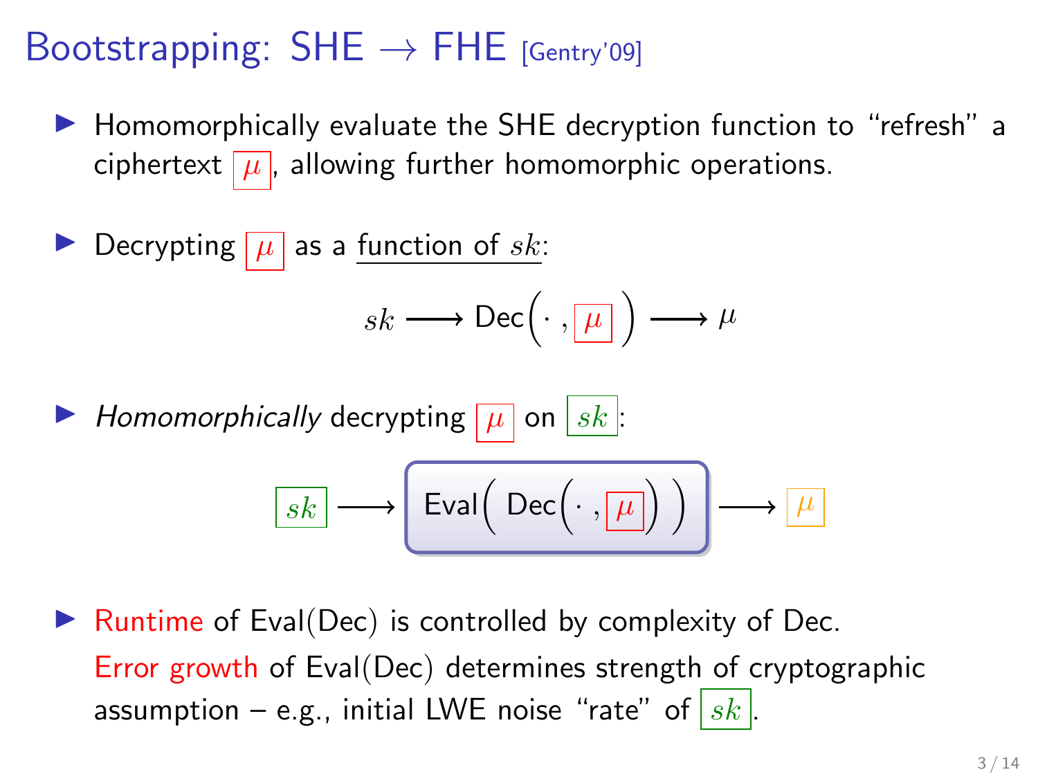# Bootstrapping: SHE $\rightarrow$ FHE [Gentry'09]

- Homomorphically evaluate the SHE decryption function to "refresh" a ciphertext $\boxed{\mu}$, allowing further homomorphic operations.

- Decrypting $\boxed{\mu}$ as a function of $sk$:

$$sk \longrightarrow \text{Dec}\Big(\cdot\, , \boxed{\mu}\Big) \longrightarrow \mu$$

- *Homomorphically* decrypting $\boxed{\mu}$ on $\boxed{sk}$:

$$\boxed{sk} \longrightarrow \boxed{\text{Eval}\Big(\ \text{Dec}\Big(\cdot\, , \boxed{\mu}\Big)\ \Big)} \longrightarrow \boxed{\mu}$$

- Runtime of Eval(Dec) is controlled by complexity of Dec.
  Error growth of Eval(Dec) determines strength of cryptographic assumption – e.g., initial LWE noise "rate" of $\boxed{sk}$.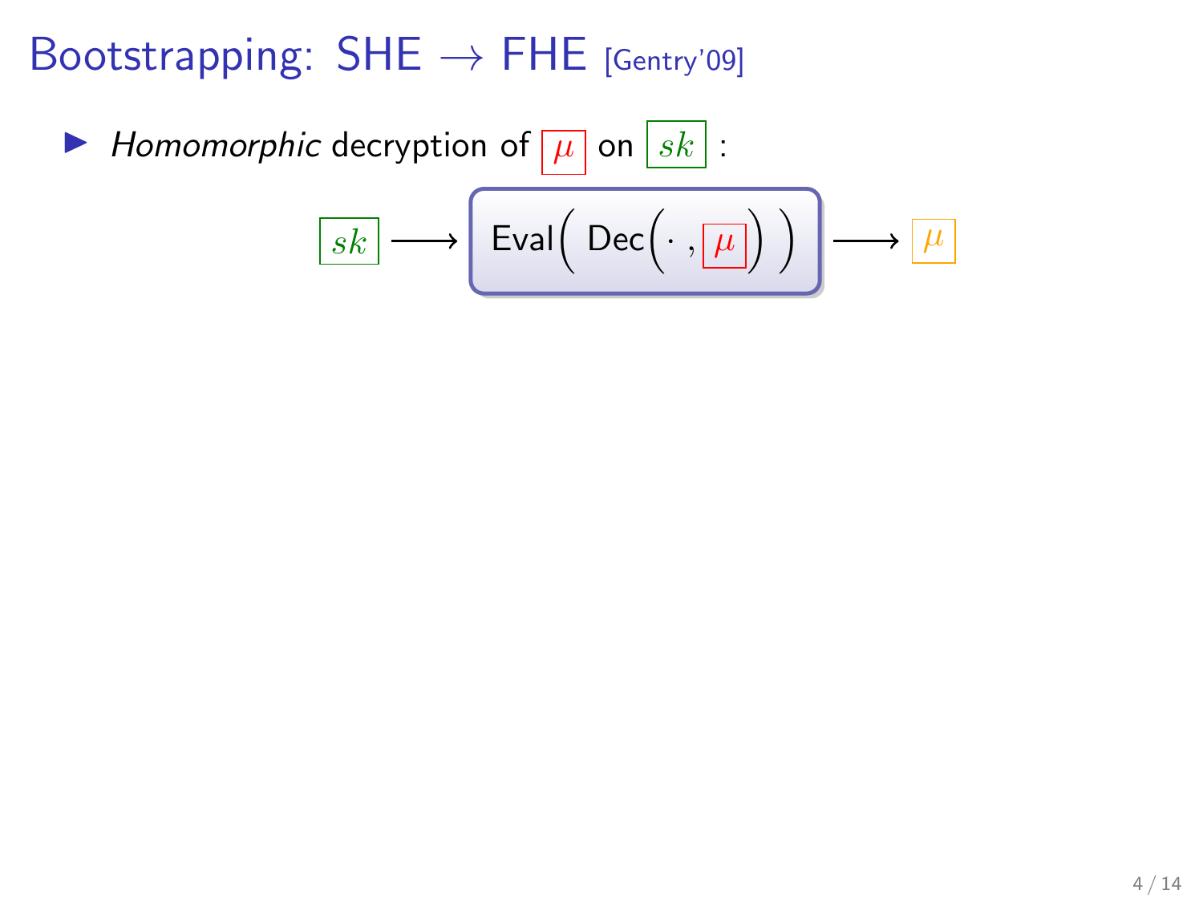# Bootstrapping: SHE $\rightarrow$ FHE [Gentry'09]

- *Homomorphic* decryption of $\boxed{\mu}$ on $\boxed{sk}$ :

$$\boxed{sk} \longrightarrow \boxed{\mathsf{Eval}\Big(\ \mathsf{Dec}\Big(\cdot\ ,\boxed{\mu}\Big)\ \Big)} \longrightarrow \boxed{\mu}$$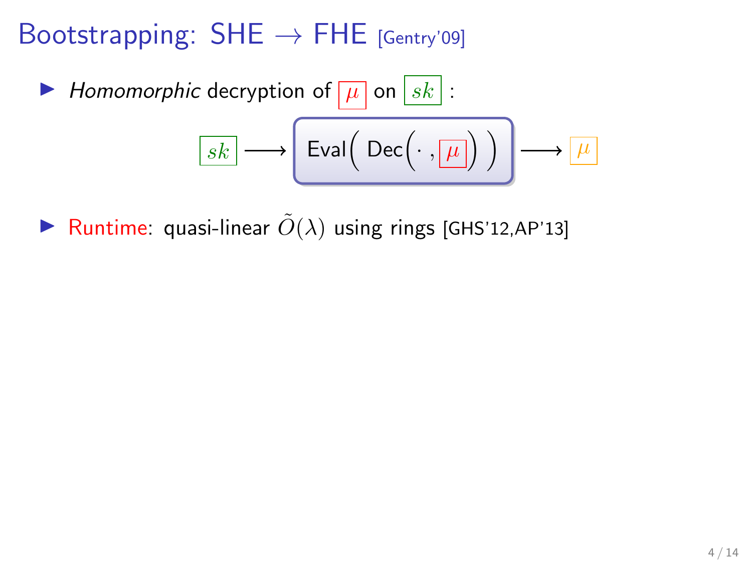# Bootstrapping: SHE $\rightarrow$ FHE [Gentry'09]

- *Homomorphic* decryption of $\boxed{\mu}$ on $\boxed{sk}$ :

$$\boxed{sk} \longrightarrow \boxed{\mathsf{Eval}\Big(\ \mathsf{Dec}\Big(\cdot\ ,\boxed{\mu}\Big)\ \Big)} \longrightarrow \boxed{\mu}$$

- Runtime: quasi-linear $\tilde{O}(\lambda)$ using rings [GHS'12,AP'13]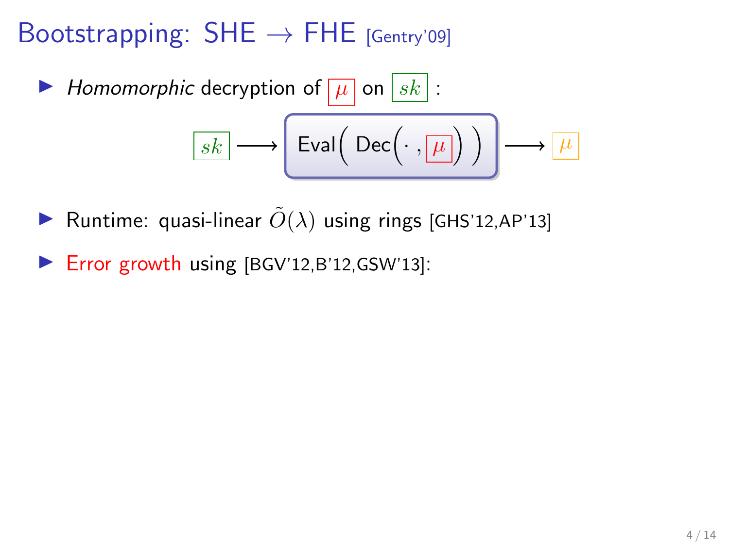# Bootstrapping: SHE → FHE [Gentry'09]

- *Homomorphic* decryption of $\boxed{\mu}$ on $\boxed{sk}$ :

$$\boxed{sk} \longrightarrow \boxed{\mathsf{Eval}\Big(\ \mathsf{Dec}\big(\cdot\ , \boxed{\mu}\big)\ \Big)} \longrightarrow \boxed{\mu}$$

- Runtime: quasi-linear $\tilde{O}(\lambda)$ using rings [GHS'12,AP'13]
- Error growth using [BGV'12,B'12,GSW'13]: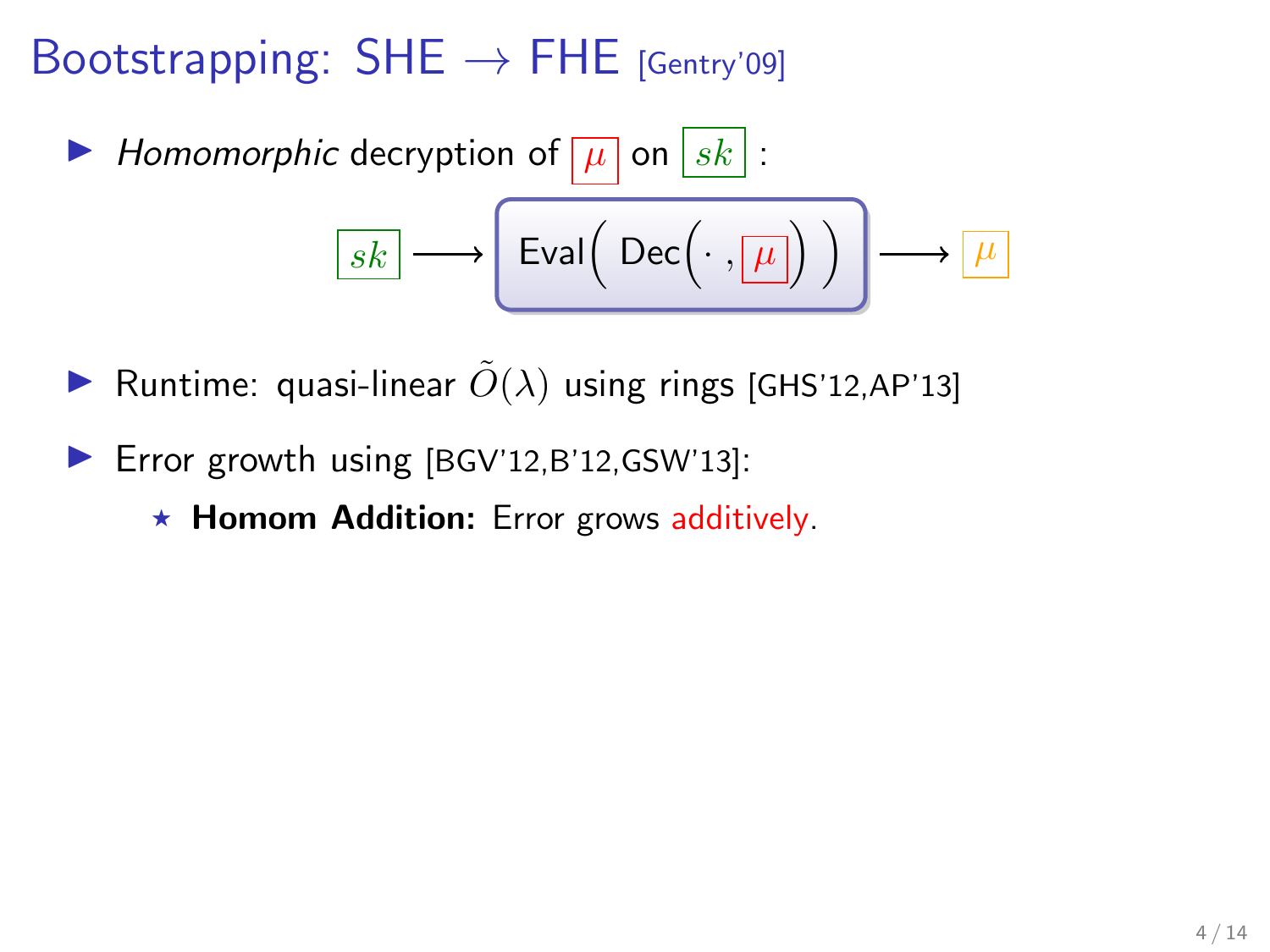# Bootstrapping: SHE → FHE [Gentry'09]

- *Homomorphic* decryption of $\mu$ on $sk$ :

$$sk \longrightarrow \boxed{\mathsf{Eval}\Big( \mathsf{Dec}\big(\cdot\, , \mu\big) \Big)} \longrightarrow \mu$$

- Runtime: quasi-linear $\tilde{O}(\lambda)$ using rings [GHS'12,AP'13]

- Error growth using [BGV'12,B'12,GSW'13]:
  - **Homom Addition:** Error grows additively.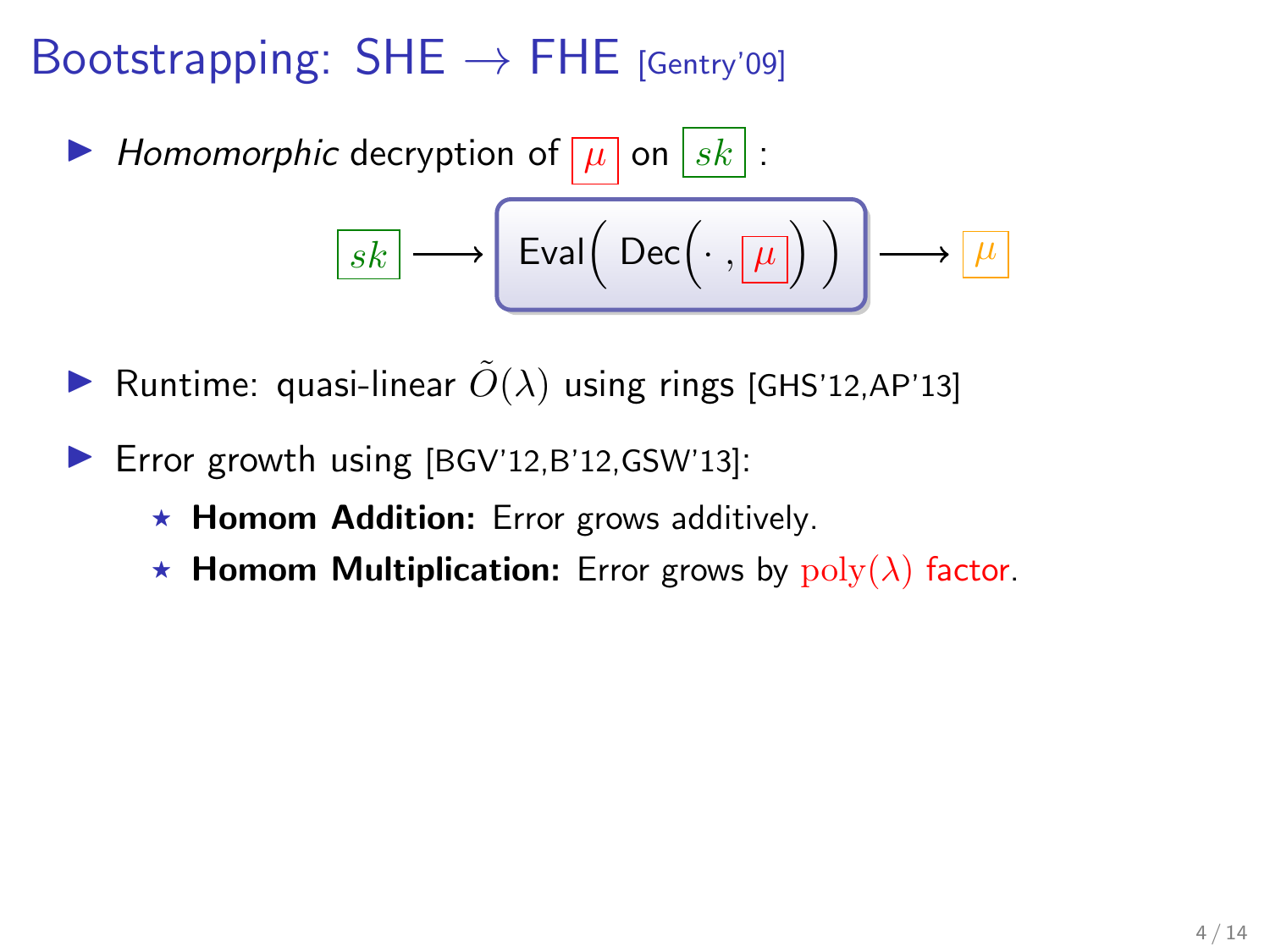# Bootstrapping: SHE $\rightarrow$ FHE [Gentry'09]

- *Homomorphic* decryption of $\boxed{\mu}$ on $\boxed{sk}$ :

$$\boxed{sk} \longrightarrow \boxed{\mathsf{Eval}\Big(\ \mathsf{Dec}\big(\cdot\ , \boxed{\mu}\big)\ \Big)} \longrightarrow \boxed{\mu}$$

- Runtime: quasi-linear $\tilde{O}(\lambda)$ using rings [GHS'12,AP'13]

- Error growth using [BGV'12,B'12,GSW'13]:
  - **Homom Addition:** Error grows additively.
  - **Homom Multiplication:** Error grows by $\mathrm{poly}(\lambda)$ factor.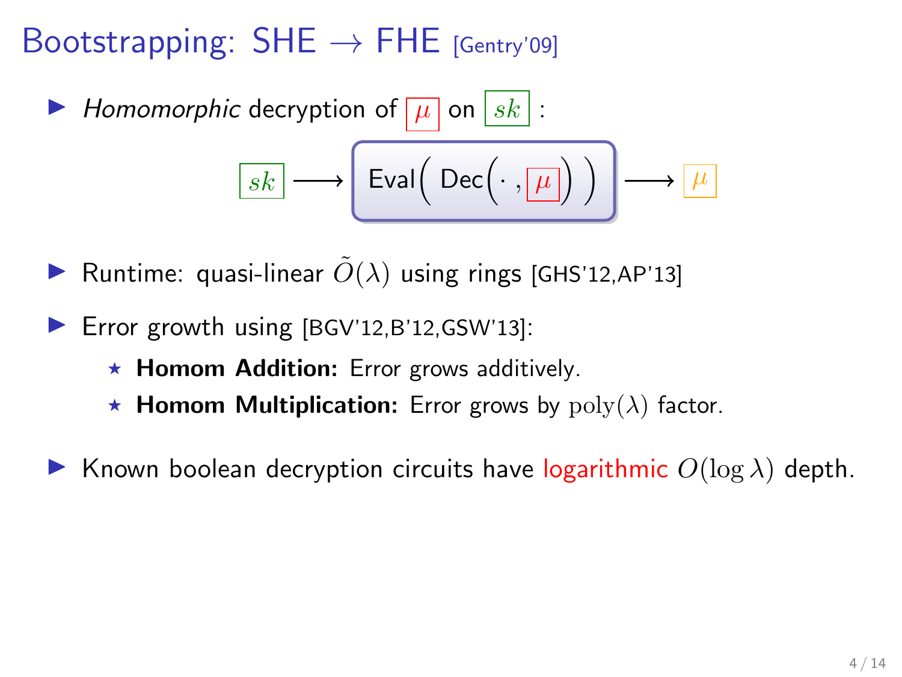# Bootstrapping: SHE → FHE [Gentry'09]

- *Homomorphic* decryption of $\mu$ on $sk$ :

$$sk \longrightarrow \boxed{\text{Eval}\Big(\ \text{Dec}\big(\cdot\ , \boxed{\mu}\big)\ \Big)} \longrightarrow \mu$$

- Runtime: quasi-linear $\tilde{O}(\lambda)$ using rings [GHS'12,AP'13]
- Error growth using [BGV'12,B'12,GSW'13]:
  - **Homom Addition:** Error grows additively.
  - **Homom Multiplication:** Error grows by $\mathrm{poly}(\lambda)$ factor.
- Known boolean decryption circuits have logarithmic $O(\log \lambda)$ depth.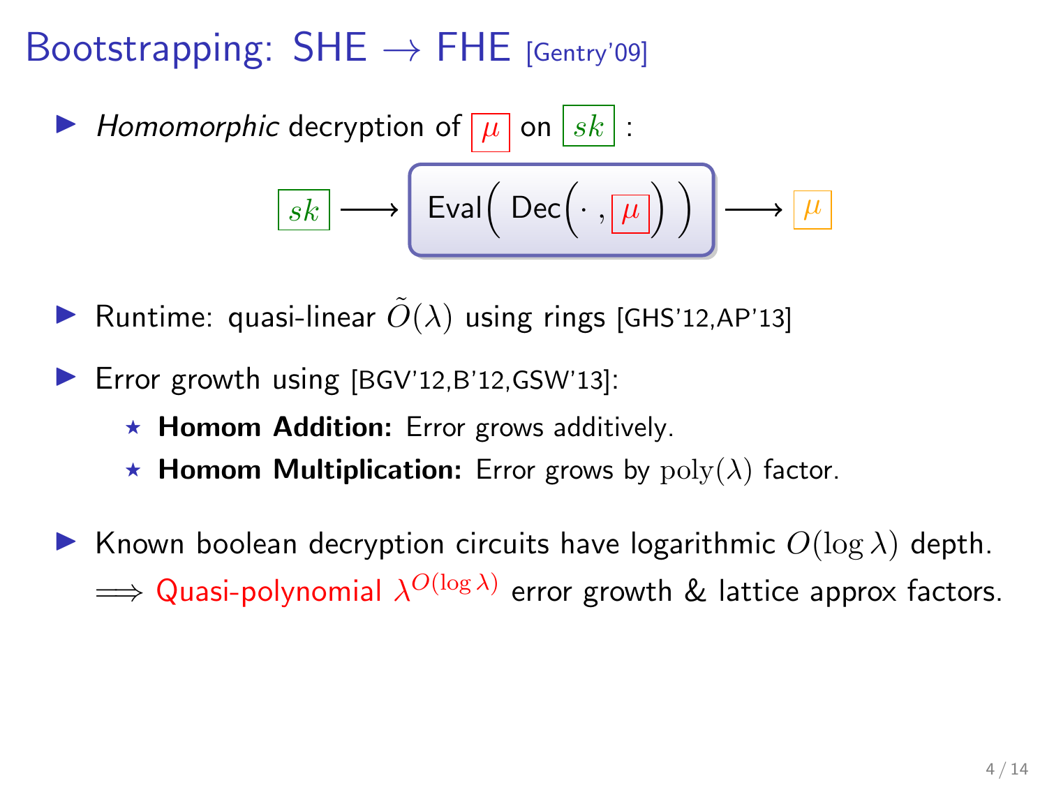# Bootstrapping: SHE $\rightarrow$ FHE [Gentry'09]

- *Homomorphic* decryption of $\boxed{\mu}$ on $\boxed{sk}$ :

$$\boxed{sk} \longrightarrow \boxed{\text{Eval}\Big( \text{Dec}\big(\cdot\,, \boxed{\mu}\big) \Big)} \longrightarrow \boxed{\mu}$$

- Runtime: quasi-linear $\tilde{O}(\lambda)$ using rings [GHS'12,AP'13]

- Error growth using [BGV'12,B'12,GSW'13]:
  - ⋆ **Homom Addition:** Error grows additively.
  - ⋆ **Homom Multiplication:** Error grows by $\mathrm{poly}(\lambda)$ factor.

- Known boolean decryption circuits have logarithmic $O(\log \lambda)$ depth.
  $\Longrightarrow$ Quasi-polynomial $\lambda^{O(\log \lambda)}$ error growth & lattice approx factors.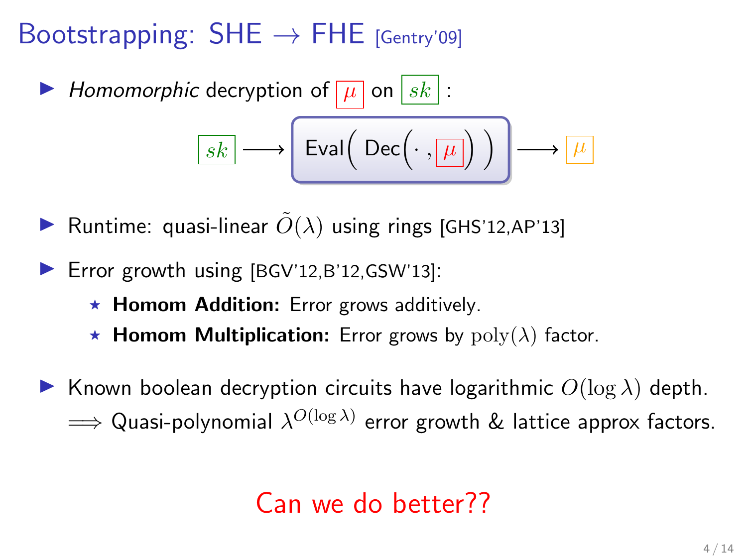# Bootstrapping: SHE $\rightarrow$ FHE [Gentry'09]

- *Homomorphic* decryption of $\boxed{\mu}$ on $\boxed{sk}$ :

$$\boxed{sk} \longrightarrow \boxed{\text{Eval}\Big(\text{ Dec}\big(\cdot\,, \boxed{\mu}\big)\Big)} \longrightarrow \boxed{\mu}$$

- Runtime: quasi-linear $\tilde{O}(\lambda)$ using rings [GHS'12,AP'13]
- Error growth using [BGV'12,B'12,GSW'13]:
  - **Homom Addition:** Error grows additively.
  - **Homom Multiplication:** Error grows by $\mathrm{poly}(\lambda)$ factor.
- Known boolean decryption circuits have logarithmic $O(\log \lambda)$ depth.
  $\Longrightarrow$ Quasi-polynomial $\lambda^{O(\log \lambda)}$ error growth & lattice approx factors.

Can we do better??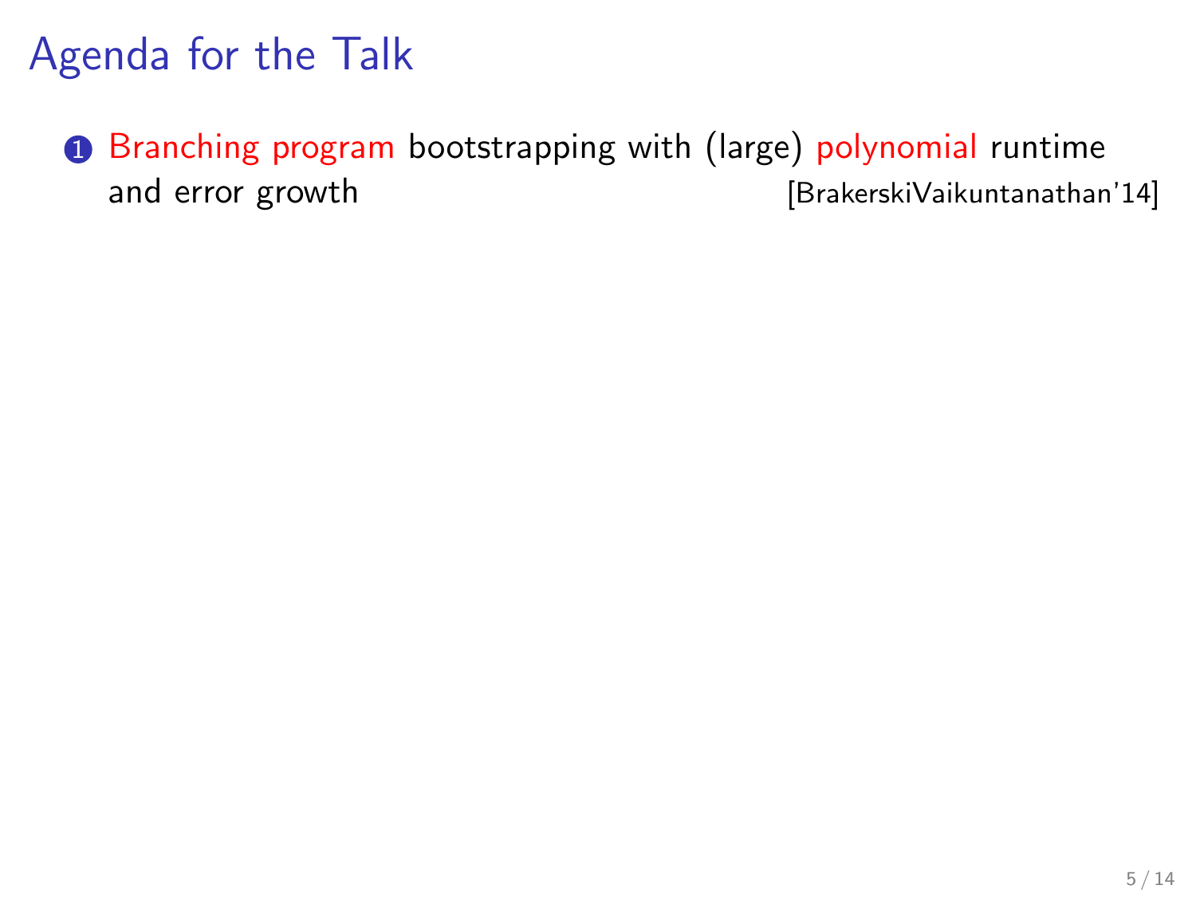# Agenda for the Talk

1. Branching program bootstrapping with (large) polynomial runtime and error growth [BrakerskiVaikuntanathan'14]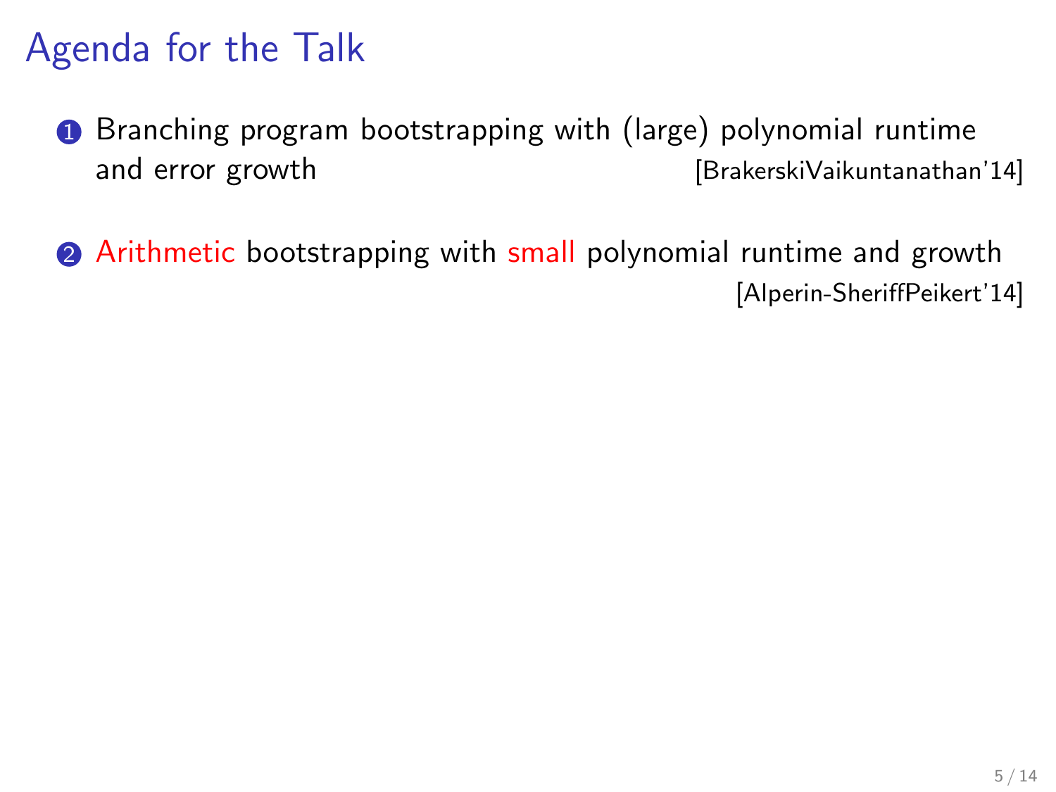# Agenda for the Talk

1. Branching program bootstrapping with (large) polynomial runtime and error growth [BrakerskiVaikuntanathan'14]

2. Arithmetic bootstrapping with small polynomial runtime and growth [Alperin-SheriffPeikert'14]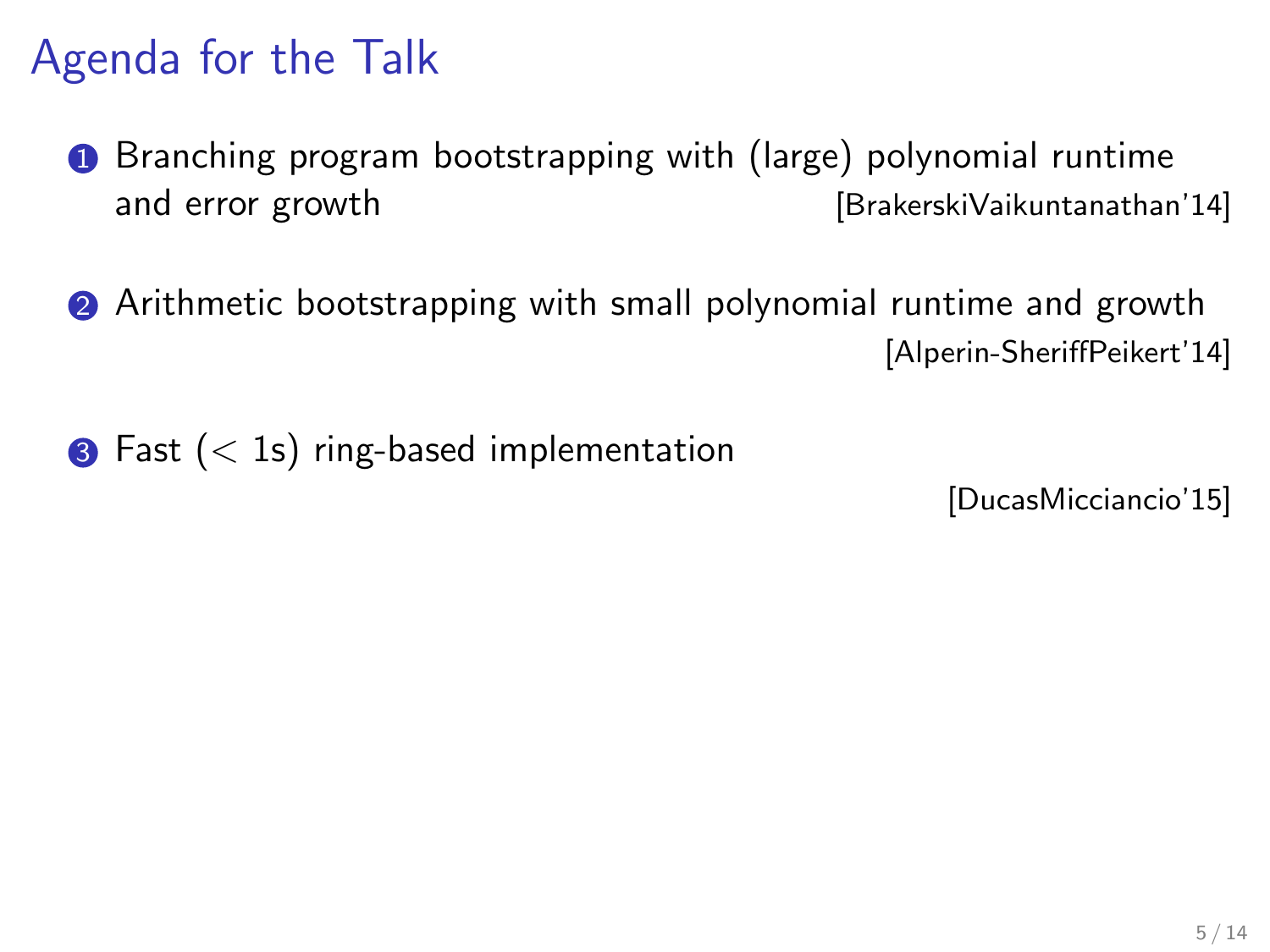# Agenda for the Talk

1. Branching program bootstrapping with (large) polynomial runtime and error growth [BrakerskiVaikuntanathan'14]

2. Arithmetic bootstrapping with small polynomial runtime and growth [Alperin-SheriffPeikert'14]

3. Fast ($< 1$s) ring-based implementation [DucasMicciancio'15]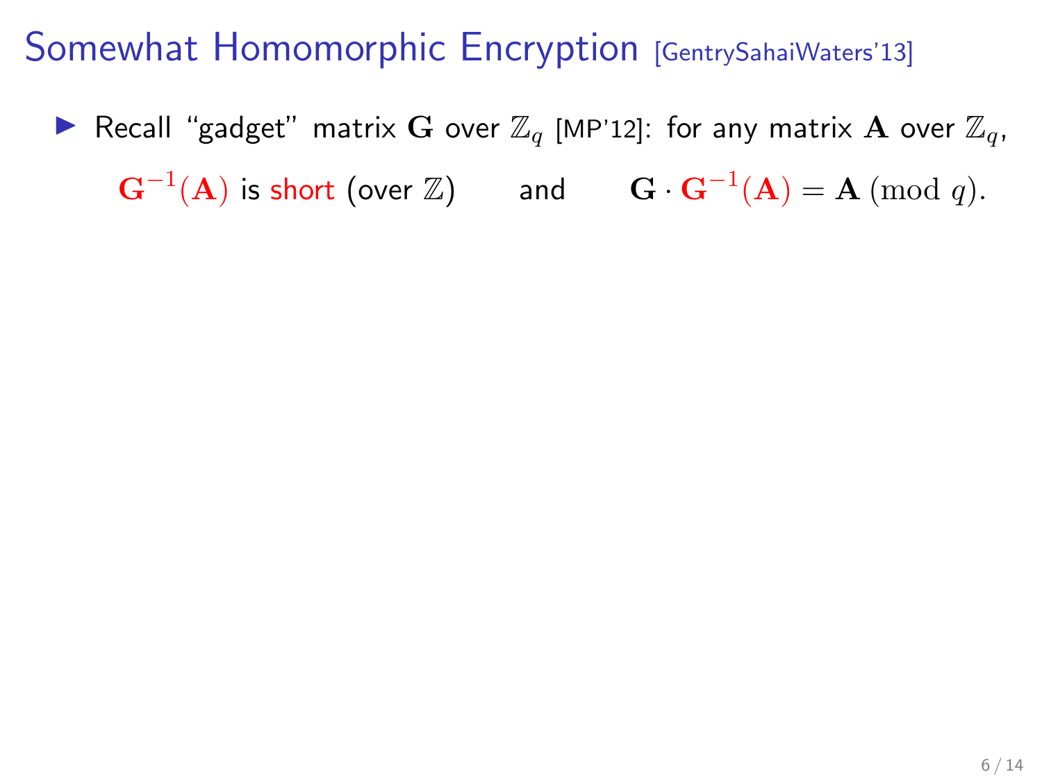# Somewhat Homomorphic Encryption [GentrySahaiWaters'13]

- Recall "gadget" matrix $\mathbf{G}$ over $\mathbb{Z}_q$ [MP'12]: for any matrix $\mathbf{A}$ over $\mathbb{Z}_q$,

  $\mathbf{G}^{-1}(\mathbf{A})$ is short (over $\mathbb{Z}$) and $\mathbf{G} \cdot \mathbf{G}^{-1}(\mathbf{A}) = \mathbf{A} \pmod q$.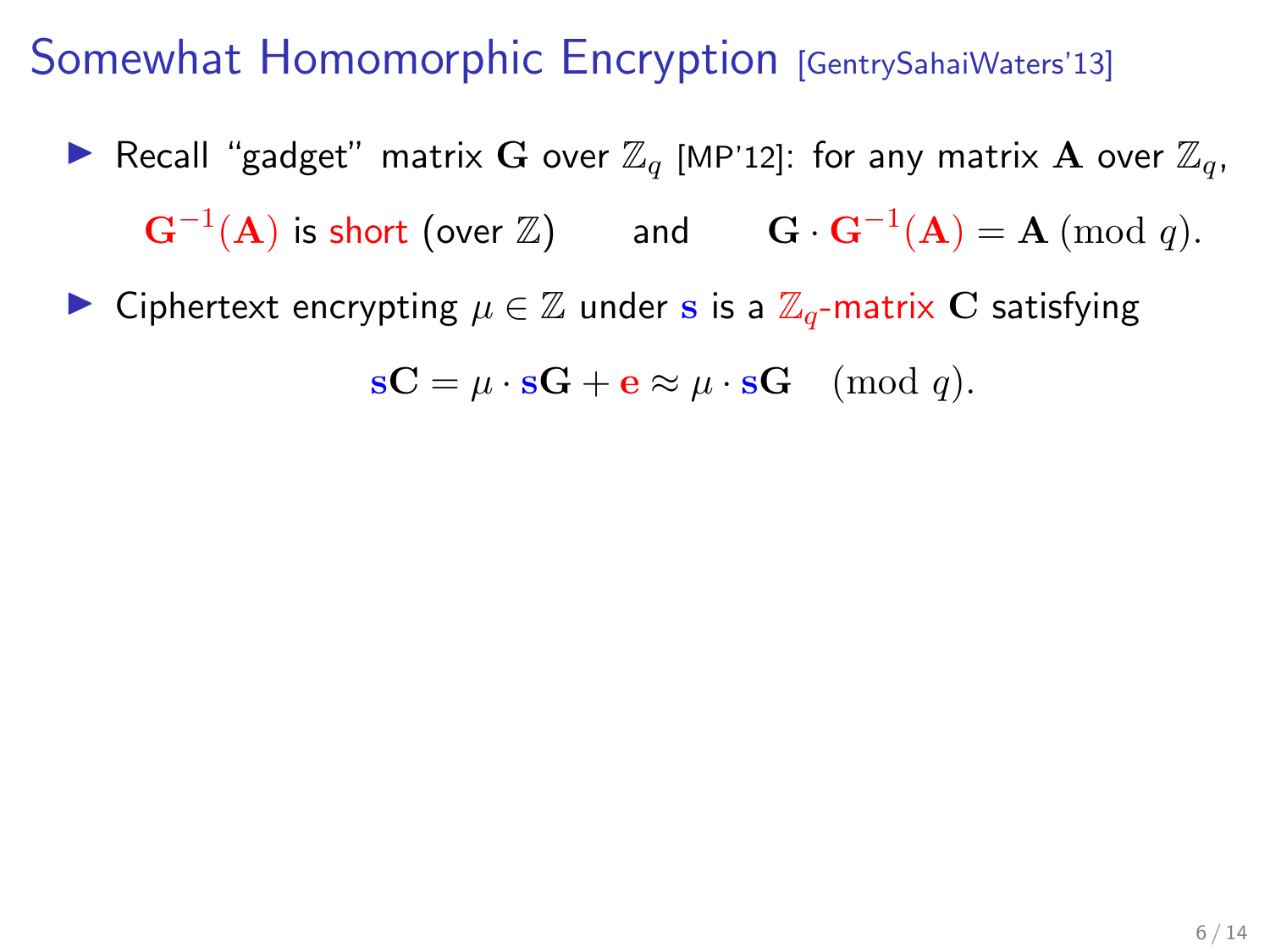# Somewhat Homomorphic Encryption [GentrySahaiWaters'13]

- Recall "gadget" matrix $\mathbf{G}$ over $\mathbb{Z}_q$ [MP'12]: for any matrix $\mathbf{A}$ over $\mathbb{Z}_q$,

  $\mathbf{G}^{-1}(\mathbf{A})$ is short (over $\mathbb{Z}$) and $\mathbf{G} \cdot \mathbf{G}^{-1}(\mathbf{A}) = \mathbf{A} \pmod q$.

- Ciphertext encrypting $\mu \in \mathbb{Z}$ under $\mathbf{s}$ is a $\mathbb{Z}_q$-matrix $\mathbf{C}$ satisfying

$$\mathbf{s}\mathbf{C} = \mu \cdot \mathbf{s}\mathbf{G} + \mathbf{e} \approx \mu \cdot \mathbf{s}\mathbf{G} \pmod q.$$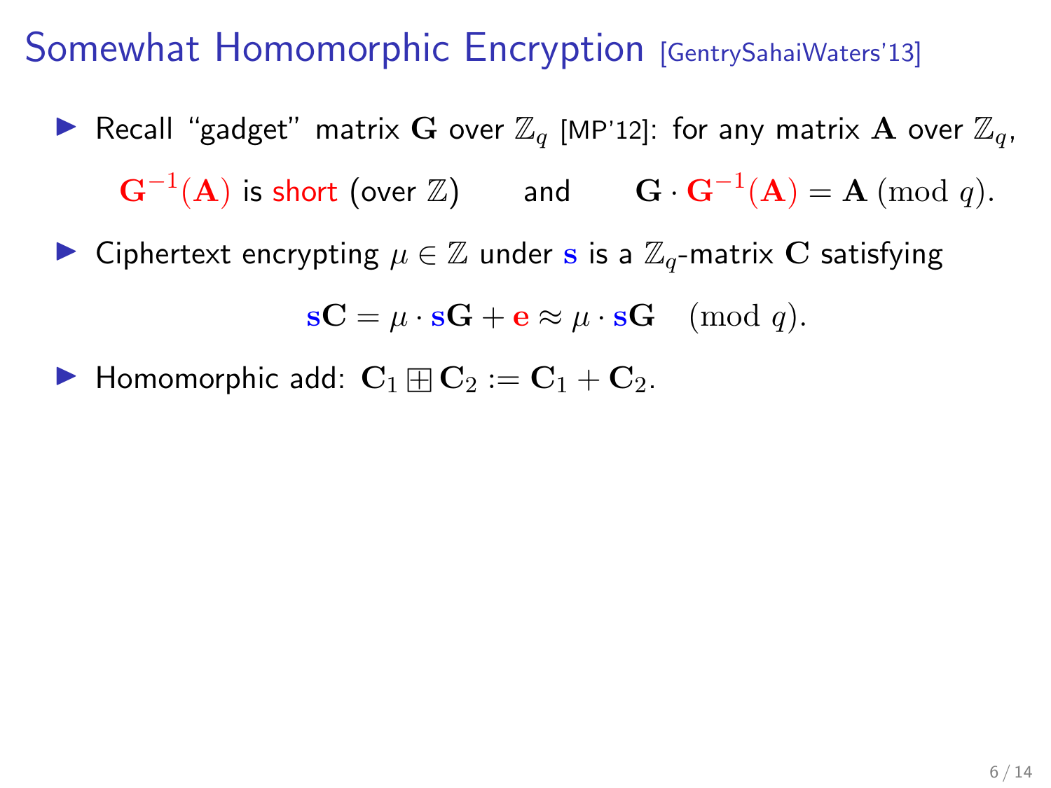# Somewhat Homomorphic Encryption [GentrySahaiWaters'13]

- Recall "gadget" matrix $\mathbf{G}$ over $\mathbb{Z}_q$ [MP'12]: for any matrix $\mathbf{A}$ over $\mathbb{Z}_q$,

  $\mathbf{G}^{-1}(\mathbf{A})$ is short (over $\mathbb{Z}$) and $\mathbf{G} \cdot \mathbf{G}^{-1}(\mathbf{A}) = \mathbf{A} \pmod q$.

- Ciphertext encrypting $\mu \in \mathbb{Z}$ under $\mathbf{s}$ is a $\mathbb{Z}_q$-matrix $\mathbf{C}$ satisfying

$$\mathbf{s}\mathbf{C} = \mu \cdot \mathbf{s}\mathbf{G} + \mathbf{e} \approx \mu \cdot \mathbf{s}\mathbf{G} \pmod q.$$

- Homomorphic add: $\mathbf{C}_1 \boxplus \mathbf{C}_2 := \mathbf{C}_1 + \mathbf{C}_2$.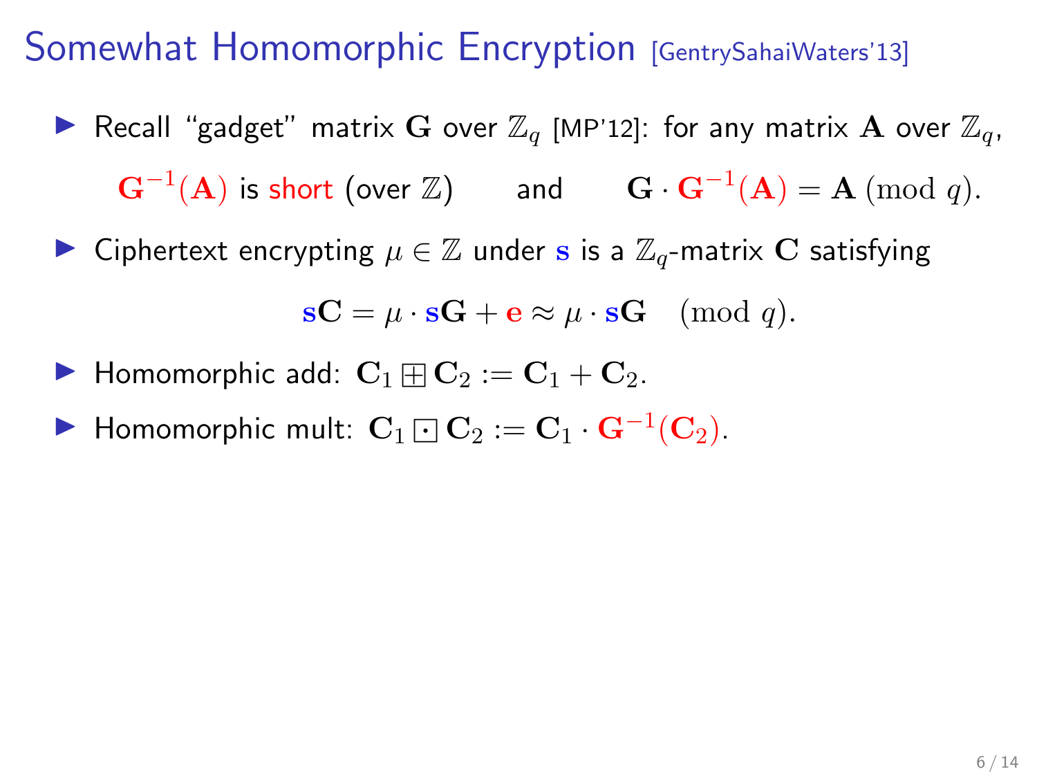# Somewhat Homomorphic Encryption [GentrySahaiWaters'13]

- Recall "gadget" matrix $\mathbf{G}$ over $\mathbb{Z}_q$ [MP'12]: for any matrix $\mathbf{A}$ over $\mathbb{Z}_q$,

  $$\mathbf{G}^{-1}(\mathbf{A}) \text{ is short (over } \mathbb{Z}) \qquad \text{and} \qquad \mathbf{G} \cdot \mathbf{G}^{-1}(\mathbf{A}) = \mathbf{A} \pmod{q}.$$

- Ciphertext encrypting $\mu \in \mathbb{Z}$ under $\mathbf{s}$ is a $\mathbb{Z}_q$-matrix $\mathbf{C}$ satisfying

  $$\mathbf{sC} = \mu \cdot \mathbf{sG} + \mathbf{e} \approx \mu \cdot \mathbf{sG} \pmod{q}.$$

- Homomorphic add: $\mathbf{C}_1 \boxplus \mathbf{C}_2 := \mathbf{C}_1 + \mathbf{C}_2$.
- Homomorphic mult: $\mathbf{C}_1 \boxdot \mathbf{C}_2 := \mathbf{C}_1 \cdot \mathbf{G}^{-1}(\mathbf{C}_2)$.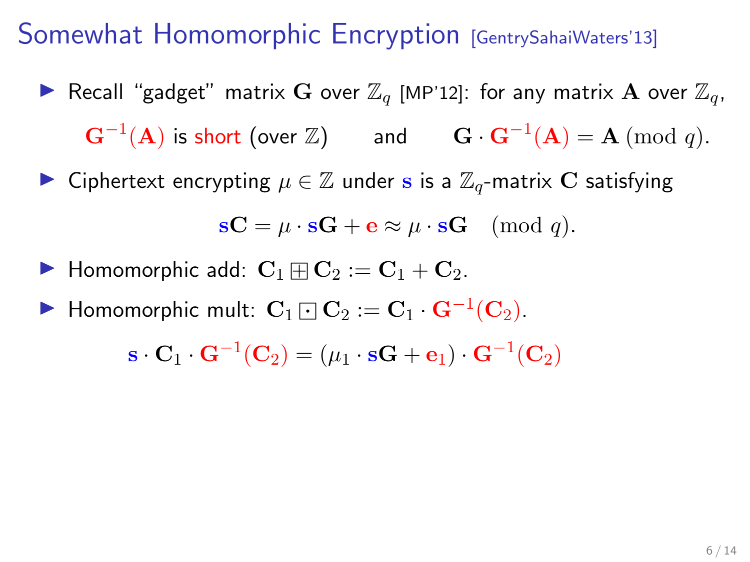# Somewhat Homomorphic Encryption [GentrySahaiWaters'13]

- Recall "gadget" matrix $\mathbf{G}$ over $\mathbb{Z}_q$ [MP'12]: for any matrix $\mathbf{A}$ over $\mathbb{Z}_q$,

$$\mathbf{G}^{-1}(\mathbf{A}) \text{ is short (over } \mathbb{Z}) \qquad \text{and} \qquad \mathbf{G} \cdot \mathbf{G}^{-1}(\mathbf{A}) = \mathbf{A} \pmod{q}.$$

- Ciphertext encrypting $\mu \in \mathbb{Z}$ under $\mathbf{s}$ is a $\mathbb{Z}_q$-matrix $\mathbf{C}$ satisfying

$$\mathbf{s}\mathbf{C} = \mu \cdot \mathbf{s}\mathbf{G} + \mathbf{e} \approx \mu \cdot \mathbf{s}\mathbf{G} \pmod{q}.$$

- Homomorphic add: $\mathbf{C}_1 \boxplus \mathbf{C}_2 := \mathbf{C}_1 + \mathbf{C}_2$.
- Homomorphic mult: $\mathbf{C}_1 \boxdot \mathbf{C}_2 := \mathbf{C}_1 \cdot \mathbf{G}^{-1}(\mathbf{C}_2)$.

$$\mathbf{s} \cdot \mathbf{C}_1 \cdot \mathbf{G}^{-1}(\mathbf{C}_2) = (\mu_1 \cdot \mathbf{s}\mathbf{G} + \mathbf{e}_1) \cdot \mathbf{G}^{-1}(\mathbf{C}_2)$$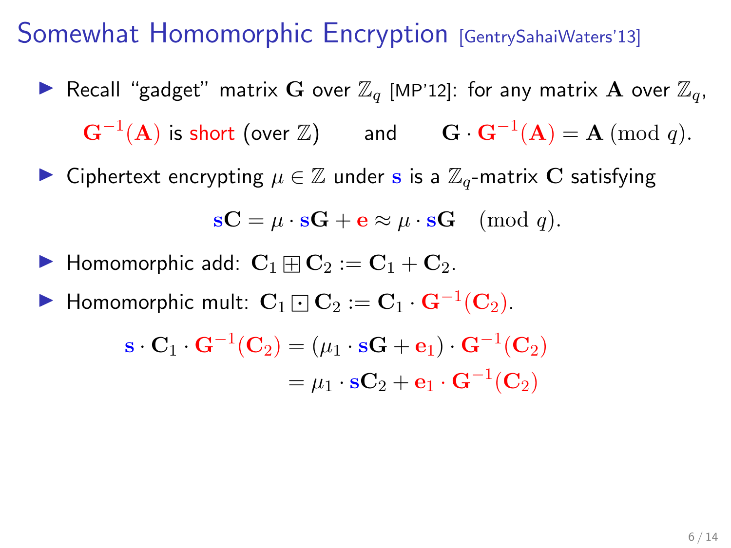# Somewhat Homomorphic Encryption [GentrySahaiWaters'13]

- Recall "gadget" matrix $\mathbf{G}$ over $\mathbb{Z}_q$ [MP'12]: for any matrix $\mathbf{A}$ over $\mathbb{Z}_q$,

$$\mathbf{G}^{-1}(\mathbf{A}) \text{ is short (over } \mathbb{Z}) \qquad \text{and} \qquad \mathbf{G} \cdot \mathbf{G}^{-1}(\mathbf{A}) = \mathbf{A} \pmod{q}.$$

- Ciphertext encrypting $\mu \in \mathbb{Z}$ under $\mathbf{s}$ is a $\mathbb{Z}_q$-matrix $\mathbf{C}$ satisfying

$$\mathbf{s}\mathbf{C} = \mu \cdot \mathbf{s}\mathbf{G} + \mathbf{e} \approx \mu \cdot \mathbf{s}\mathbf{G} \pmod{q}.$$

- Homomorphic add: $\mathbf{C}_1 \boxplus \mathbf{C}_2 := \mathbf{C}_1 + \mathbf{C}_2$.

- Homomorphic mult: $\mathbf{C}_1 \boxdot \mathbf{C}_2 := \mathbf{C}_1 \cdot \mathbf{G}^{-1}(\mathbf{C}_2)$.

$$\begin{aligned} \mathbf{s} \cdot \mathbf{C}_1 \cdot \mathbf{G}^{-1}(\mathbf{C}_2) &= (\mu_1 \cdot \mathbf{s}\mathbf{G} + \mathbf{e}_1) \cdot \mathbf{G}^{-1}(\mathbf{C}_2) \\ &= \mu_1 \cdot \mathbf{s}\mathbf{C}_2 + \mathbf{e}_1 \cdot \mathbf{G}^{-1}(\mathbf{C}_2) \end{aligned}$$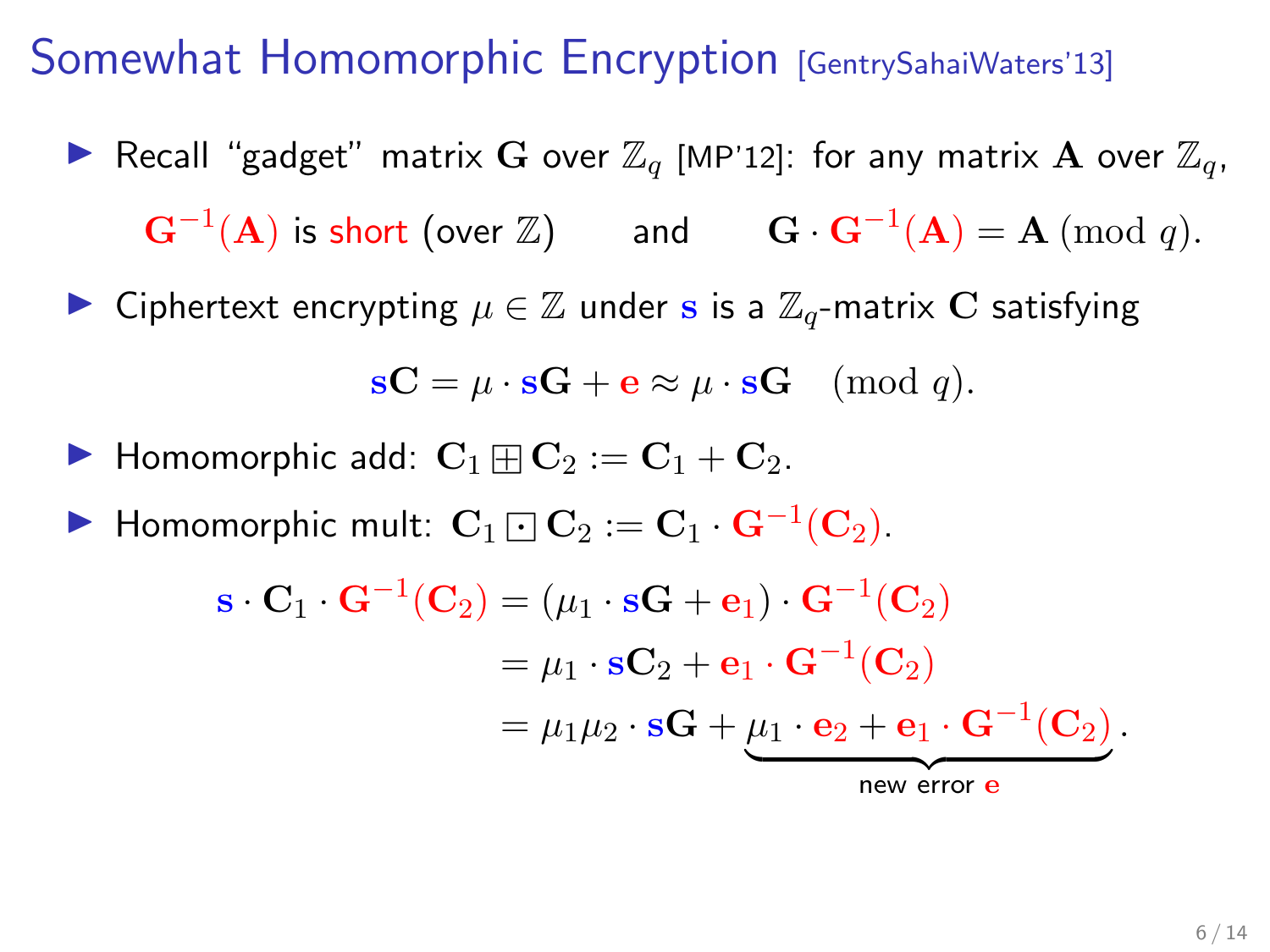# Somewhat Homomorphic Encryption [GentrySahaiWaters'13]

- Recall "gadget" matrix $\mathbf{G}$ over $\mathbb{Z}_q$ [MP'12]: for any matrix $\mathbf{A}$ over $\mathbb{Z}_q$,

$$\mathbf{G}^{-1}(\mathbf{A}) \text{ is short (over } \mathbb{Z}) \qquad \text{and} \qquad \mathbf{G} \cdot \mathbf{G}^{-1}(\mathbf{A}) = \mathbf{A} \pmod{q}.$$

- Ciphertext encrypting $\mu \in \mathbb{Z}$ under $\mathbf{s}$ is a $\mathbb{Z}_q$-matrix $\mathbf{C}$ satisfying

$$\mathbf{s}\mathbf{C} = \mu \cdot \mathbf{s}\mathbf{G} + \mathbf{e} \approx \mu \cdot \mathbf{s}\mathbf{G} \pmod{q}.$$

- Homomorphic add: $\mathbf{C}_1 \boxplus \mathbf{C}_2 := \mathbf{C}_1 + \mathbf{C}_2$.
- Homomorphic mult: $\mathbf{C}_1 \boxdot \mathbf{C}_2 := \mathbf{C}_1 \cdot \mathbf{G}^{-1}(\mathbf{C}_2)$.

$$\begin{aligned}
\mathbf{s} \cdot \mathbf{C}_1 \cdot \mathbf{G}^{-1}(\mathbf{C}_2) &= (\mu_1 \cdot \mathbf{s}\mathbf{G} + \mathbf{e}_1) \cdot \mathbf{G}^{-1}(\mathbf{C}_2) \\
&= \mu_1 \cdot \mathbf{s}\mathbf{C}_2 + \mathbf{e}_1 \cdot \mathbf{G}^{-1}(\mathbf{C}_2) \\
&= \mu_1\mu_2 \cdot \mathbf{s}\mathbf{G} + \underbrace{\mu_1 \cdot \mathbf{e}_2 + \mathbf{e}_1 \cdot \mathbf{G}^{-1}(\mathbf{C}_2)}_{\text{new error } \mathbf{e}}.
\end{aligned}$$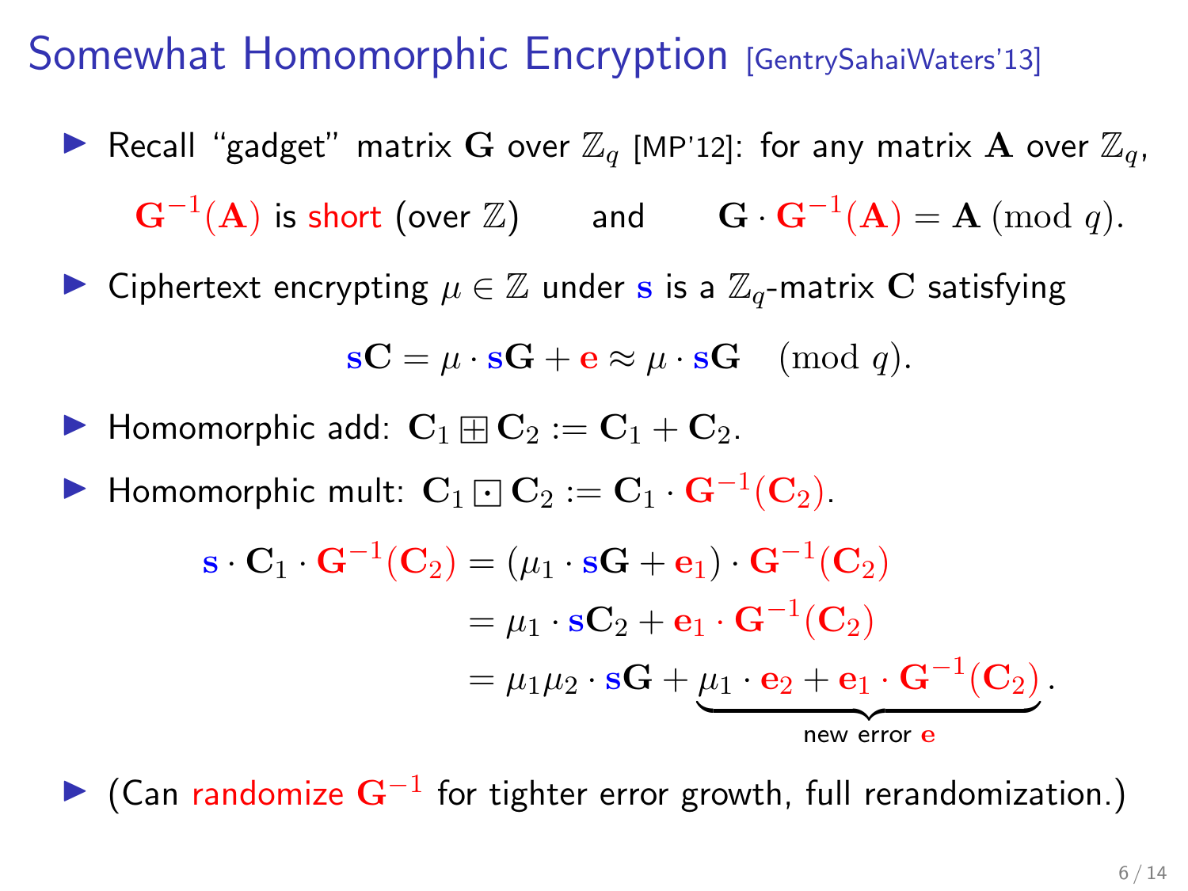# Somewhat Homomorphic Encryption [GentrySahaiWaters'13]

- Recall "gadget" matrix $\mathbf{G}$ over $\mathbb{Z}_q$ [MP'12]: for any matrix $\mathbf{A}$ over $\mathbb{Z}_q$,

$$\mathbf{G}^{-1}(\mathbf{A}) \text{ is short (over } \mathbb{Z}) \qquad \text{and} \qquad \mathbf{G} \cdot \mathbf{G}^{-1}(\mathbf{A}) = \mathbf{A} \pmod{q}.$$

- Ciphertext encrypting $\mu \in \mathbb{Z}$ under $\mathbf{s}$ is a $\mathbb{Z}_q$-matrix $\mathbf{C}$ satisfying

$$\mathbf{s}\mathbf{C} = \mu \cdot \mathbf{s}\mathbf{G} + \mathbf{e} \approx \mu \cdot \mathbf{s}\mathbf{G} \pmod{q}.$$

- Homomorphic add: $\mathbf{C}_1 \boxplus \mathbf{C}_2 := \mathbf{C}_1 + \mathbf{C}_2$.

- Homomorphic mult: $\mathbf{C}_1 \boxdot \mathbf{C}_2 := \mathbf{C}_1 \cdot \mathbf{G}^{-1}(\mathbf{C}_2)$.

$$\begin{aligned}
\mathbf{s} \cdot \mathbf{C}_1 \cdot \mathbf{G}^{-1}(\mathbf{C}_2) &= (\mu_1 \cdot \mathbf{s}\mathbf{G} + \mathbf{e}_1) \cdot \mathbf{G}^{-1}(\mathbf{C}_2) \\
&= \mu_1 \cdot \mathbf{s}\mathbf{C}_2 + \mathbf{e}_1 \cdot \mathbf{G}^{-1}(\mathbf{C}_2) \\
&= \mu_1\mu_2 \cdot \mathbf{s}\mathbf{G} + \underbrace{\mu_1 \cdot \mathbf{e}_2 + \mathbf{e}_1 \cdot \mathbf{G}^{-1}(\mathbf{C}_2)}_{\text{new error } \mathbf{e}}.
\end{aligned}$$

- (Can randomize $\mathbf{G}^{-1}$ for tighter error growth, full rerandomization.)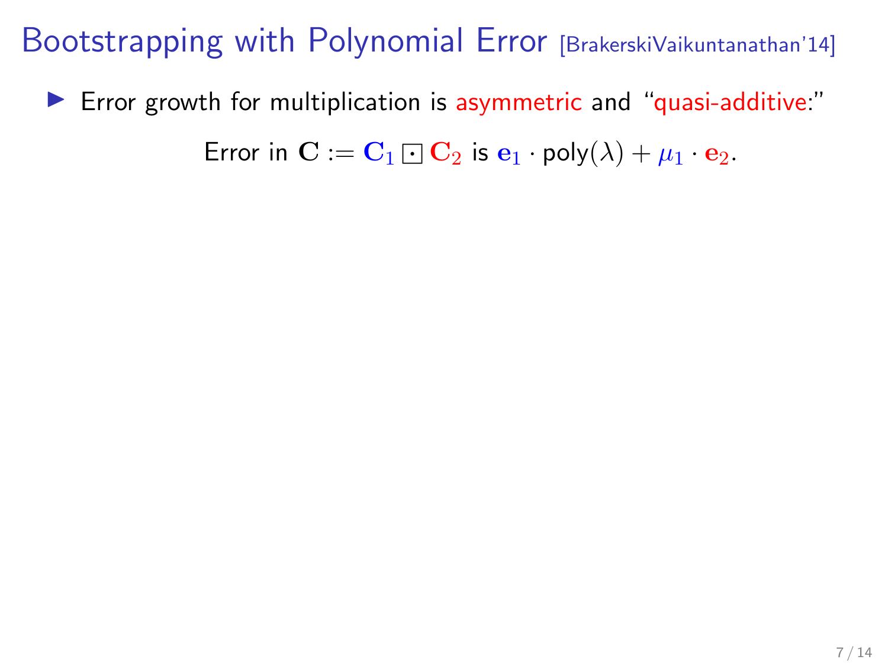# Bootstrapping with Polynomial Error [BrakerskiVaikuntanathan'14]

- Error growth for multiplication is asymmetric and "quasi-additive:"

$$\text{Error in } \mathbf{C} := \mathbf{C}_1 \boxdot \mathbf{C}_2 \text{ is } \mathbf{e}_1 \cdot \mathsf{poly}(\lambda) + \mu_1 \cdot \mathbf{e}_2.$$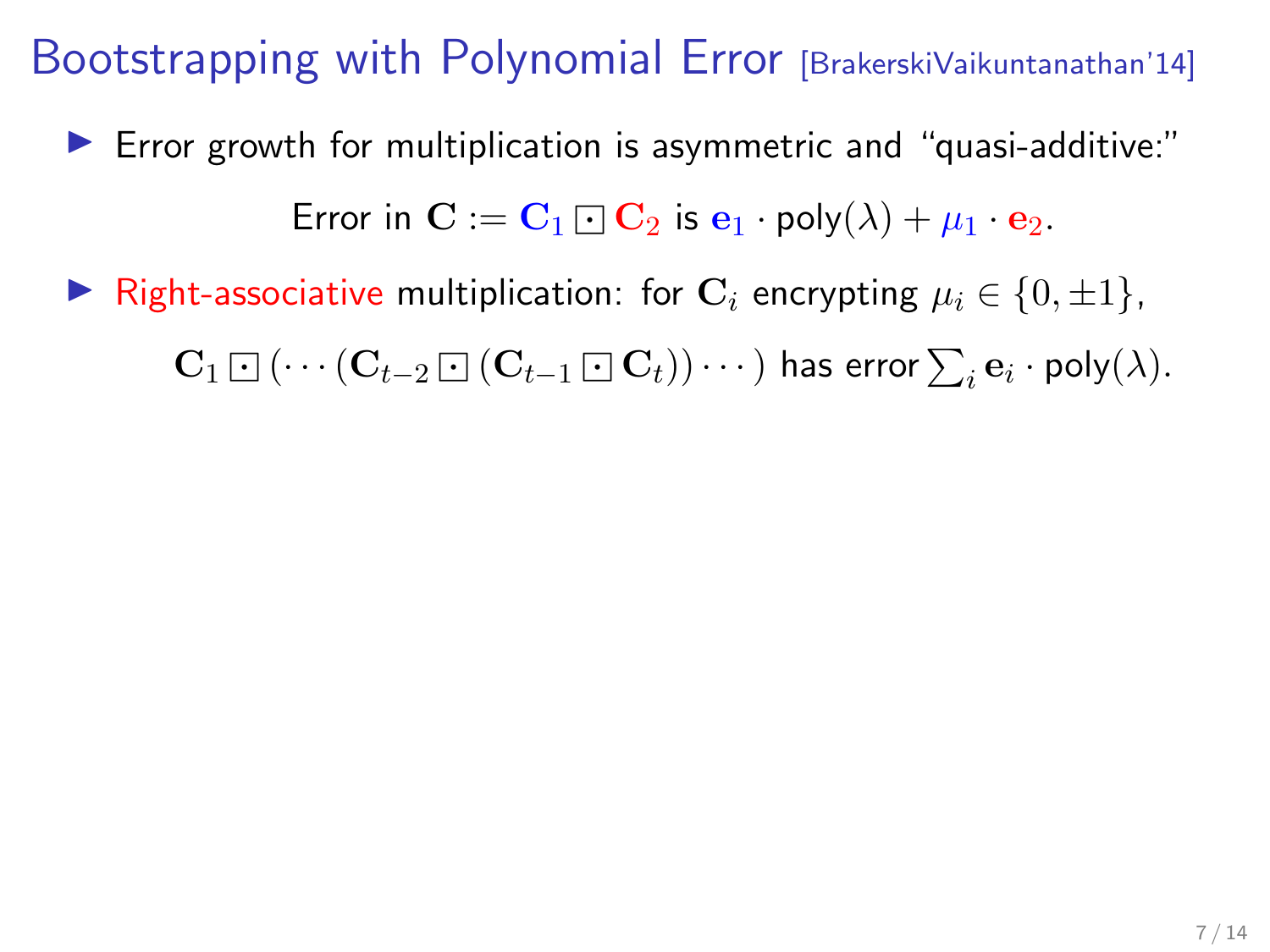# Bootstrapping with Polynomial Error [BrakerskiVaikuntanathan'14]

- Error growth for multiplication is asymmetric and "quasi-additive:"

  Error in $\mathbf{C} := \mathbf{C}_1 \boxdot \mathbf{C}_2$ is $\mathbf{e}_1 \cdot \mathsf{poly}(\lambda) + \mu_1 \cdot \mathbf{e}_2$.

- Right-associative multiplication: for $\mathbf{C}_i$ encrypting $\mu_i \in \{0, \pm 1\}$,

  $\mathbf{C}_1 \boxdot (\cdots (\mathbf{C}_{t-2} \boxdot (\mathbf{C}_{t-1} \boxdot \mathbf{C}_t)) \cdots)$ has error $\sum_i \mathbf{e}_i \cdot \mathsf{poly}(\lambda)$.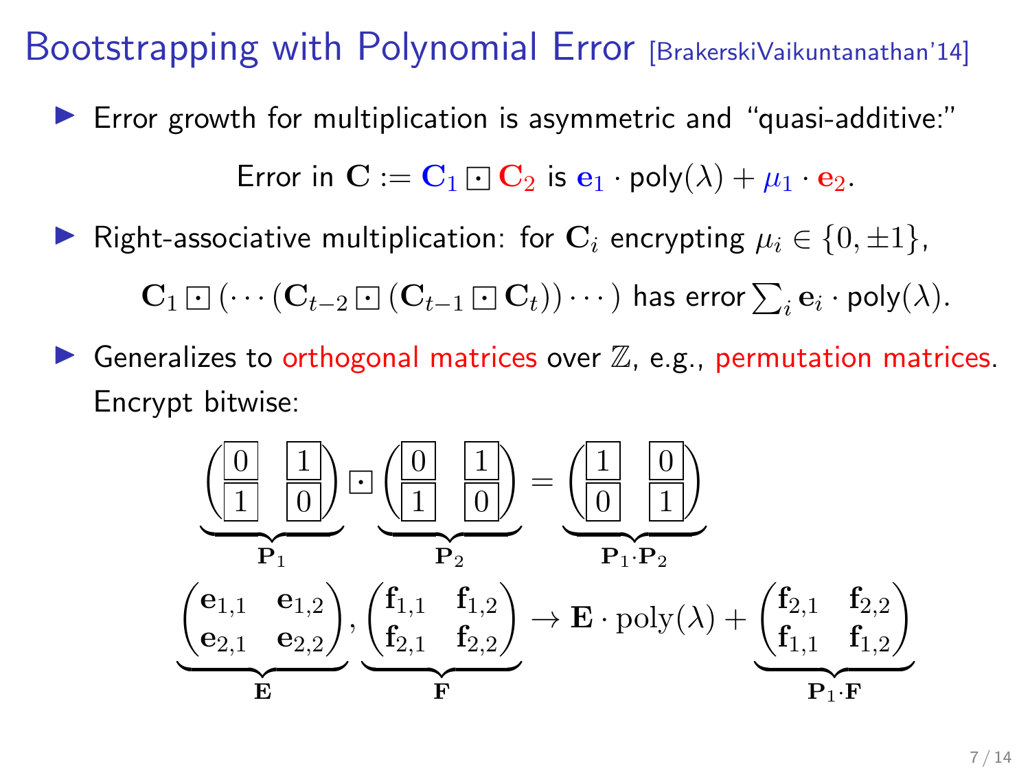# Bootstrapping with Polynomial Error [BrakerskiVaikuntanathan'14]

- Error growth for multiplication is asymmetric and "quasi-additive:"

  Error in $\mathbf{C} := \mathbf{C}_1 \boxdot \mathbf{C}_2$ is $\mathbf{e}_1 \cdot \mathsf{poly}(\lambda) + \mu_1 \cdot \mathbf{e}_2$.

- Right-associative multiplication: for $\mathbf{C}_i$ encrypting $\mu_i \in \{0, \pm 1\}$,

  $\mathbf{C}_1 \boxdot (\cdots (\mathbf{C}_{t-2} \boxdot (\mathbf{C}_{t-1} \boxdot \mathbf{C}_t)) \cdots)$ has error $\sum_i \mathbf{e}_i \cdot \mathsf{poly}(\lambda)$.

- Generalizes to orthogonal matrices over $\mathbb{Z}$, e.g., permutation matrices. Encrypt bitwise:

$$\underbrace{\begin{pmatrix} \boxed{0} & \boxed{1} \\ \boxed{1} & \boxed{0} \end{pmatrix}}_{\mathbf{P}_1} \boxdot \underbrace{\begin{pmatrix} \boxed{0} & \boxed{1} \\ \boxed{1} & \boxed{0} \end{pmatrix}}_{\mathbf{P}_2} = \underbrace{\begin{pmatrix} \boxed{1} & \boxed{0} \\ \boxed{0} & \boxed{1} \end{pmatrix}}_{\mathbf{P}_1 \cdot \mathbf{P}_2}$$

$$\underbrace{\begin{pmatrix} \mathbf{e}_{1,1} & \mathbf{e}_{1,2} \\ \mathbf{e}_{2,1} & \mathbf{e}_{2,2} \end{pmatrix}}_{\mathbf{E}}, \underbrace{\begin{pmatrix} \mathbf{f}_{1,1} & \mathbf{f}_{1,2} \\ \mathbf{f}_{2,1} & \mathbf{f}_{2,2} \end{pmatrix}}_{\mathbf{F}} \to \mathbf{E} \cdot \mathrm{poly}(\lambda) + \underbrace{\begin{pmatrix} \mathbf{f}_{2,1} & \mathbf{f}_{2,2} \\ \mathbf{f}_{1,1} & \mathbf{f}_{1,2} \end{pmatrix}}_{\mathbf{P}_1 \cdot \mathbf{F}}$$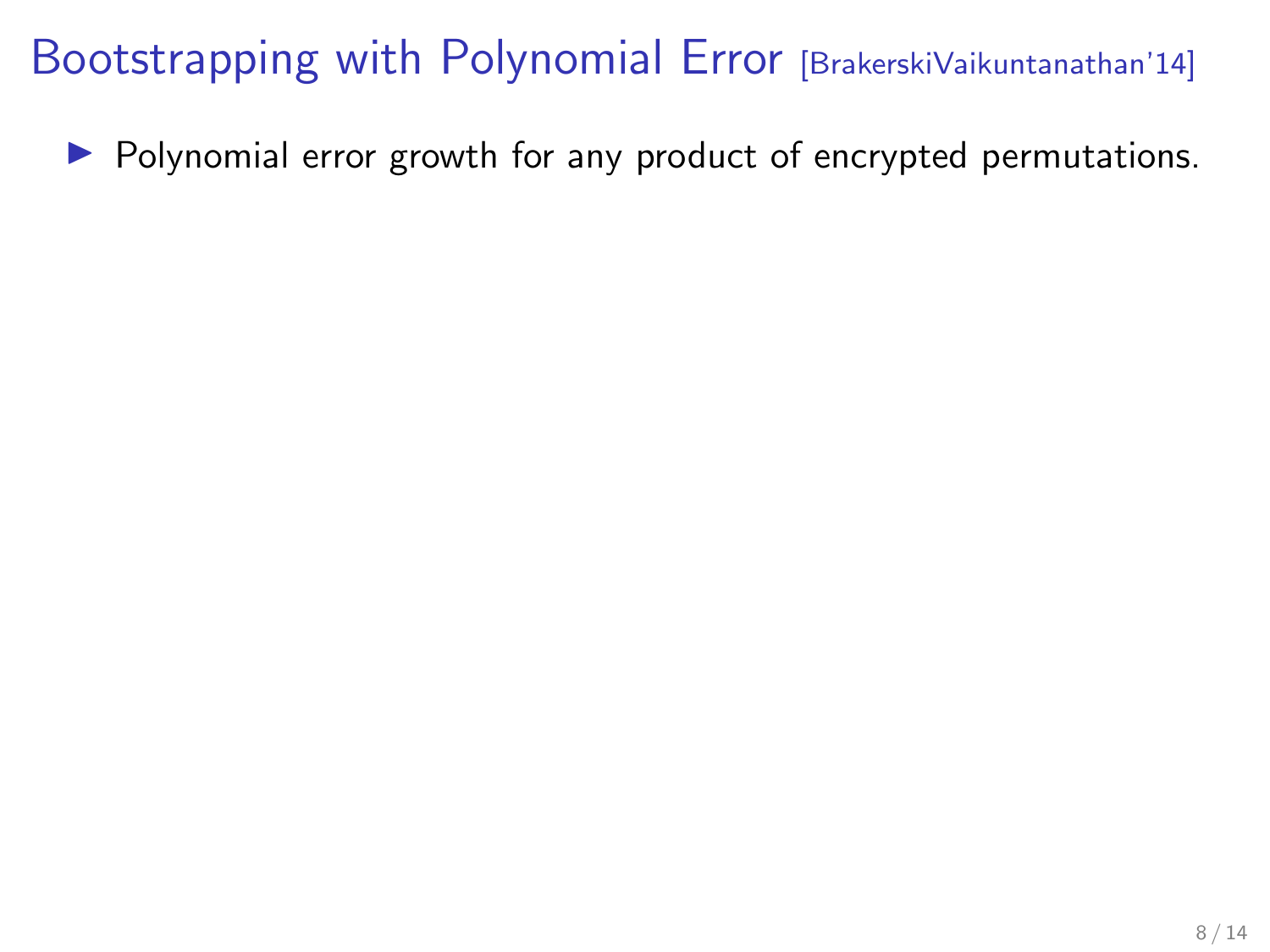# Bootstrapping with Polynomial Error [BrakerskiVaikuntanathan'14]

- Polynomial error growth for any product of encrypted permutations.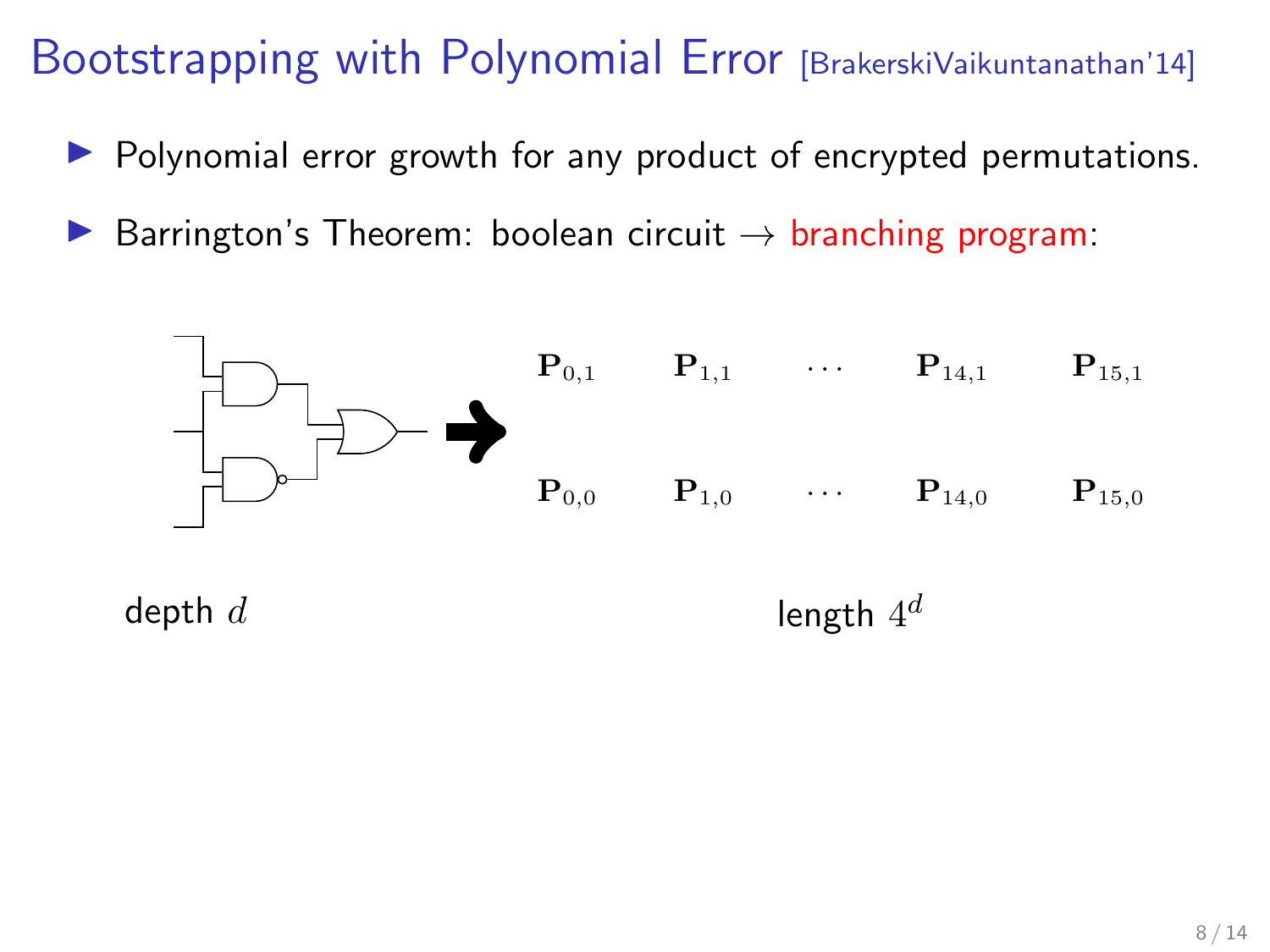# Bootstrapping with Polynomial Error [BrakerskiVaikuntanathan'14]

- Polynomial error growth for any product of encrypted permutations.
- Barrington's Theorem: boolean circuit → branching program:

$\mathbf{P}_{0,1}$ $\mathbf{P}_{1,1}$ $\cdots$ $\mathbf{P}_{14,1}$ $\mathbf{P}_{15,1}$

$\mathbf{P}_{0,0}$ $\mathbf{P}_{1,0}$ $\cdots$ $\mathbf{P}_{14,0}$ $\mathbf{P}_{15,0}$

depth $d$

length $4^d$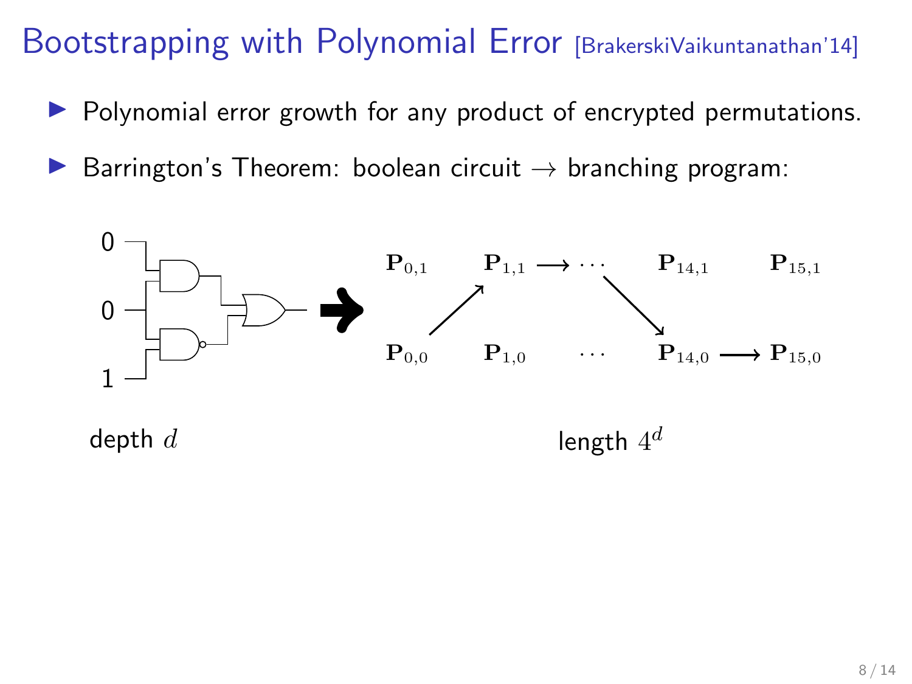# Bootstrapping with Polynomial Error [BrakerskiVaikuntanathan'14]

- Polynomial error growth for any product of encrypted permutations.
- Barrington's Theorem: boolean circuit $\rightarrow$ branching program:

0, 0, 1

depth $d$

$\mathbf{P}_{0,1}$ $\mathbf{P}_{1,1}$ $\longrightarrow \cdots$ $\mathbf{P}_{14,1}$ $\mathbf{P}_{15,1}$

$\mathbf{P}_{0,0}$ $\mathbf{P}_{1,0}$ $\cdots$ $\mathbf{P}_{14,0}$ $\longrightarrow$ $\mathbf{P}_{15,0}$

length $4^d$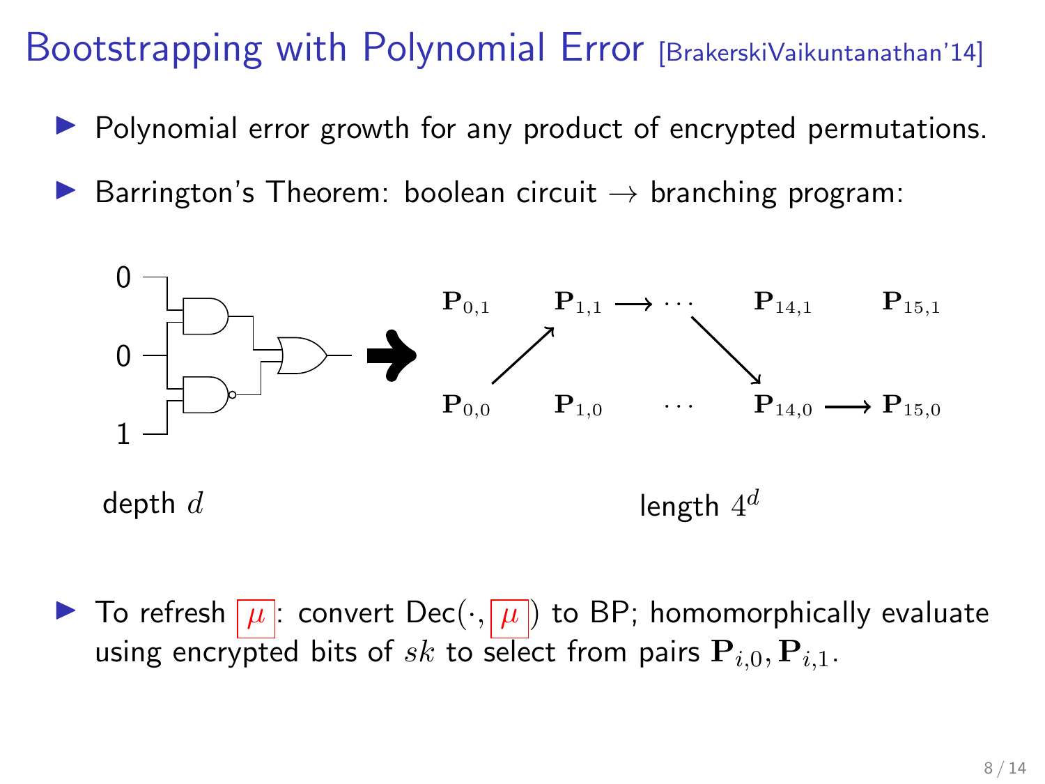# Bootstrapping with Polynomial Error [BrakerskiVaikuntanathan'14]

- Polynomial error growth for any product of encrypted permutations.
- Barrington's Theorem: boolean circuit $\rightarrow$ branching program:

0

0

1

depth $d$

$\mathbf{P}_{0,1}$ $\mathbf{P}_{1,1} \longrightarrow \cdots$ $\mathbf{P}_{14,1}$ $\mathbf{P}_{15,1}$

$\mathbf{P}_{0,0}$ $\mathbf{P}_{1,0}$ $\cdots$ $\mathbf{P}_{14,0} \longrightarrow \mathbf{P}_{15,0}$

length $4^d$

- To refresh $\mu$: convert $\text{Dec}(\cdot, \mu)$ to BP; homomorphically evaluate using encrypted bits of $sk$ to select from pairs $\mathbf{P}_{i,0}, \mathbf{P}_{i,1}$.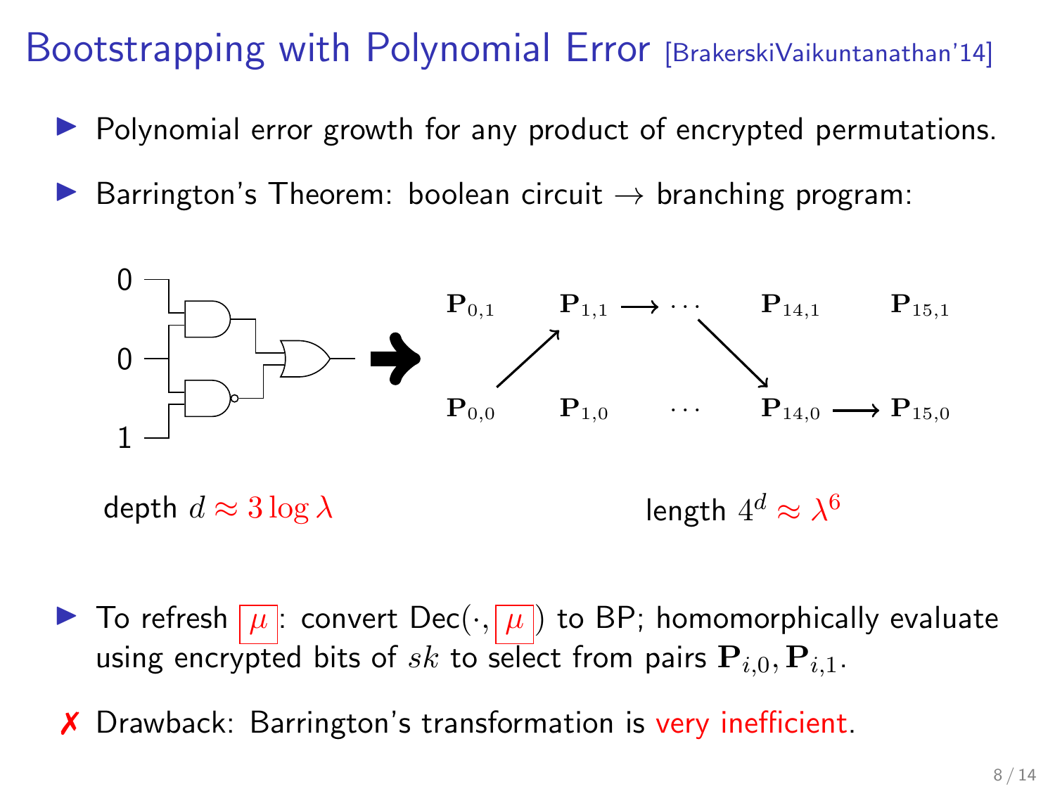# Bootstrapping with Polynomial Error [BrakerskiVaikuntanathan'14]

- Polynomial error growth for any product of encrypted permutations.
- Barrington's Theorem: boolean circuit $\rightarrow$ branching program:

0
0
1

$\mathbf{P}_{0,1}$ $\mathbf{P}_{1,1} \longrightarrow \cdots$ $\mathbf{P}_{14,1}$ $\mathbf{P}_{15,1}$

$\mathbf{P}_{0,0}$ $\mathbf{P}_{1,0}$ $\cdots$ $\mathbf{P}_{14,0} \longrightarrow \mathbf{P}_{15,0}$

depth $d \approx 3 \log \lambda$

length $4^d \approx \lambda^6$

- To refresh $\boxed{\mu}$: convert $\text{Dec}(\cdot, \boxed{\mu})$ to BP; homomorphically evaluate using encrypted bits of $sk$ to select from pairs $\mathbf{P}_{i,0}, \mathbf{P}_{i,1}$.

✗ Drawback: Barrington's transformation is very inefficient.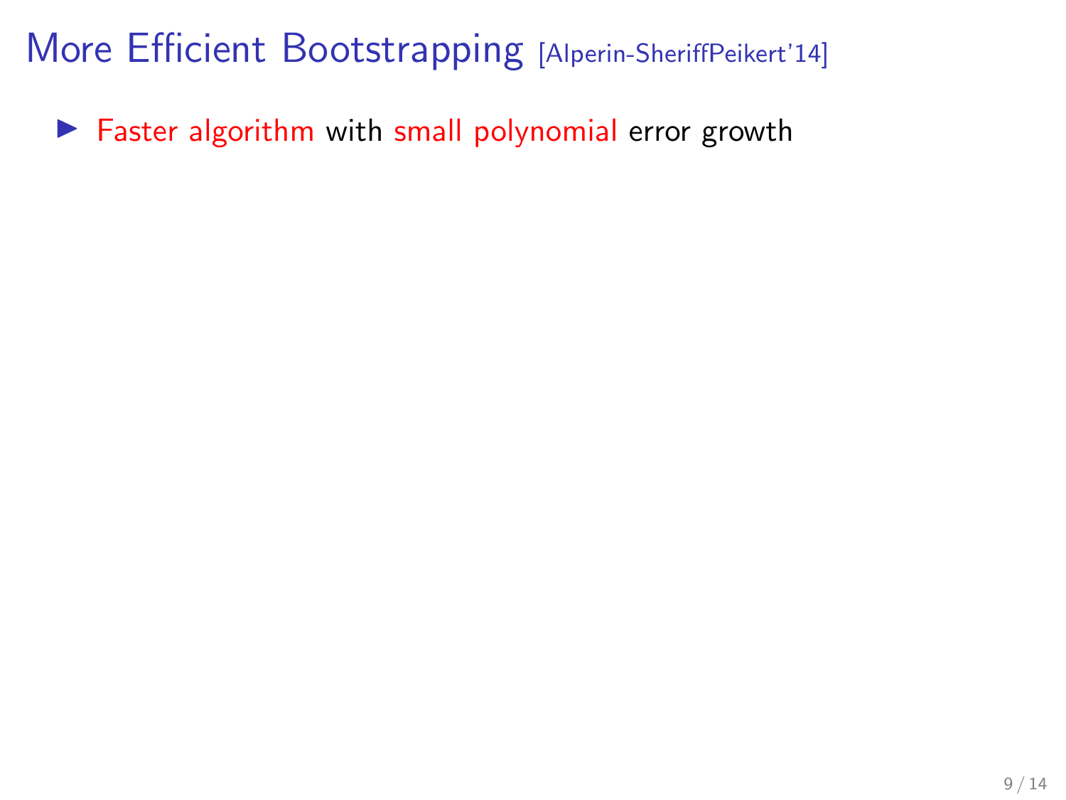# More Efficient Bootstrapping [Alperin-SheriffPeikert'14]

- Faster algorithm with small polynomial error growth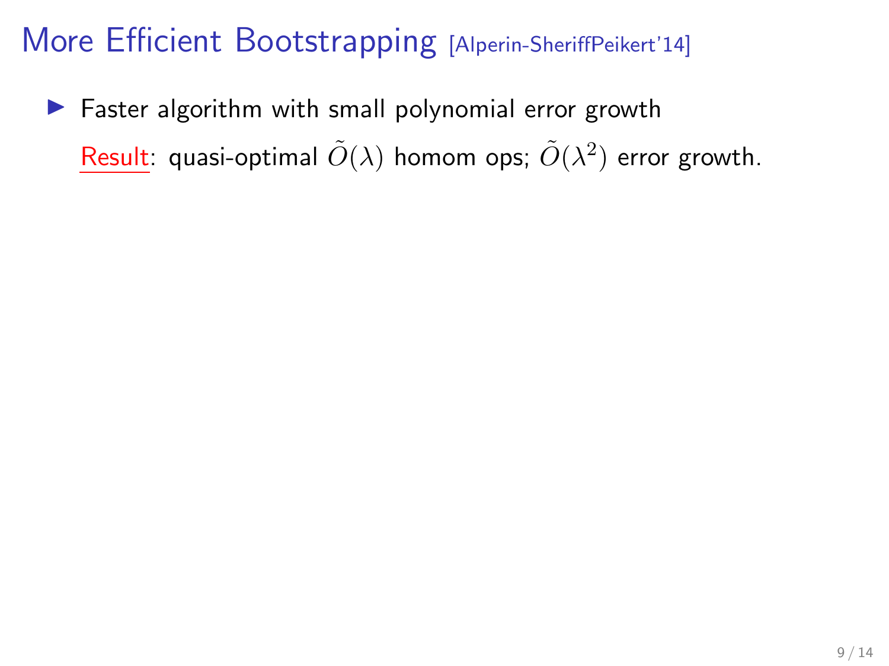# More Efficient Bootstrapping [Alperin-SheriffPeikert'14]

- Faster algorithm with small polynomial error growth

  Result: quasi-optimal $\tilde{O}(\lambda)$ homom ops; $\tilde{O}(\lambda^2)$ error growth.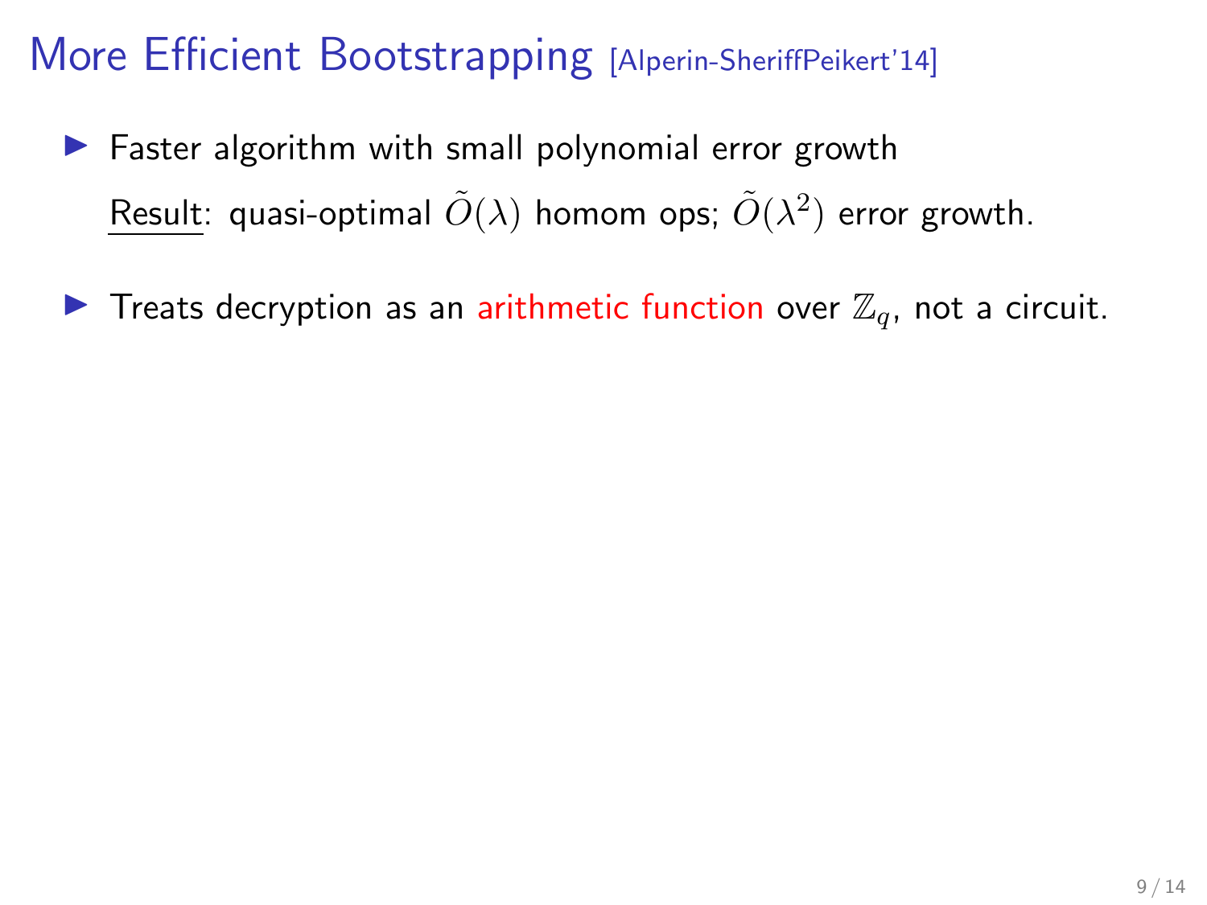# More Efficient Bootstrapping [Alperin-SheriffPeikert'14]

- Faster algorithm with small polynomial error growth

  Result: quasi-optimal $\tilde{O}(\lambda)$ homom ops; $\tilde{O}(\lambda^2)$ error growth.

- Treats decryption as an arithmetic function over $\mathbb{Z}_q$, not a circuit.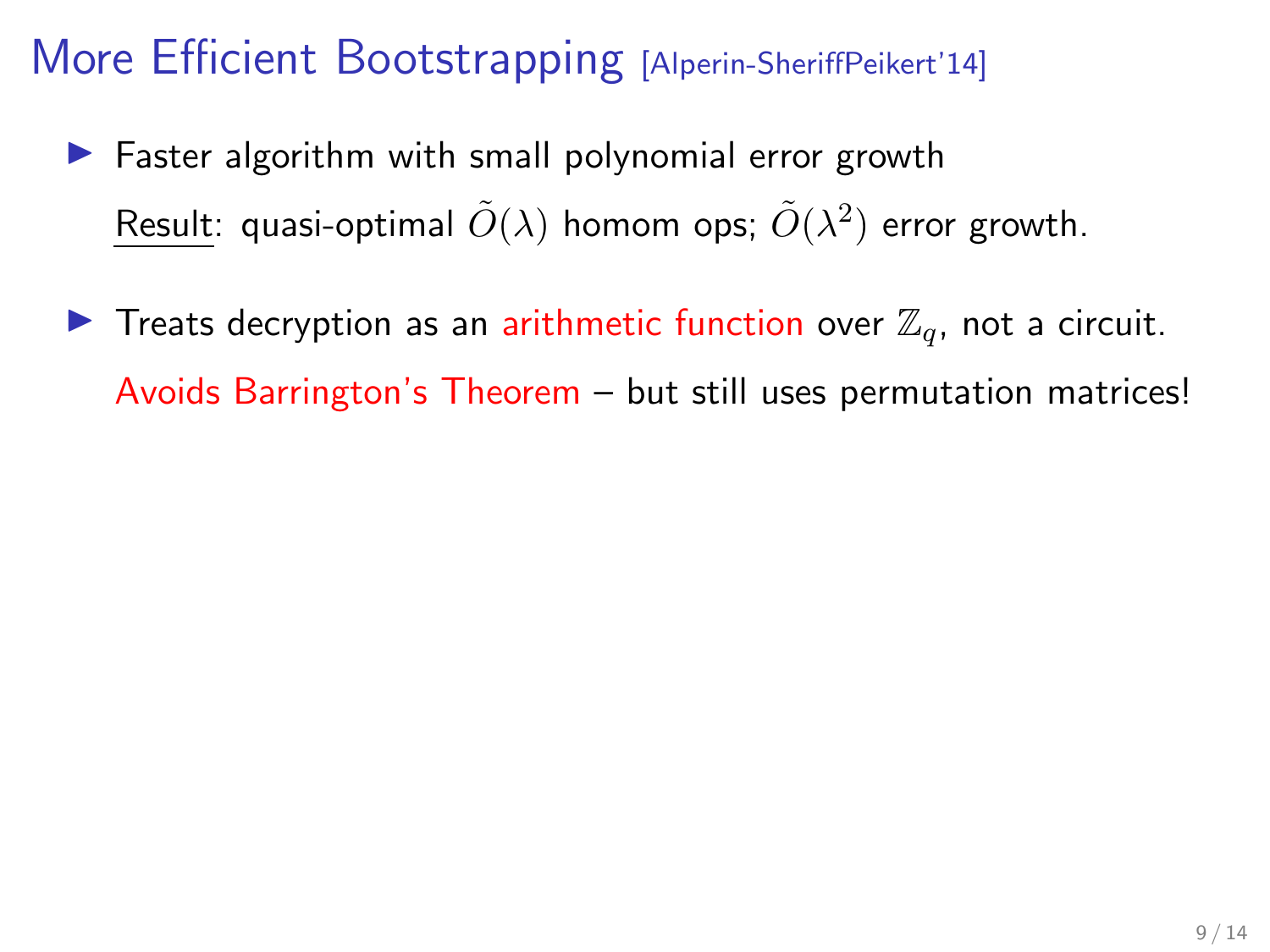# More Efficient Bootstrapping [Alperin-SheriffPeikert'14]

- Faster algorithm with small polynomial error growth

  Result: quasi-optimal $\tilde{O}(\lambda)$ homom ops; $\tilde{O}(\lambda^2)$ error growth.

- Treats decryption as an arithmetic function over $\mathbb{Z}_q$, not a circuit.

  Avoids Barrington's Theorem – but still uses permutation matrices!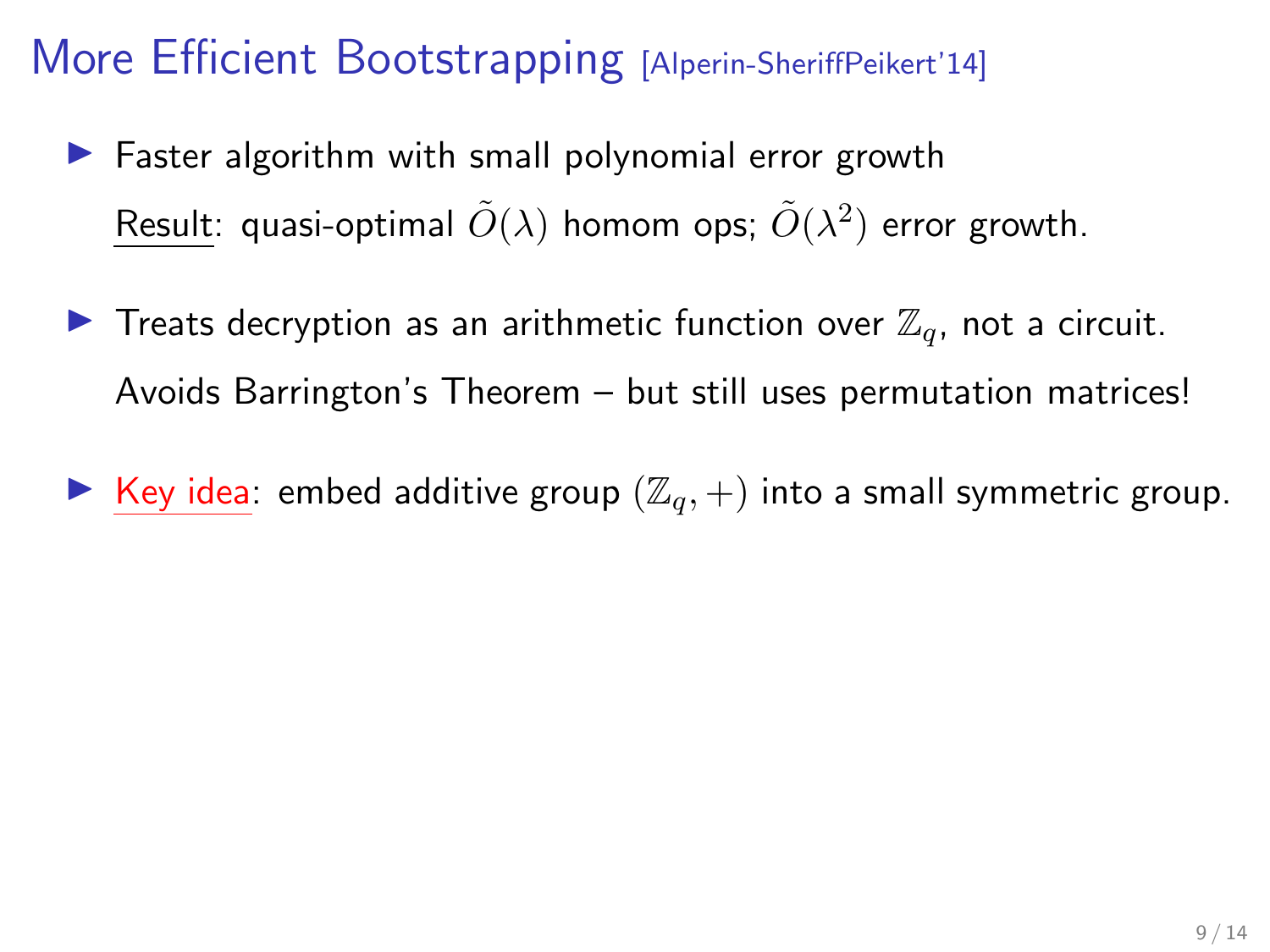# More Efficient Bootstrapping [Alperin-SheriffPeikert'14]

- Faster algorithm with small polynomial error growth

  Result: quasi-optimal $\tilde{O}(\lambda)$ homom ops; $\tilde{O}(\lambda^2)$ error growth.

- Treats decryption as an arithmetic function over $\mathbb{Z}_q$, not a circuit.

  Avoids Barrington's Theorem – but still uses permutation matrices!

- Key idea: embed additive group $(\mathbb{Z}_q, +)$ into a small symmetric group.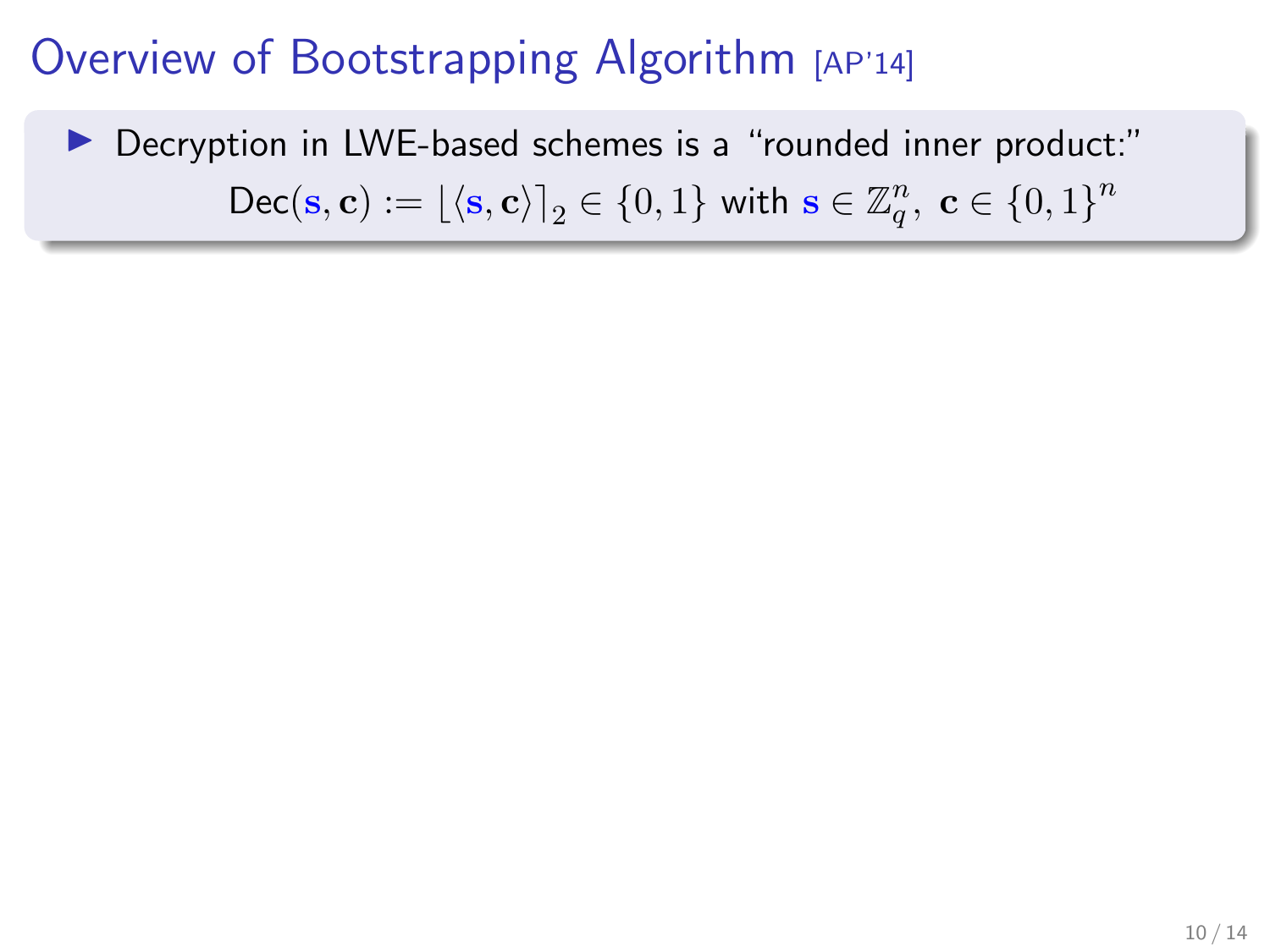# Overview of Bootstrapping Algorithm [AP'14]

- Decryption in LWE-based schemes is a "rounded inner product:"

$$\mathsf{Dec}(\mathbf{s}, \mathbf{c}) := \lfloor \langle \mathbf{s}, \mathbf{c} \rangle \rceil_2 \in \{0, 1\} \text{ with } \mathbf{s} \in \mathbb{Z}_q^n,\ \mathbf{c} \in \{0, 1\}^n$$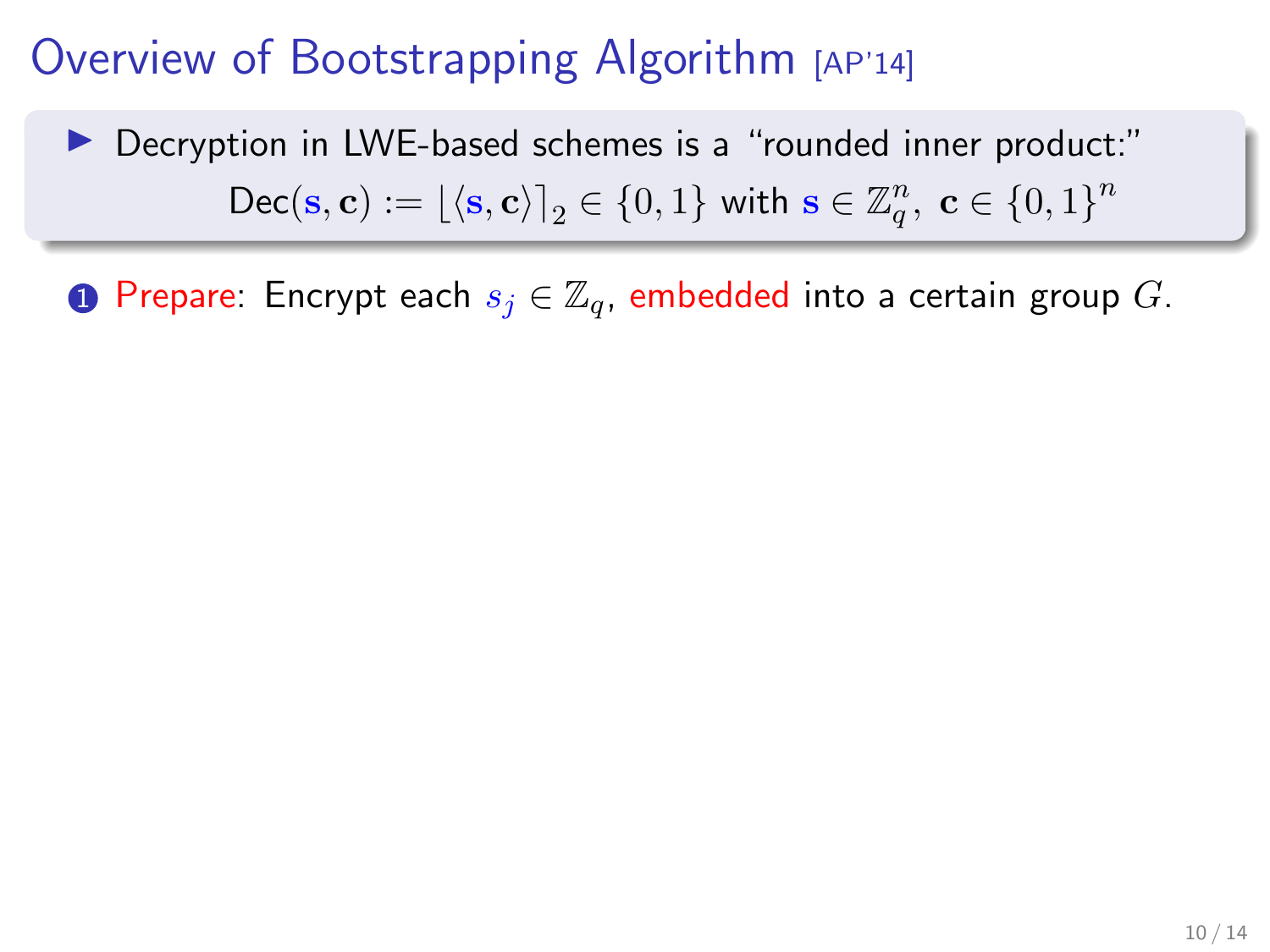# Overview of Bootstrapping Algorithm [AP'14]

- Decryption in LWE-based schemes is a "rounded inner product:"

$$\mathsf{Dec}(\mathbf{s}, \mathbf{c}) := \lfloor \langle \mathbf{s}, \mathbf{c} \rangle \rceil_2 \in \{0, 1\} \text{ with } \mathbf{s} \in \mathbb{Z}_q^n,\ \mathbf{c} \in \{0,1\}^n$$

1. Prepare: Encrypt each $s_j \in \mathbb{Z}_q$, embedded into a certain group $G$.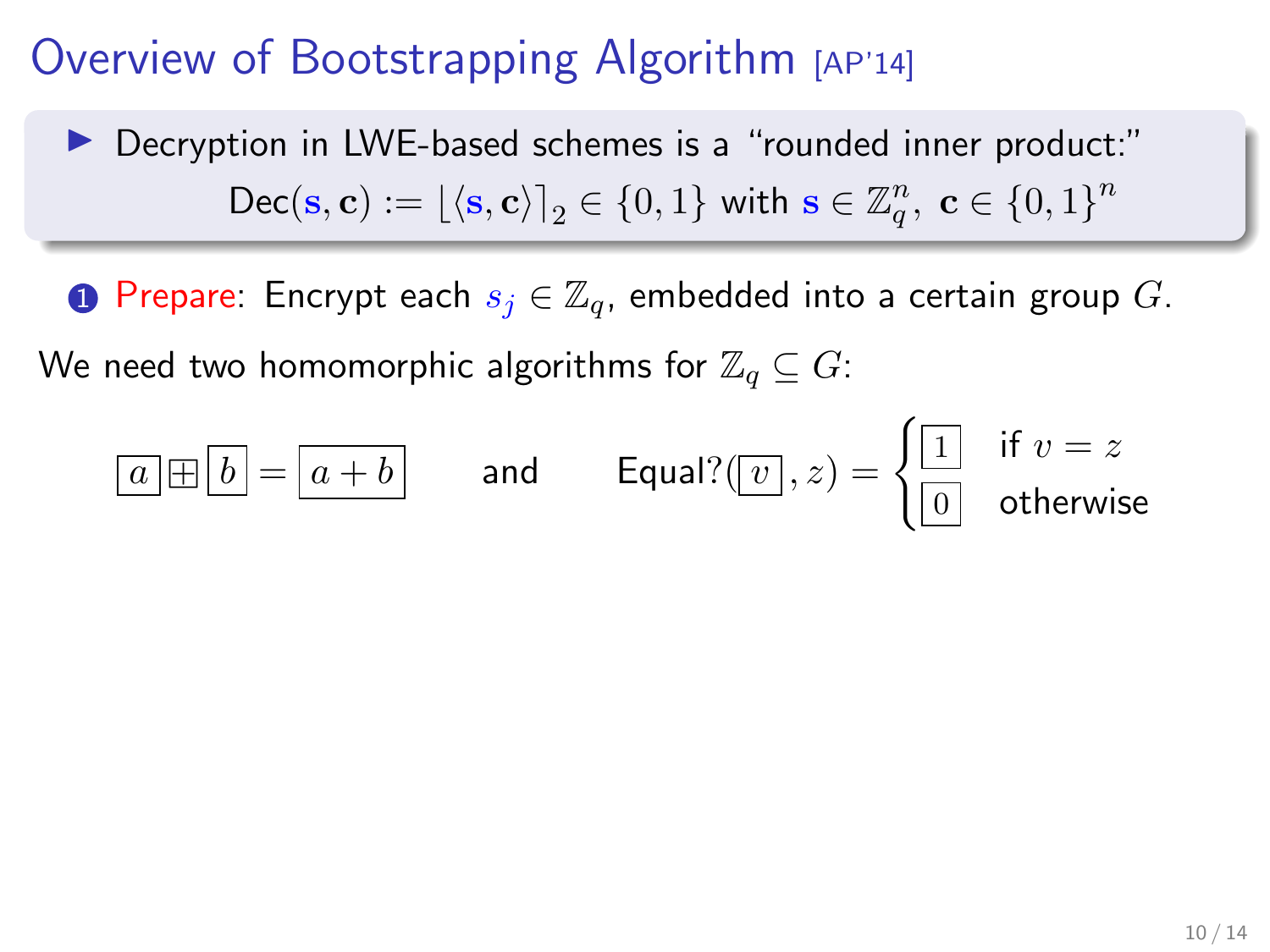# Overview of Bootstrapping Algorithm [AP'14]

- Decryption in LWE-based schemes is a "rounded inner product:"

$$\mathsf{Dec}(\mathbf{s}, \mathbf{c}) := \lfloor \langle \mathbf{s}, \mathbf{c} \rangle \rceil_2 \in \{0,1\} \text{ with } \mathbf{s} \in \mathbb{Z}_q^n,\ \mathbf{c} \in \{0,1\}^n$$

1. Prepare: Encrypt each $s_j \in \mathbb{Z}_q$, embedded into a certain group $G$.

We need two homomorphic algorithms for $\mathbb{Z}_q \subseteq G$:

$$\boxed{a} \boxplus \boxed{b} = \boxed{a+b} \qquad \text{and} \qquad \mathsf{Equal?}(\boxed{v}, z) = \begin{cases} \boxed{1} & \text{if } v = z \\ \boxed{0} & \text{otherwise} \end{cases}$$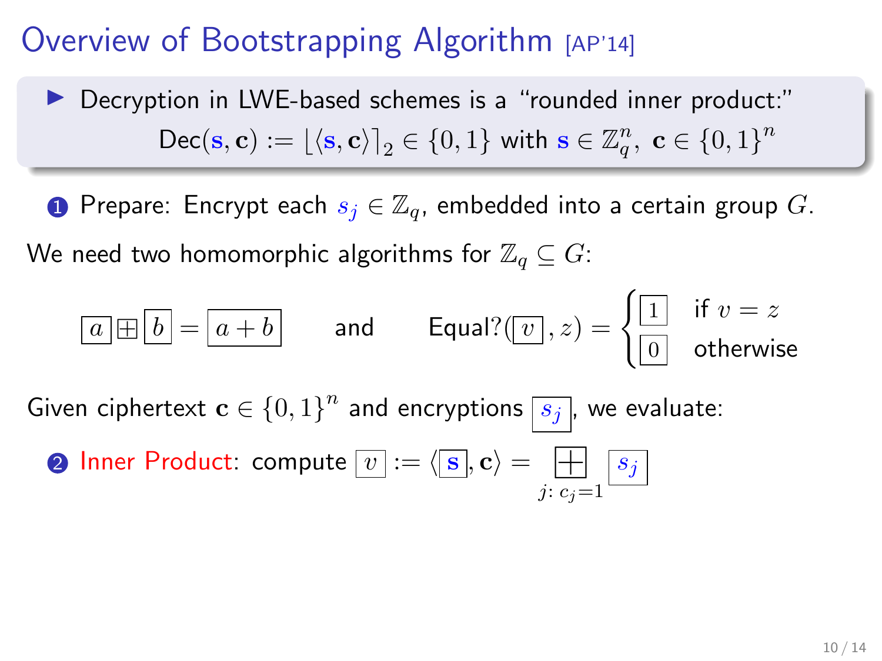# Overview of Bootstrapping Algorithm [AP'14]

- Decryption in LWE-based schemes is a "rounded inner product:"

$$\mathsf{Dec}(\mathbf{s}, \mathbf{c}) := \lfloor \langle \mathbf{s}, \mathbf{c} \rangle \rceil_2 \in \{0,1\} \text{ with } \mathbf{s} \in \mathbb{Z}_q^n,\ \mathbf{c} \in \{0,1\}^n$$

1. Prepare: Encrypt each $s_j \in \mathbb{Z}_q$, embedded into a certain group $G$.

We need two homomorphic algorithms for $\mathbb{Z}_q \subseteq G$:

$$\boxed{a} \boxplus \boxed{b} = \boxed{a+b} \qquad \text{and} \qquad \mathsf{Equal?}(\boxed{v}, z) = \begin{cases} \boxed{1} & \text{if } v = z \\ \boxed{0} & \text{otherwise} \end{cases}$$

Given ciphertext $\mathbf{c} \in \{0,1\}^n$ and encryptions $\boxed{s_j}$, we evaluate:

2. Inner Product: compute $\boxed{v} := \langle \boxed{\mathbf{s}}, \mathbf{c} \rangle = \boxplus_{j:\, c_j = 1} \boxed{s_j}$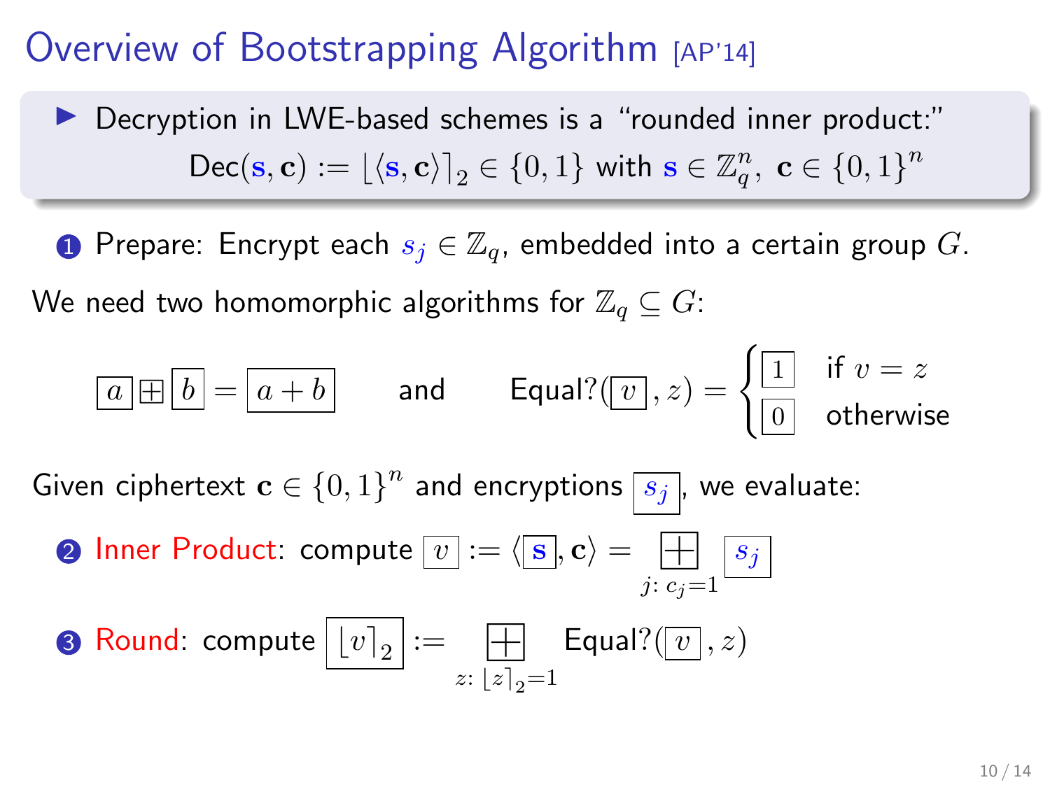# Overview of Bootstrapping Algorithm [AP'14]

- Decryption in LWE-based schemes is a "rounded inner product:"

$$\mathsf{Dec}(\mathbf{s}, \mathbf{c}) := \lfloor \langle \mathbf{s}, \mathbf{c} \rangle \rceil_2 \in \{0,1\} \text{ with } \mathbf{s} \in \mathbb{Z}_q^n,\ \mathbf{c} \in \{0,1\}^n$$

1. Prepare: Encrypt each $s_j \in \mathbb{Z}_q$, embedded into a certain group $G$.

We need two homomorphic algorithms for $\mathbb{Z}_q \subseteq G$:

$$\boxed{a} \boxplus \boxed{b} = \boxed{a+b} \qquad \text{and} \qquad \mathsf{Equal?}(\boxed{v}, z) = \begin{cases} \boxed{1} & \text{if } v = z \\ \boxed{0} & \text{otherwise} \end{cases}$$

Given ciphertext $\mathbf{c} \in \{0,1\}^n$ and encryptions $\boxed{s_j}$, we evaluate:

2. Inner Product: compute $\boxed{v} := \langle \boxed{\mathbf{s}}, \mathbf{c} \rangle = \displaystyle\boxplus_{j:\, c_j = 1} \boxed{s_j}$

3. Round: compute $\boxed{\lfloor v \rceil_2} := \displaystyle\boxplus_{z:\, \lfloor z \rceil_2 = 1} \mathsf{Equal?}(\boxed{v}, z)$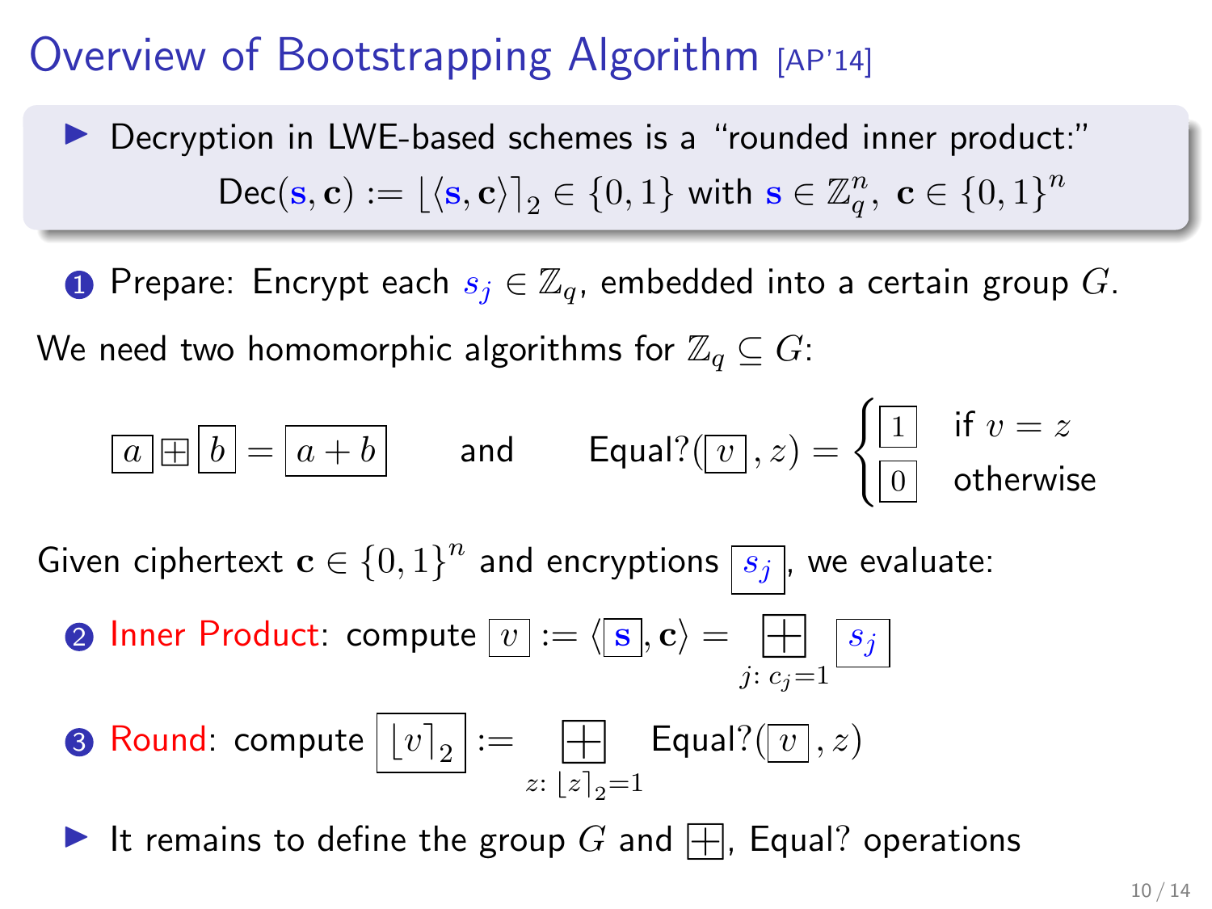# Overview of Bootstrapping Algorithm [AP'14]

- Decryption in LWE-based schemes is a "rounded inner product:"

$$\mathsf{Dec}(\mathbf{s}, \mathbf{c}) := \lfloor \langle \mathbf{s}, \mathbf{c} \rangle \rceil_2 \in \{0,1\} \text{ with } \mathbf{s} \in \mathbb{Z}_q^n,\ \mathbf{c} \in \{0,1\}^n$$

1. Prepare: Encrypt each $s_j \in \mathbb{Z}_q$, embedded into a certain group $G$.

We need two homomorphic algorithms for $\mathbb{Z}_q \subseteq G$:

$$\boxed{a} \boxplus \boxed{b} = \boxed{a+b} \qquad \text{and} \qquad \mathsf{Equal?}(\boxed{v}, z) = \begin{cases} \boxed{1} & \text{if } v = z \\ \boxed{0} & \text{otherwise} \end{cases}$$

Given ciphertext $\mathbf{c} \in \{0,1\}^n$ and encryptions $\boxed{s_j}$, we evaluate:

2. Inner Product: compute $\boxed{v} := \langle \boxed{\mathbf{s}}, \mathbf{c} \rangle = \boxplus_{j:\, c_j = 1} \boxed{s_j}$
3. Round: compute $\boxed{\lfloor v \rceil_2} := \boxplus_{z:\, \lfloor z \rceil_2 = 1} \mathsf{Equal?}(\boxed{v}, z)$

- It remains to define the group $G$ and $\boxplus$, Equal? operations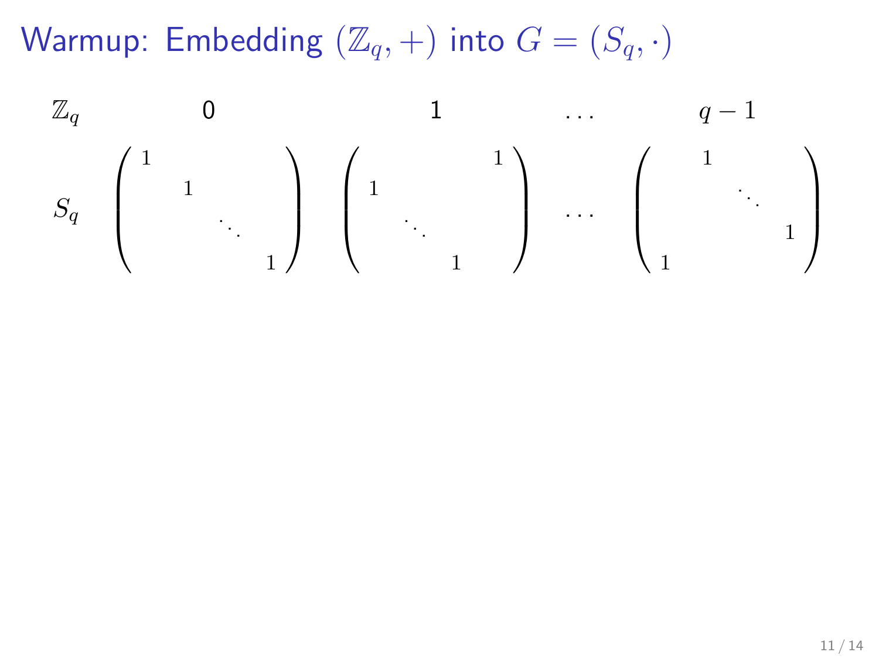# Warmup: Embedding $(\mathbb{Z}_q, +)$ into $G = (S_q, \cdot)$

$$
\begin{array}{ccccc}
\mathbb{Z}_q & 0 & 1 & \dots & q-1 \\
S_q & \begin{pmatrix} 1 & & & \\ & 1 & & \\ & & \ddots & \\ & & & 1 \end{pmatrix} & \begin{pmatrix} & & & 1 \\ 1 & & & \\ & \ddots & & \\ & & 1 & \end{pmatrix} & \dots & \begin{pmatrix} & 1 & & \\ & & \ddots & \\ & & & 1 \\ 1 & & & \end{pmatrix}
\end{array}
$$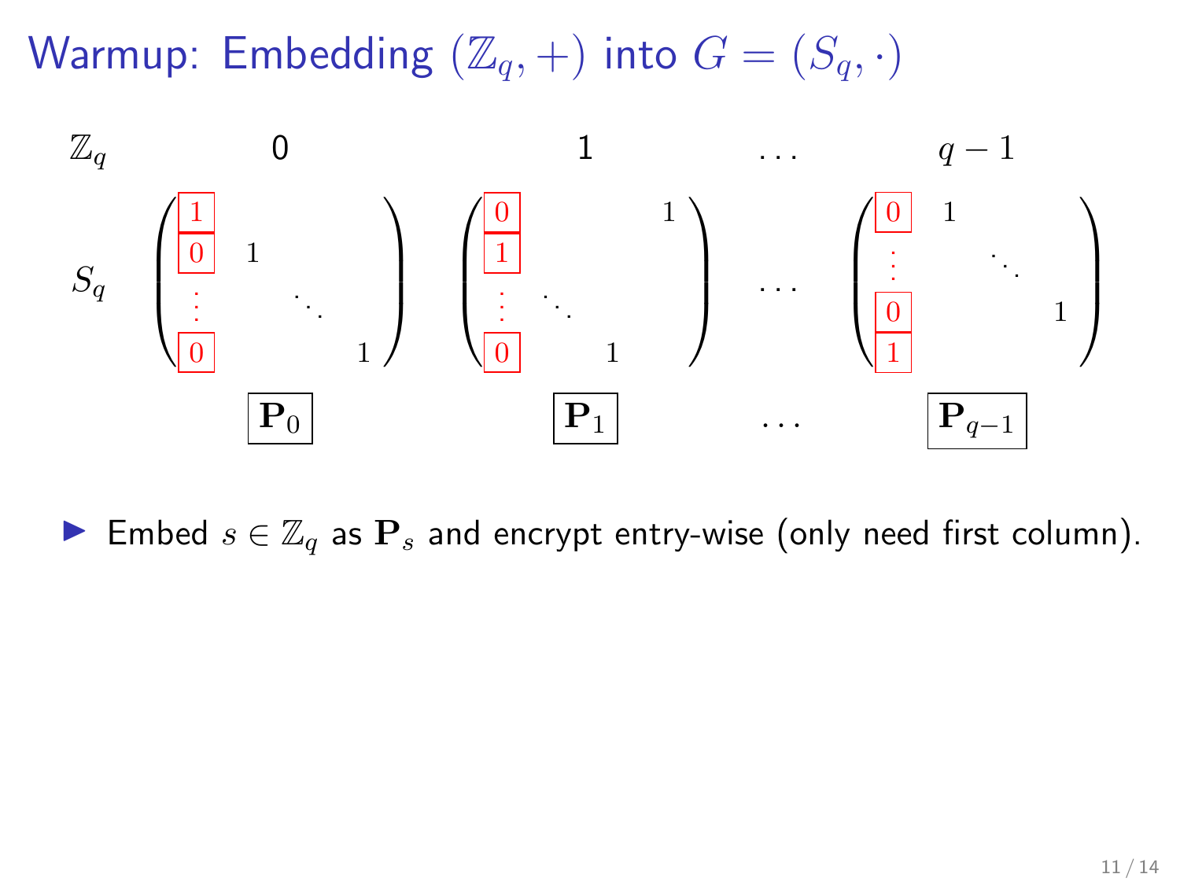# Warmup: Embedding $(\mathbb{Z}_q, +)$ into $G = (S_q, \cdot)$

| $\mathbb{Z}_q$ | 0 | 1 | $\ldots$ | $q-1$ |
|---|---|---|---|---|
| $S_q$ | $\begin{pmatrix} \boxed{1} & & & \\ \boxed{0} & 1 & & \\ \vdots & & \ddots & \\ \boxed{0} & & & 1 \end{pmatrix}$ | $\begin{pmatrix} \boxed{0} & & & 1 \\ \boxed{1} & & & \\ \vdots & \ddots & & \\ \boxed{0} & & 1 & \end{pmatrix}$ | $\ldots$ | $\begin{pmatrix} \boxed{0} & 1 & & \\ \vdots & & \ddots & \\ \boxed{0} & & & 1 \\ \boxed{1} & & & \end{pmatrix}$ |
| | $\boxed{\mathbf{P}_0}$ | $\boxed{\mathbf{P}_1}$ | $\ldots$ | $\boxed{\mathbf{P}_{q-1}}$ |

- Embed $s \in \mathbb{Z}_q$ as $\mathbf{P}_s$ and encrypt entry-wise (only need first column).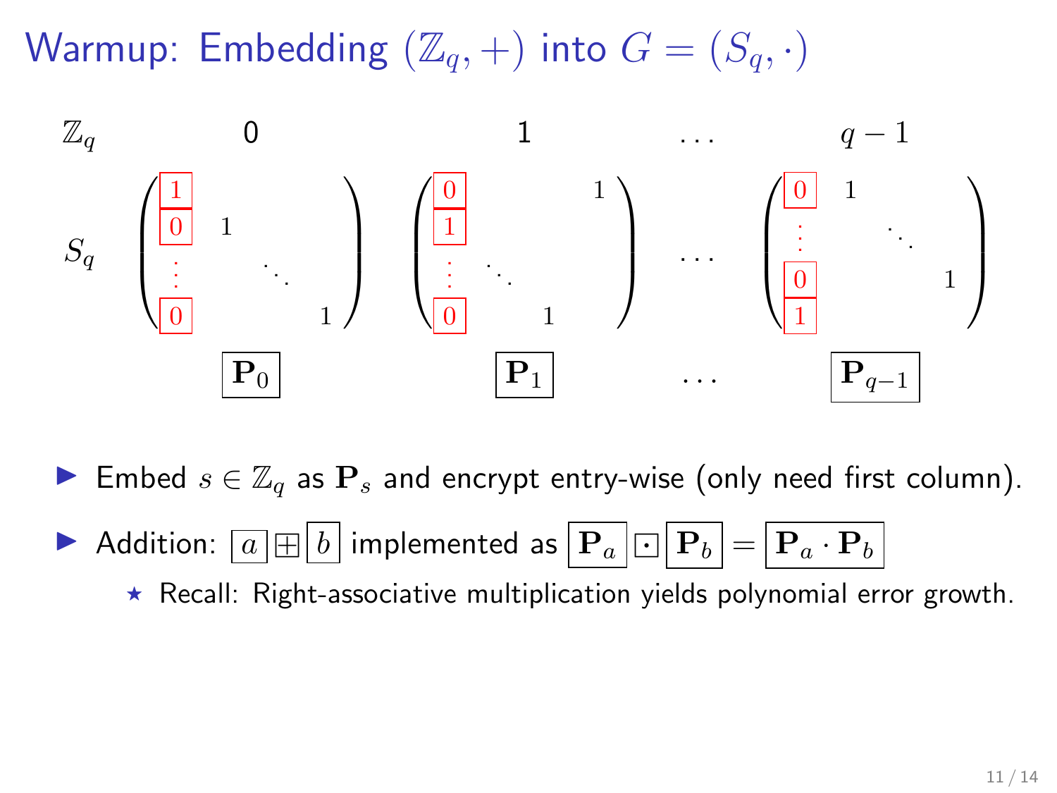# Warmup: Embedding $(\mathbb{Z}_q, +)$ into $G = (S_q, \cdot)$

| $\mathbb{Z}_q$ | 0 | 1 | $\dots$ | $q-1$ |
|---|---|---|---|---|
| $S_q$ | $\begin{pmatrix} 1 & & & \\ 0 & 1 & & \\ \vdots & & \ddots & \\ 0 & & & 1 \end{pmatrix}$ | $\begin{pmatrix} 0 & & & 1 \\ 1 & & & \\ \vdots & \ddots & & \\ 0 & & 1 & \end{pmatrix}$ | $\dots$ | $\begin{pmatrix} 0 & 1 & & \\ \vdots & & \ddots & \\ 0 & & & 1 \\ 1 & & & \end{pmatrix}$ |
| | $\mathbf{P}_0$ | $\mathbf{P}_1$ | $\dots$ | $\mathbf{P}_{q-1}$ |

- Embed $s \in \mathbb{Z}_q$ as $\mathbf{P}_s$ and encrypt entry-wise (only need first column).
- Addition: $\boxed{a} \boxplus \boxed{b}$ implemented as $\boxed{\mathbf{P}_a} \boxdot \boxed{\mathbf{P}_b} = \boxed{\mathbf{P}_a \cdot \mathbf{P}_b}$
  - ⋆ Recall: Right-associative multiplication yields polynomial error growth.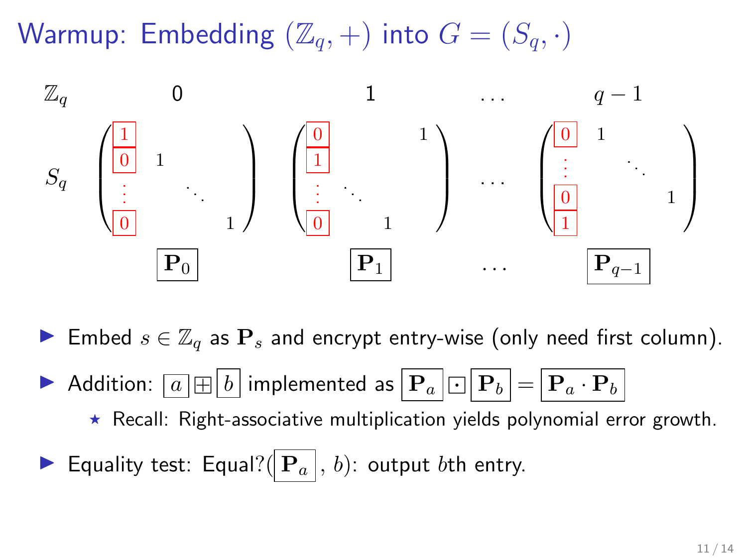# Warmup: Embedding $(\mathbb{Z}_q, +)$ into $G = (S_q, \cdot)$

| $\mathbb{Z}_q$ | $0$ | $1$ | $\ldots$ | $q-1$ |
|---|---|---|---|---|
| $S_q$ | $\begin{pmatrix} 1 & & & \\ 0 & 1 & & \\ \vdots & & \ddots & \\ 0 & & & 1 \end{pmatrix}$ | $\begin{pmatrix} 0 & & & 1 \\ 1 & & & \\ \vdots & \ddots & & \\ 0 & & 1 & \end{pmatrix}$ | $\ldots$ | $\begin{pmatrix} 0 & 1 & & \\ \vdots & & \ddots & \\ 0 & & & 1 \\ 1 & & & \end{pmatrix}$ |
| | $\boxed{\mathbf{P}_0}$ | $\boxed{\mathbf{P}_1}$ | $\ldots$ | $\boxed{\mathbf{P}_{q-1}}$ |

- Embed $s \in \mathbb{Z}_q$ as $\mathbf{P}_s$ and encrypt entry-wise (only need first column).
- Addition: $\boxed{a} \boxplus \boxed{b}$ implemented as $\boxed{\mathbf{P}_a} \boxdot \boxed{\mathbf{P}_b} = \boxed{\mathbf{P}_a \cdot \mathbf{P}_b}$
  - ⋆ Recall: Right-associative multiplication yields polynomial error growth.
- Equality test: Equal?$(\boxed{\mathbf{P}_a}, b)$: output $b$th entry.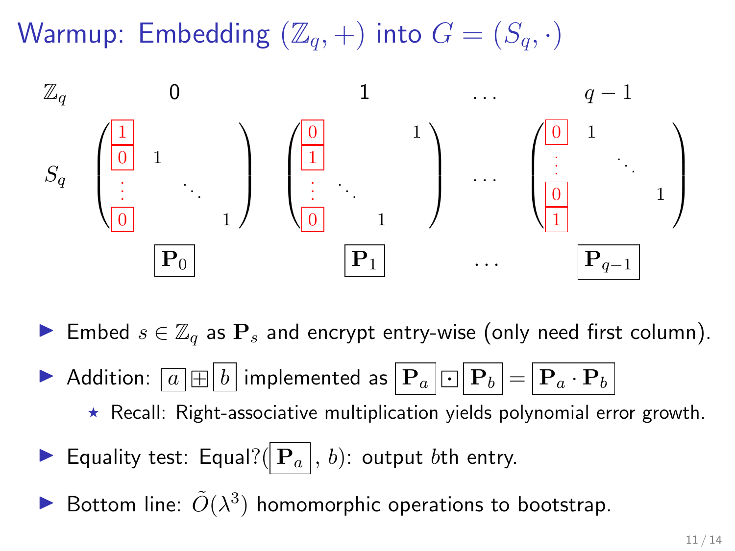# Warmup: Embedding $(\mathbb{Z}_q, +)$ into $G = (S_q, \cdot)$

$$
\begin{array}{cccccc}
\mathbb{Z}_q & 0 & 1 & \dots & q-1 \\
S_q &
\begin{pmatrix} \boxed{1} & & & \\ \boxed{0} & 1 & & \\ \vdots & & \ddots & \\ \boxed{0} & & & 1 \end{pmatrix}
&
\begin{pmatrix} \boxed{0} & & & 1 \\ \boxed{1} & & & \\ \vdots & \ddots & & \\ \boxed{0} & & 1 & \end{pmatrix}
& \dots &
\begin{pmatrix} \boxed{0} & 1 & & \\ \vdots & & \ddots & \\ \boxed{0} & & & 1 \\ \boxed{1} & & & \end{pmatrix} \\
& \boxed{\mathbf{P}_0} & \boxed{\mathbf{P}_1} & \dots & \boxed{\mathbf{P}_{q-1}}
\end{array}
$$

- Embed $s \in \mathbb{Z}_q$ as $\mathbf{P}_s$ and encrypt entry-wise (only need first column).
- Addition: $\boxed{a} \boxplus \boxed{b}$ implemented as $\boxed{\mathbf{P}_a} \boxdot \boxed{\mathbf{P}_b} = \boxed{\mathbf{P}_a \cdot \mathbf{P}_b}$
  - ⋆ Recall: Right-associative multiplication yields polynomial error growth.
- Equality test: Equal?$(\boxed{\mathbf{P}_a}, b)$: output $b$th entry.
- Bottom line: $\tilde{O}(\lambda^3)$ homomorphic operations to bootstrap.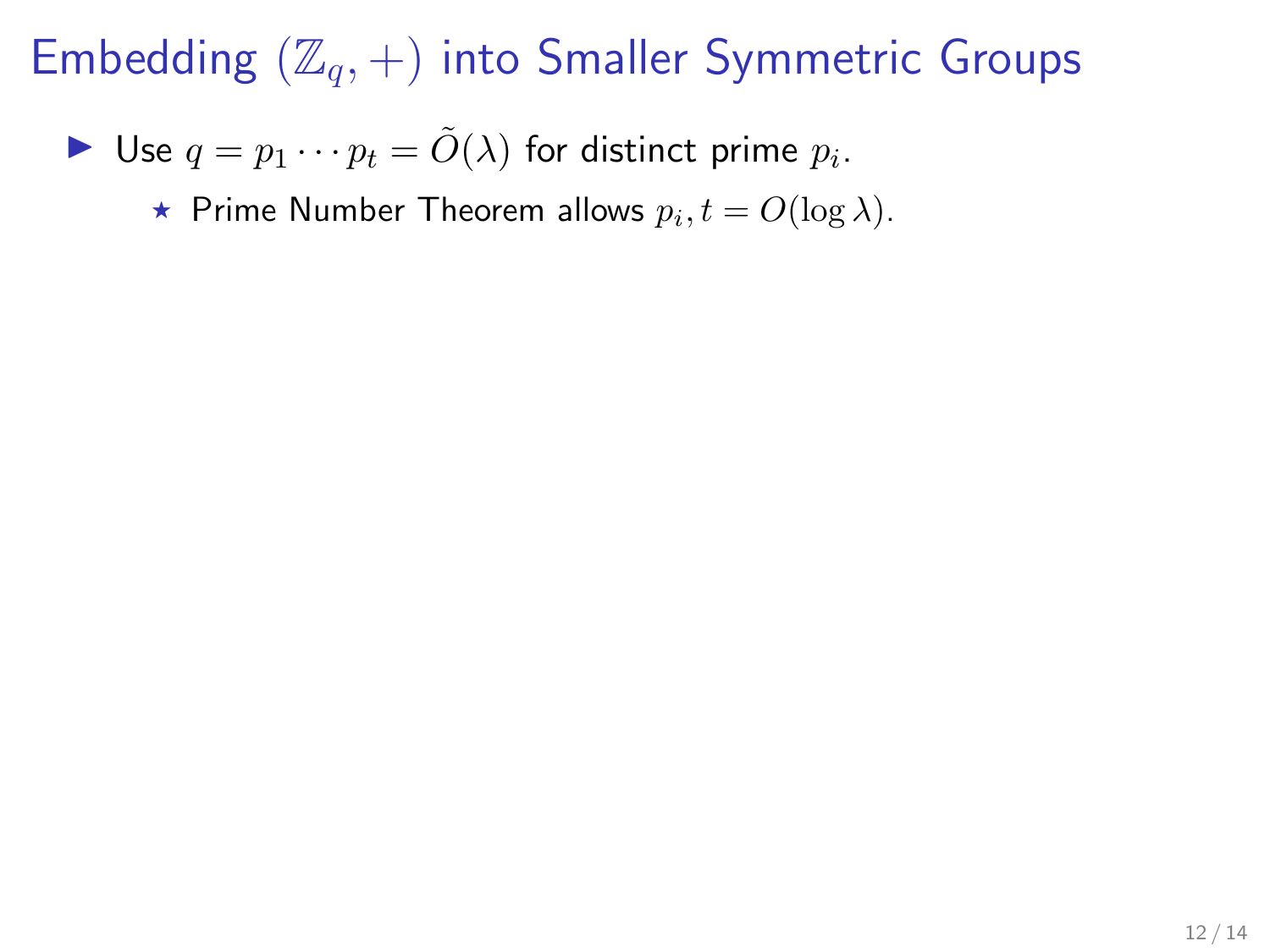# Embedding $(\mathbb{Z}_q, +)$ into Smaller Symmetric Groups

- Use $q = p_1 \cdots p_t = \tilde{O}(\lambda)$ for distinct prime $p_i$.
  - ⋆ Prime Number Theorem allows $p_i, t = O(\log \lambda)$.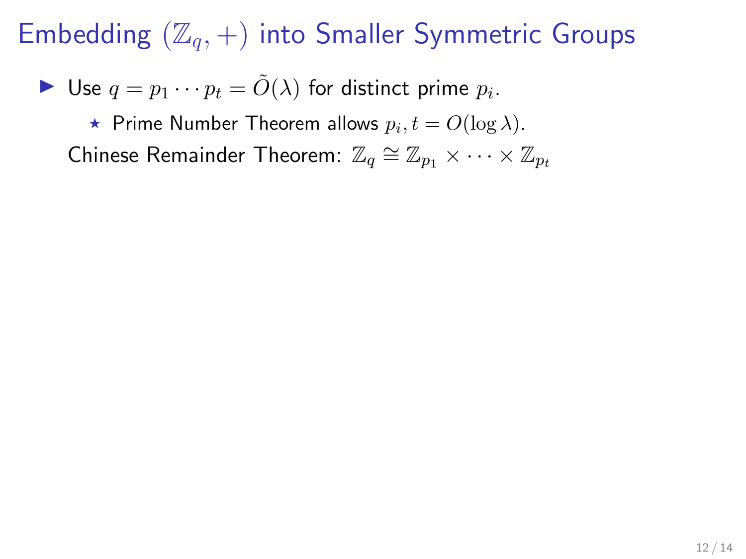# Embedding $(\mathbb{Z}_q, +)$ into Smaller Symmetric Groups

- Use $q = p_1 \cdots p_t = \tilde{O}(\lambda)$ for distinct prime $p_i$.
  - Prime Number Theorem allows $p_i, t = O(\log \lambda)$.

  Chinese Remainder Theorem: $\mathbb{Z}_q \cong \mathbb{Z}_{p_1} \times \cdots \times \mathbb{Z}_{p_t}$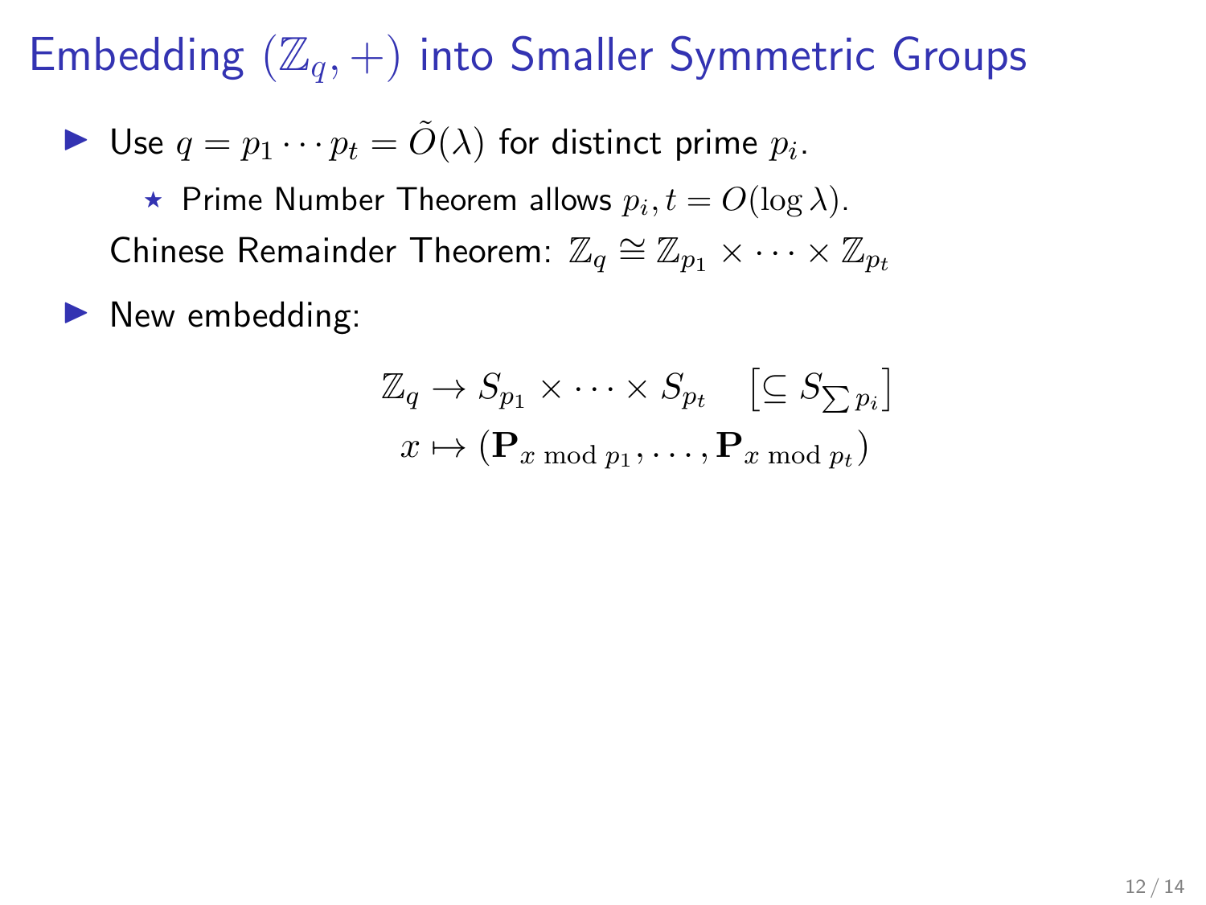# Embedding $(\mathbb{Z}_q, +)$ into Smaller Symmetric Groups

- Use $q = p_1 \cdots p_t = \tilde{O}(\lambda)$ for distinct prime $p_i$.
  - ⋆ Prime Number Theorem allows $p_i, t = O(\log \lambda)$.

  Chinese Remainder Theorem: $\mathbb{Z}_q \cong \mathbb{Z}_{p_1} \times \cdots \times \mathbb{Z}_{p_t}$

- New embedding:

$$\mathbb{Z}_q \to S_{p_1} \times \cdots \times S_{p_t} \quad \left[\subseteq S_{\sum p_i}\right]$$
$$x \mapsto (\mathbf{P}_{x \bmod p_1}, \ldots, \mathbf{P}_{x \bmod p_t})$$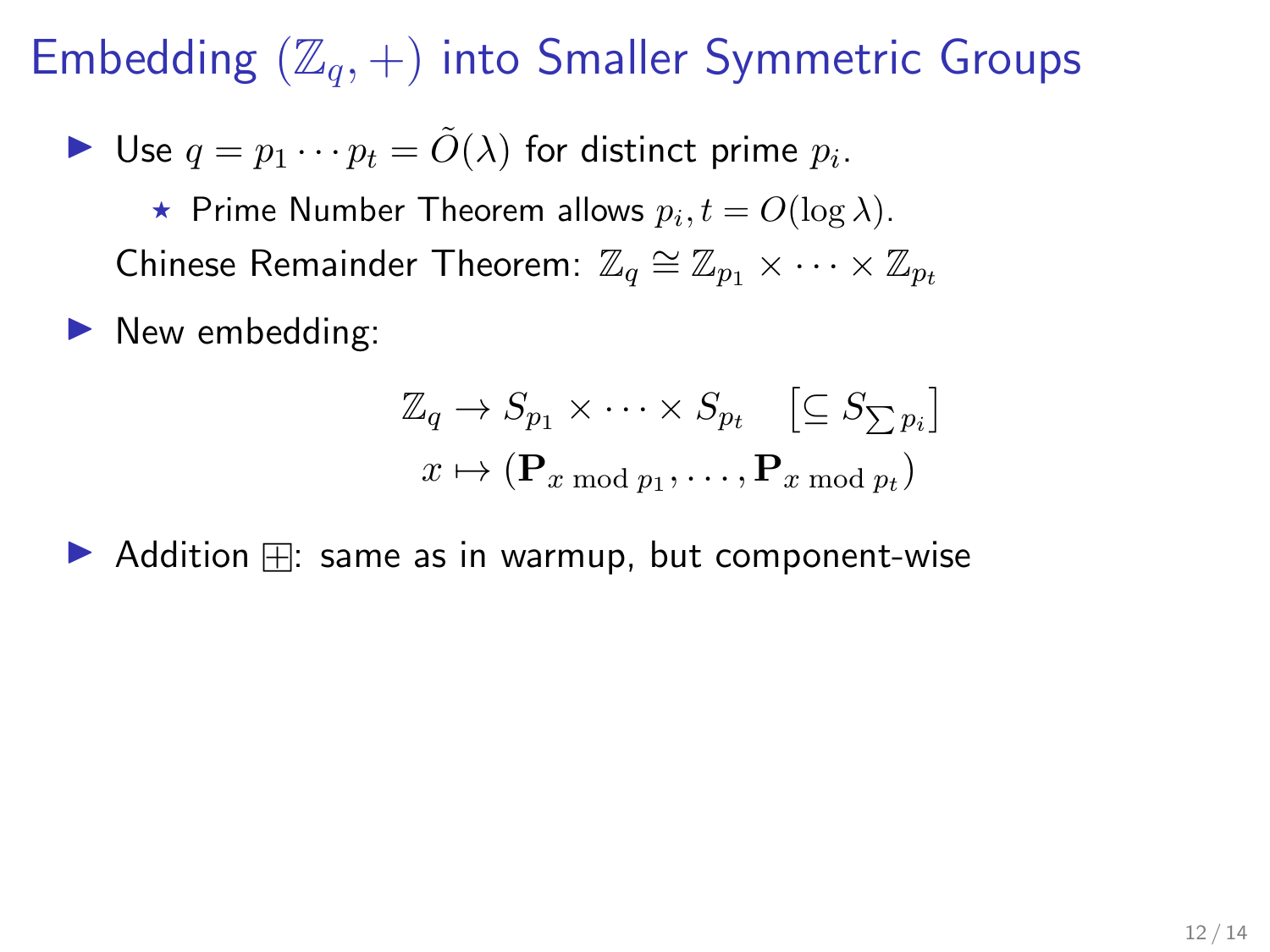# Embedding $(\mathbb{Z}_q, +)$ into Smaller Symmetric Groups

- Use $q = p_1 \cdots p_t = \tilde{O}(\lambda)$ for distinct prime $p_i$.
  - ⋆ Prime Number Theorem allows $p_i, t = O(\log \lambda)$.

  Chinese Remainder Theorem: $\mathbb{Z}_q \cong \mathbb{Z}_{p_1} \times \cdots \times \mathbb{Z}_{p_t}$

- New embedding:

$$\mathbb{Z}_q \to S_{p_1} \times \cdots \times S_{p_t} \quad \left[\subseteq S_{\sum p_i}\right]$$
$$x \mapsto (\mathbf{P}_{x \bmod p_1}, \ldots, \mathbf{P}_{x \bmod p_t})$$

- Addition $\boxplus$: same as in warmup, but component-wise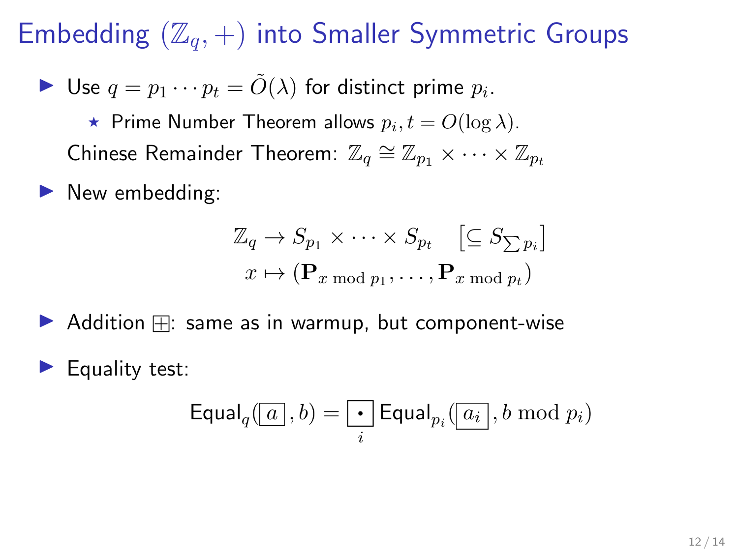# Embedding $(\mathbb{Z}_q, +)$ into Smaller Symmetric Groups

- Use $q = p_1 \cdots p_t = \tilde{O}(\lambda)$ for distinct prime $p_i$.
  - ⋆ Prime Number Theorem allows $p_i, t = O(\log \lambda)$.

  Chinese Remainder Theorem: $\mathbb{Z}_q \cong \mathbb{Z}_{p_1} \times \cdots \times \mathbb{Z}_{p_t}$

- New embedding:

$$\mathbb{Z}_q \to S_{p_1} \times \cdots \times S_{p_t} \quad \left[\subseteq S_{\sum p_i}\right]$$
$$x \mapsto (\mathbf{P}_{x \bmod p_1}, \ldots, \mathbf{P}_{x \bmod p_t})$$

- Addition $\boxplus$: same as in warmup, but component-wise

- Equality test:

$$\mathsf{Equal}_q(\boxed{a}, b) = \underset{i}{\boxed{\cdot}} \, \mathsf{Equal}_{p_i}(\boxed{a_i}, b \bmod p_i)$$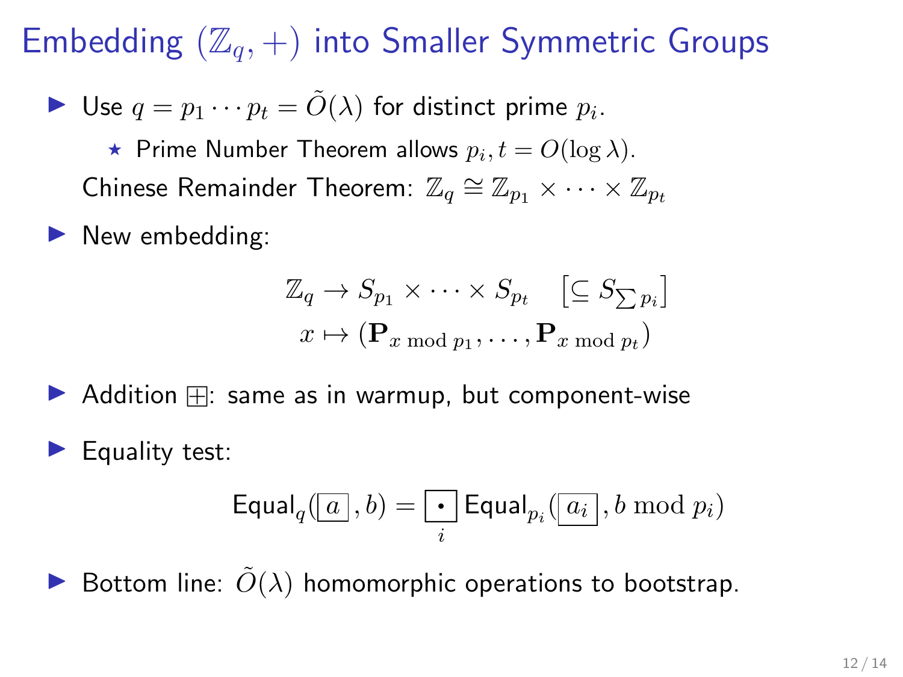# Embedding $(\mathbb{Z}_q, +)$ into Smaller Symmetric Groups

- Use $q = p_1 \cdots p_t = \tilde{O}(\lambda)$ for distinct prime $p_i$.
  - ⋆ Prime Number Theorem allows $p_i, t = O(\log \lambda)$.

  Chinese Remainder Theorem: $\mathbb{Z}_q \cong \mathbb{Z}_{p_1} \times \cdots \times \mathbb{Z}_{p_t}$

- New embedding:

$$
\begin{gathered}
\mathbb{Z}_q \to S_{p_1} \times \cdots \times S_{p_t} \quad \left[\subseteq S_{\sum p_i}\right] \\
x \mapsto (\mathbf{P}_{x \bmod p_1}, \ldots, \mathbf{P}_{x \bmod p_t})
\end{gathered}
$$

- Addition $\boxplus$: same as in warmup, but component-wise

- Equality test:

$$
\mathsf{Equal}_q(\boxed{a}, b) = \underset{i}{\boxed{\cdot}}\, \mathsf{Equal}_{p_i}(\boxed{a_i}, b \bmod p_i)
$$

- Bottom line: $\tilde{O}(\lambda)$ homomorphic operations to bootstrap.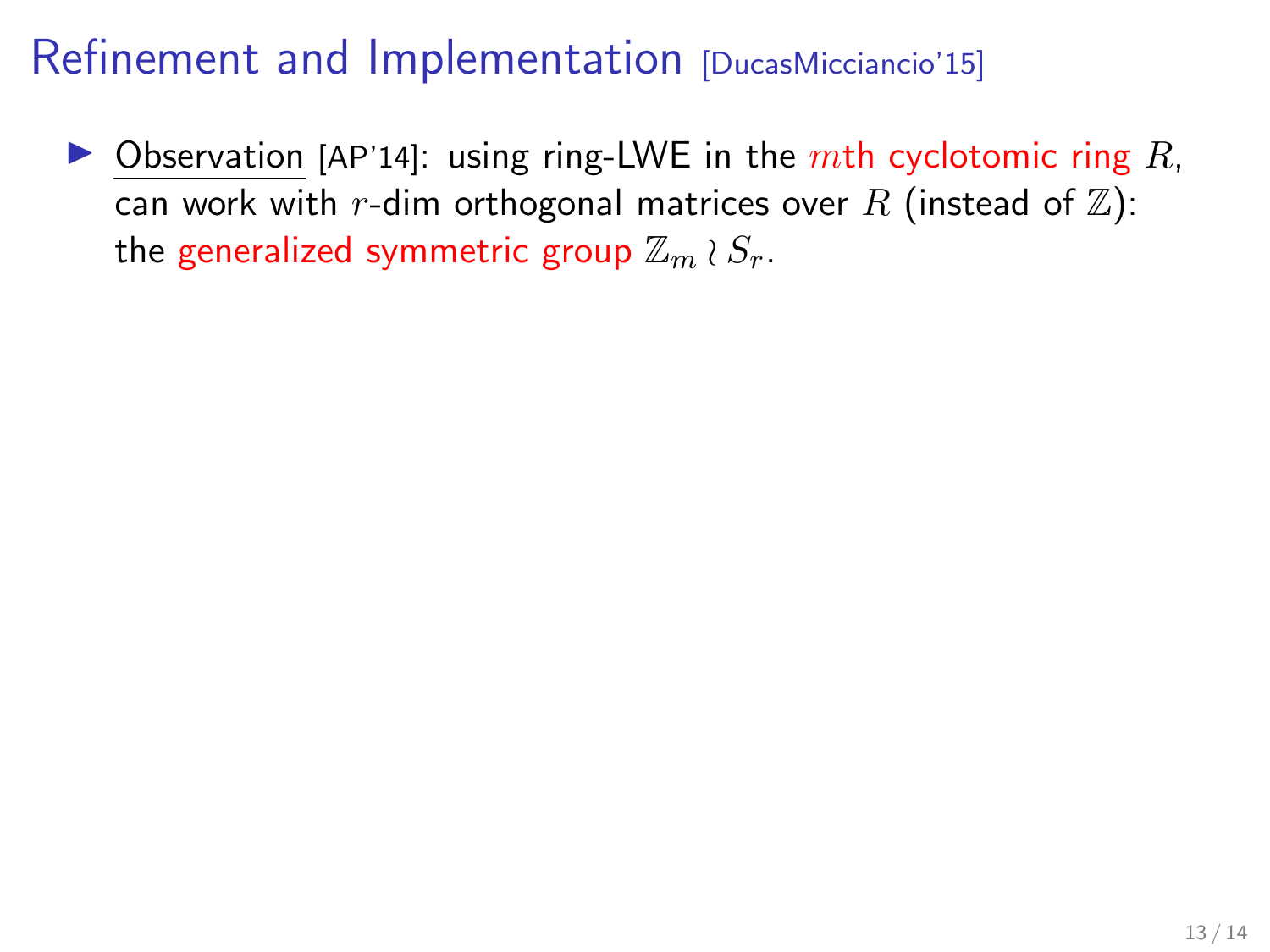# Refinement and Implementation [DucasMicciancio'15]

- Observation [AP'14]: using ring-LWE in the $m$th cyclotomic ring $R$, can work with $r$-dim orthogonal matrices over $R$ (instead of $\mathbb{Z}$): the generalized symmetric group $\mathbb{Z}_m \wr S_r$.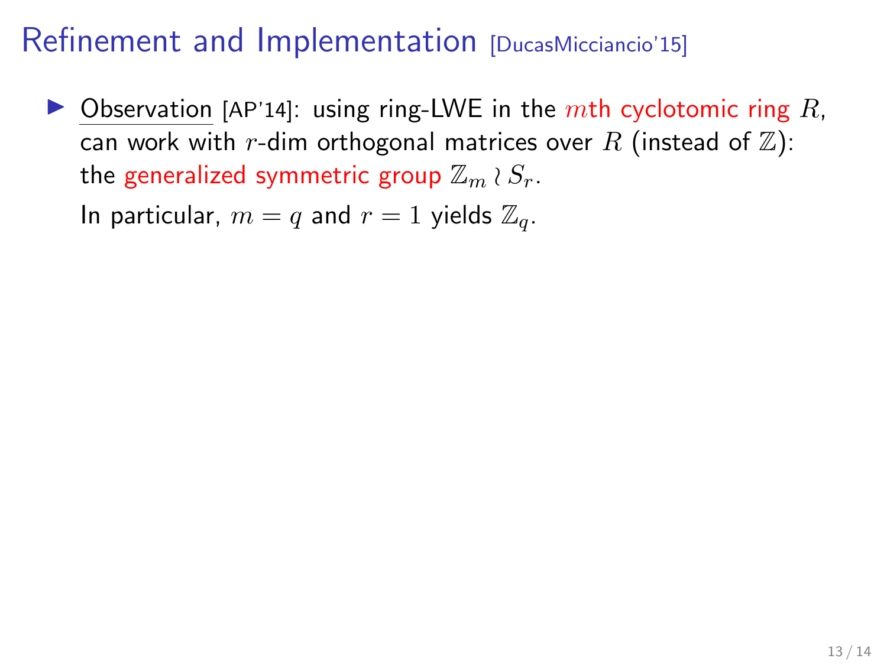# Refinement and Implementation [DucasMicciancio'15]

- Observation [AP'14]: using ring-LWE in the $m$th cyclotomic ring $R$, can work with $r$-dim orthogonal matrices over $R$ (instead of $\mathbb{Z}$): the generalized symmetric group $\mathbb{Z}_m \wr S_r$.

  In particular, $m = q$ and $r = 1$ yields $\mathbb{Z}_q$.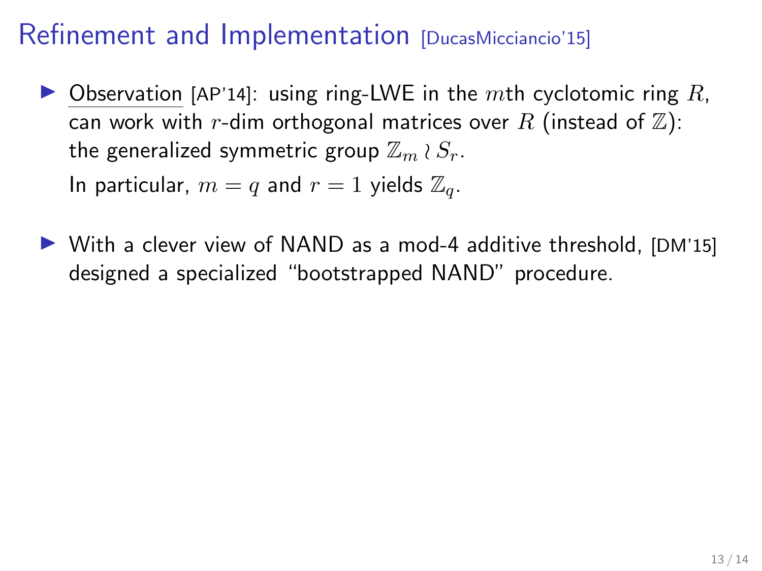# Refinement and Implementation [DucasMicciancio'15]

- Observation [AP'14]: using ring-LWE in the $m$th cyclotomic ring $R$, can work with $r$-dim orthogonal matrices over $R$ (instead of $\mathbb{Z}$): the generalized symmetric group $\mathbb{Z}_m \wr S_r$.

  In particular, $m = q$ and $r = 1$ yields $\mathbb{Z}_q$.

- With a clever view of NAND as a mod-4 additive threshold, [DM'15] designed a specialized "bootstrapped NAND" procedure.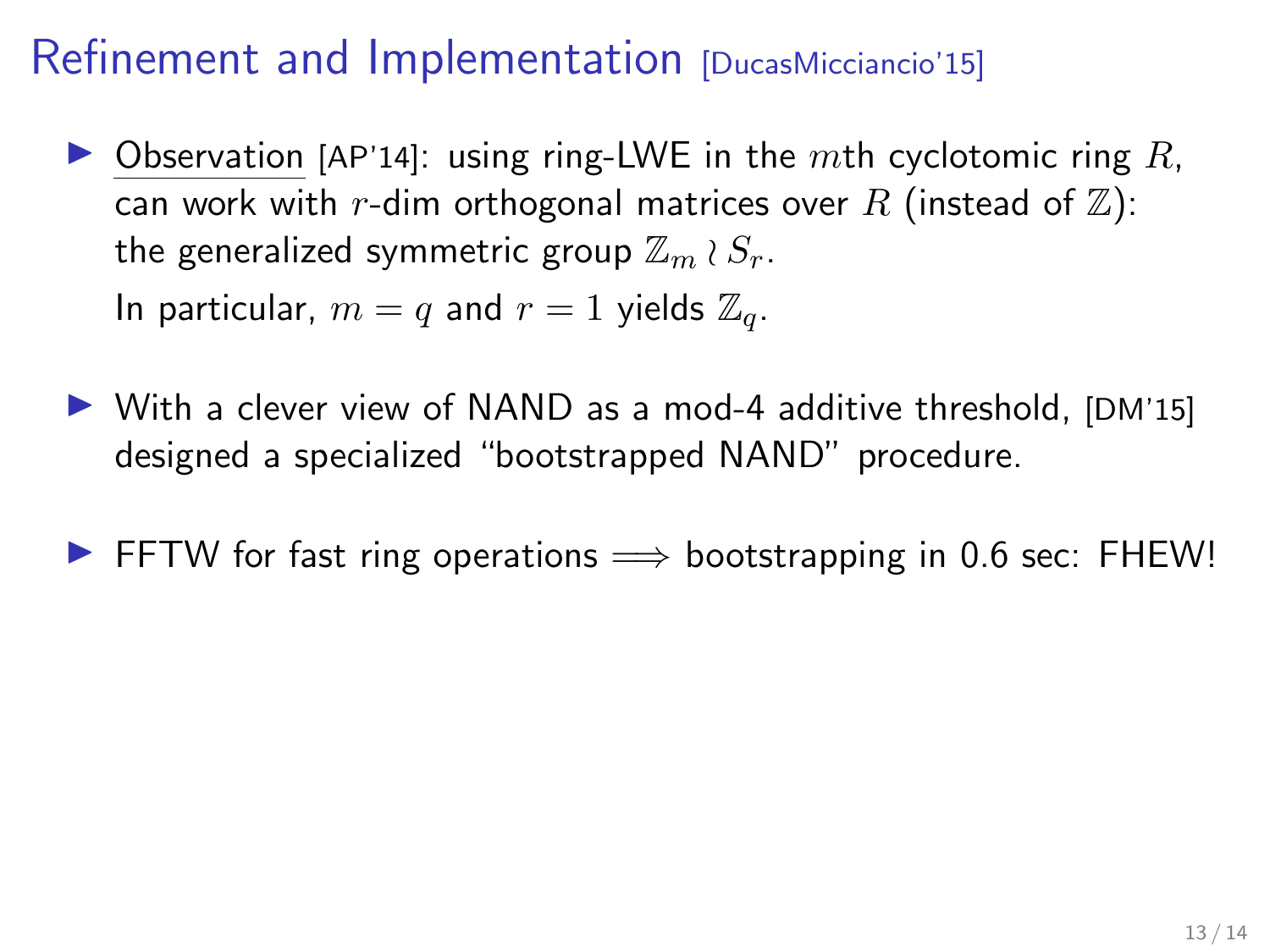# Refinement and Implementation [DucasMicciancio'15]

- Observation [AP'14]: using ring-LWE in the $m$th cyclotomic ring $R$, can work with $r$-dim orthogonal matrices over $R$ (instead of $\mathbb{Z}$): the generalized symmetric group $\mathbb{Z}_m \wr S_r$.

  In particular, $m = q$ and $r = 1$ yields $\mathbb{Z}_q$.

- With a clever view of NAND as a mod-4 additive threshold, [DM'15] designed a specialized "bootstrapped NAND" procedure.

- FFTW for fast ring operations $\implies$ bootstrapping in 0.6 sec: FHEW!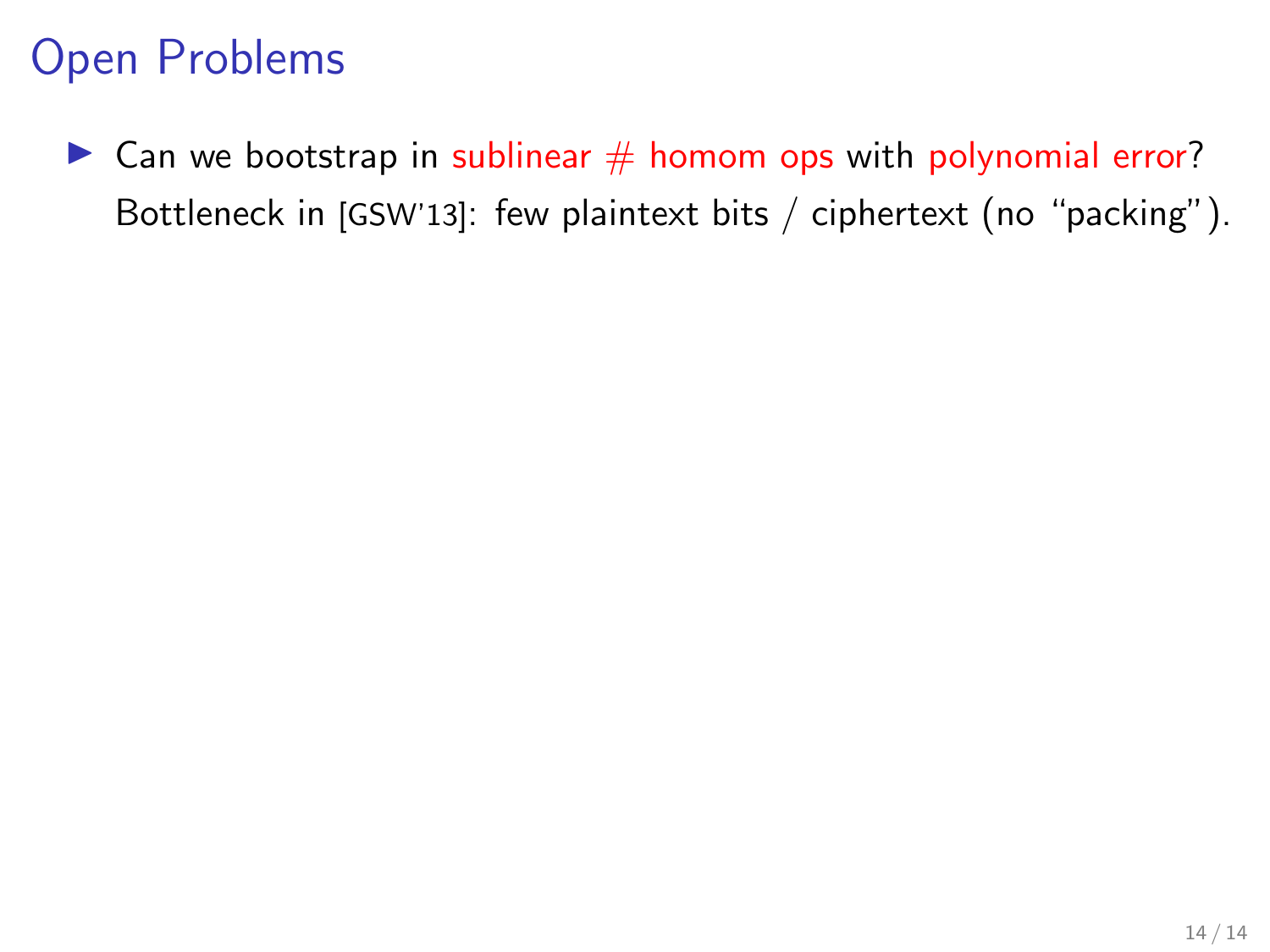# Open Problems

- Can we bootstrap in sublinear # homom ops with polynomial error? Bottleneck in [GSW'13]: few plaintext bits / ciphertext (no "packing").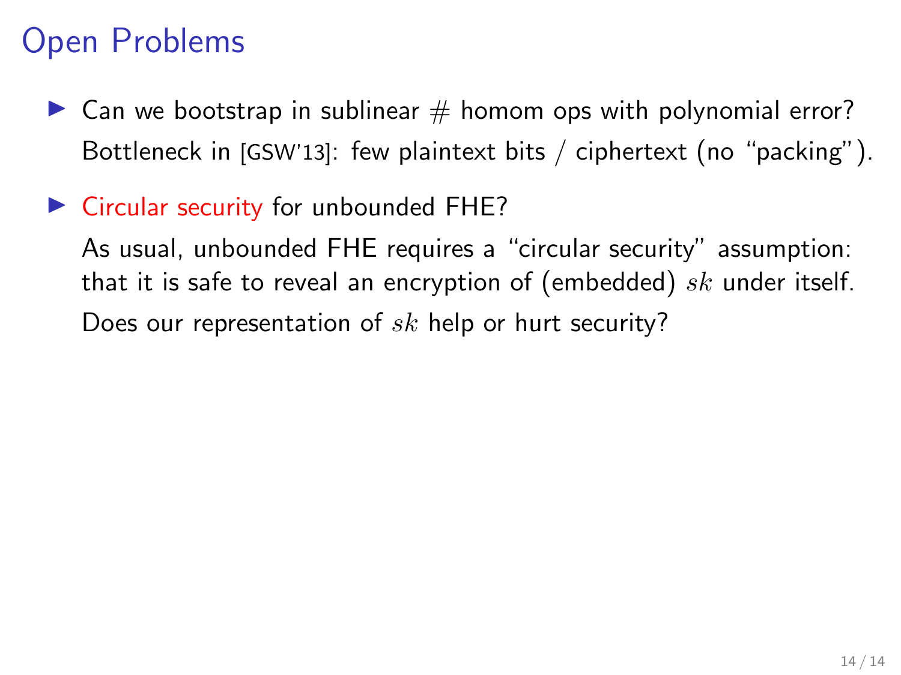# Open Problems

- Can we bootstrap in sublinear # homom ops with polynomial error?
  Bottleneck in [GSW'13]: few plaintext bits / ciphertext (no "packing").

- Circular security for unbounded FHE?

  As usual, unbounded FHE requires a "circular security" assumption: that it is safe to reveal an encryption of (embedded) $sk$ under itself.

  Does our representation of $sk$ help or hurt security?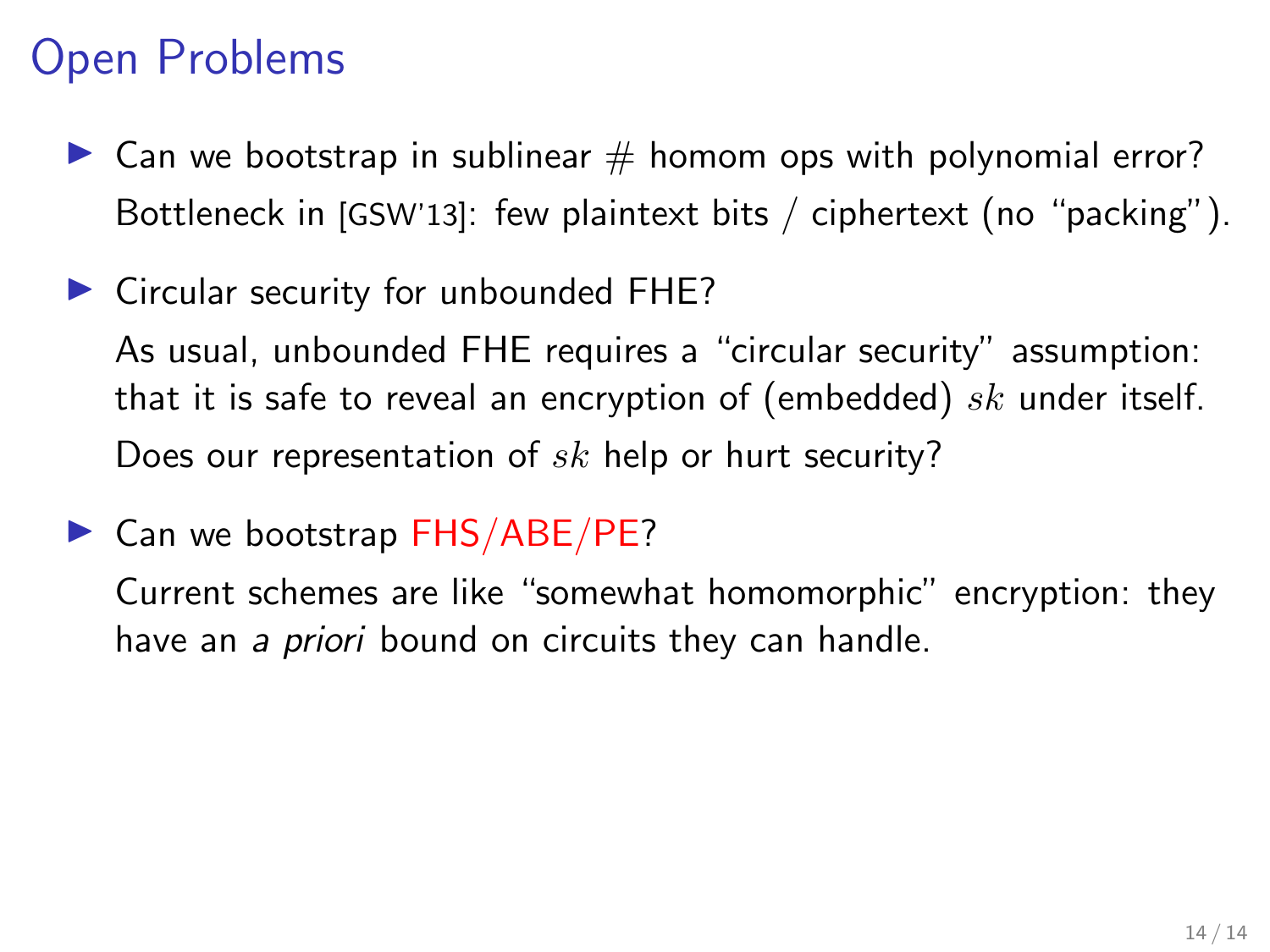# Open Problems

- Can we bootstrap in sublinear # homom ops with polynomial error?

  Bottleneck in [GSW'13]: few plaintext bits / ciphertext (no "packing").

- Circular security for unbounded FHE?

  As usual, unbounded FHE requires a "circular security" assumption: that it is safe to reveal an encryption of (embedded) $sk$ under itself.

  Does our representation of $sk$ help or hurt security?

- Can we bootstrap FHS/ABE/PE?

  Current schemes are like "somewhat homomorphic" encryption: they have an *a priori* bound on circuits they can handle.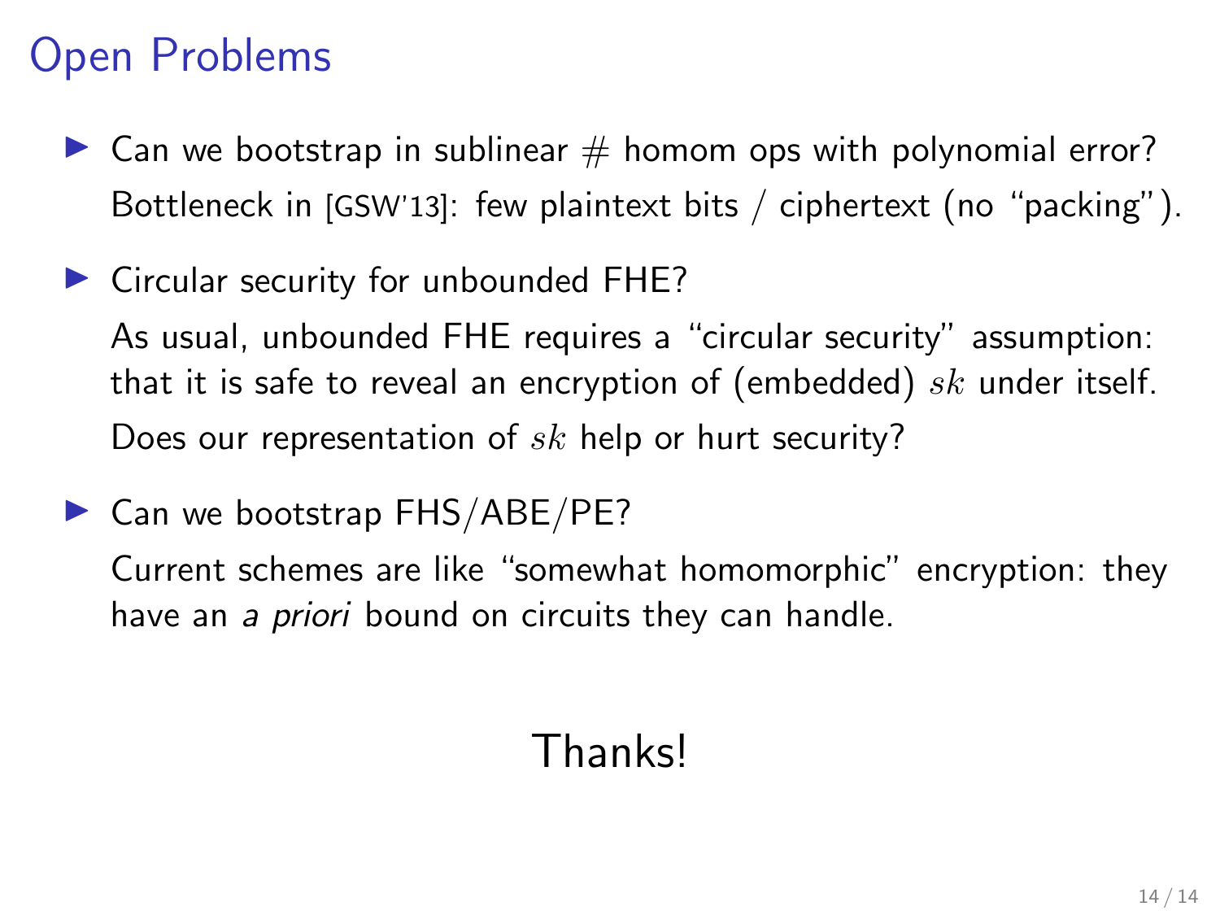# Open Problems

- Can we bootstrap in sublinear # homom ops with polynomial error?

  Bottleneck in [GSW'13]: few plaintext bits / ciphertext (no "packing").

- Circular security for unbounded FHE?

  As usual, unbounded FHE requires a "circular security" assumption: that it is safe to reveal an encryption of (embedded) $sk$ under itself.

  Does our representation of $sk$ help or hurt security?

- Can we bootstrap FHS/ABE/PE?

  Current schemes are like "somewhat homomorphic" encryption: they have an *a priori* bound on circuits they can handle.

Thanks!